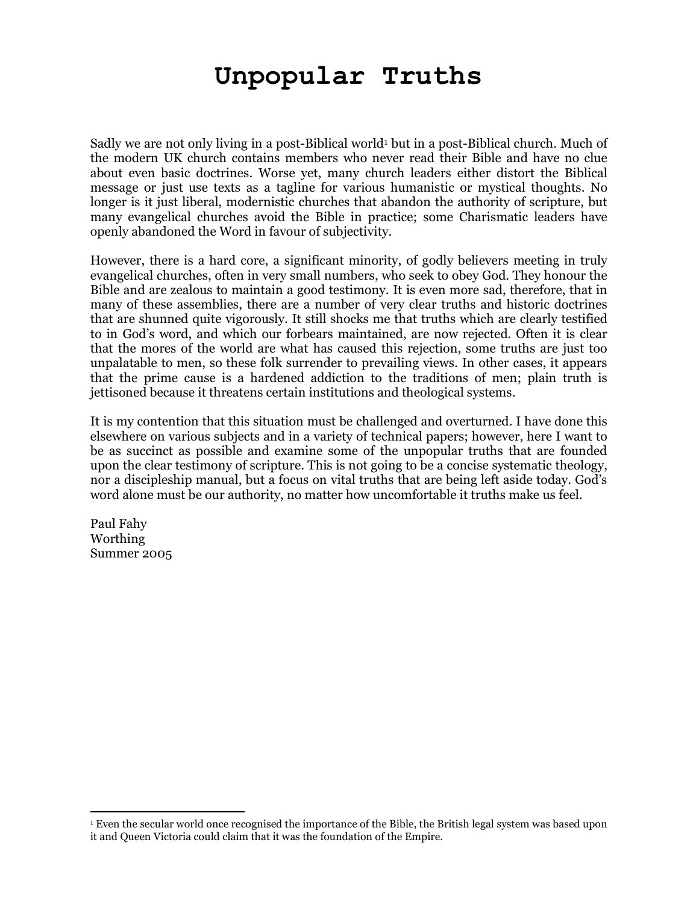# Unpopular Truths

Sadly we are not only living in a post-Biblical world[1] but in a post-Biblical church. Much of the modern UK church contains members who never read their Bible and have no clue about even basic doctrines. Worse yet, many church leaders either distort the Biblical message or just use texts as a tagline for various humanistic or mystical thoughts. No longer is it just liberal, modernistic churches that abandon the authority of scripture, but many evangelical churches avoid the Bible in practice; some Charismatic leaders have openly abandoned the Word in favour of subjectivity.

However, there is a hard core, a significant minority, of godly believers meeting in truly evangelical churches, often in very small numbers, who seek to obey God. They honour the Bible and are zealous to maintain a good testimony. It is even more sad, therefore, that in many of these assemblies, there are a number of very clear truths and historic doctrines that are shunned quite vigorously. It still shocks me that truths which are clearly testified to in God's word, and which our forbears maintained, are now rejected. Often it is clear that the mores of the world are what has caused this rejection, some truths are just too unpalatable to men, so these folk surrender to prevailing views. In other cases, it appears that the prime cause is a hardened addiction to the traditions of men; plain truth is jettisoned because it threatens certain institutions and theological systems.

It is my contention that this situation must be challenged and overturned. I have done this elsewhere on various subjects and in a variety of technical papers; however, here I want to be as succinct as possible and examine some of the unpopular truths that are founded upon the clear testimony of scripture. This is not going to be a concise systematic theology, nor a discipleship manual, but a focus on vital truths that are being left aside today. God's word alone must be our authority, no matter how uncomfortable it truths make us feel.

Paul Fahy
Worthing
Summer 2005

---

[1] Even the secular world once recognised the importance of the Bible, the British legal system was based upon it and Queen Victoria could claim that it was the foundation of the Empire.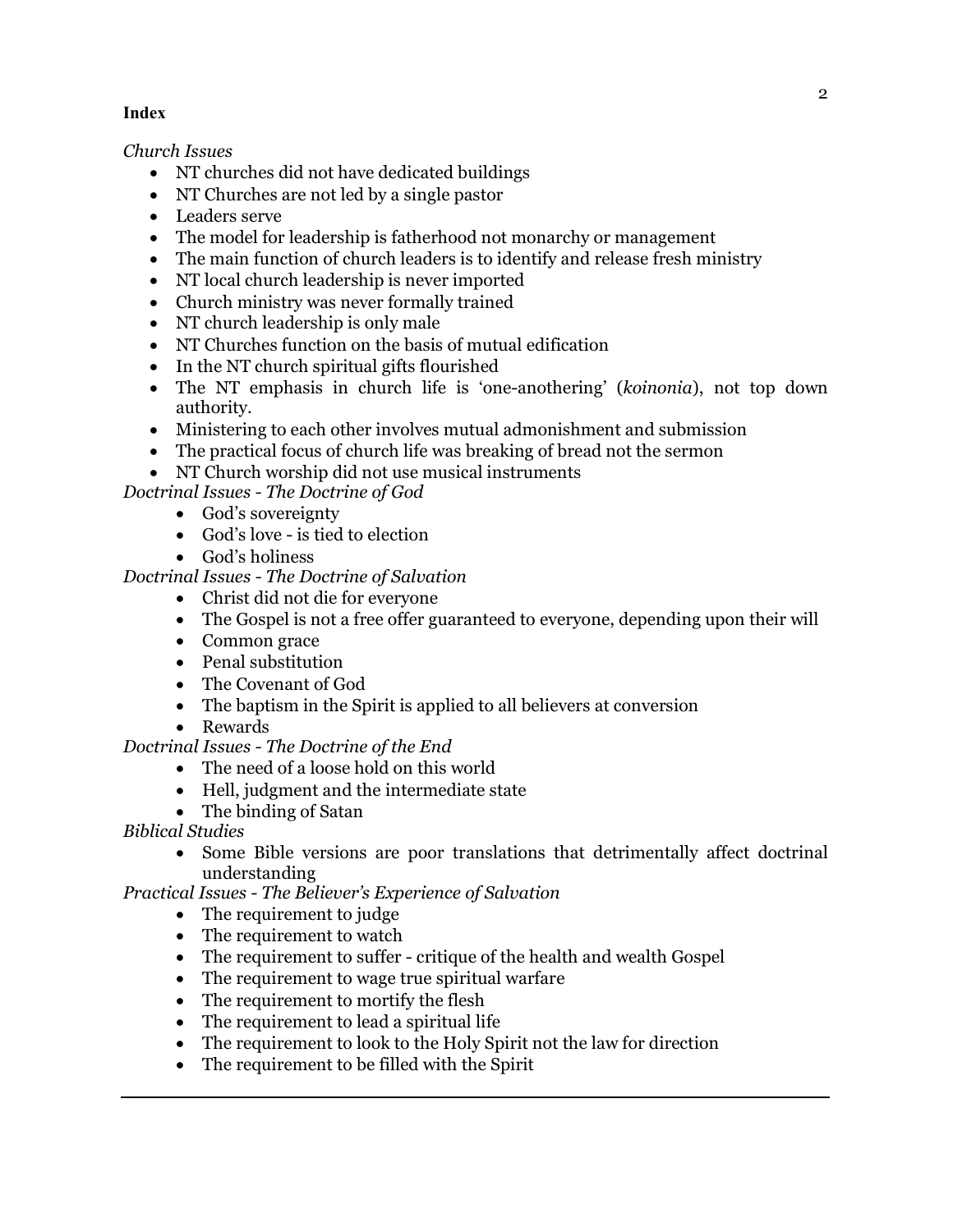**Index**

*Church Issues*

- NT churches did not have dedicated buildings
- NT Churches are not led by a single pastor
- Leaders serve
- The model for leadership is fatherhood not monarchy or management
- The main function of church leaders is to identify and release fresh ministry
- NT local church leadership is never imported
- Church ministry was never formally trained
- NT church leadership is only male
- NT Churches function on the basis of mutual edification
- In the NT church spiritual gifts flourished
- The NT emphasis in church life is 'one-anothering' (*koinonia*), not top down authority.
- Ministering to each other involves mutual admonishment and submission
- The practical focus of church life was breaking of bread not the sermon
- NT Church worship did not use musical instruments

*Doctrinal Issues - The Doctrine of God*

- God's sovereignty
- God's love - is tied to election
- God's holiness

*Doctrinal Issues - The Doctrine of Salvation*

- Christ did not die for everyone
- The Gospel is not a free offer guaranteed to everyone, depending upon their will
- Common grace
- Penal substitution
- The Covenant of God
- The baptism in the Spirit is applied to all believers at conversion
- Rewards

*Doctrinal Issues - The Doctrine of the End*

- The need of a loose hold on this world
- Hell, judgment and the intermediate state
- The binding of Satan

*Biblical Studies*

- Some Bible versions are poor translations that detrimentally affect doctrinal understanding

*Practical Issues - The Believer's Experience of Salvation*

- The requirement to judge
- The requirement to watch
- The requirement to suffer - critique of the health and wealth Gospel
- The requirement to wage true spiritual warfare
- The requirement to mortify the flesh
- The requirement to lead a spiritual life
- The requirement to look to the Holy Spirit not the law for direction
- The requirement to be filled with the Spirit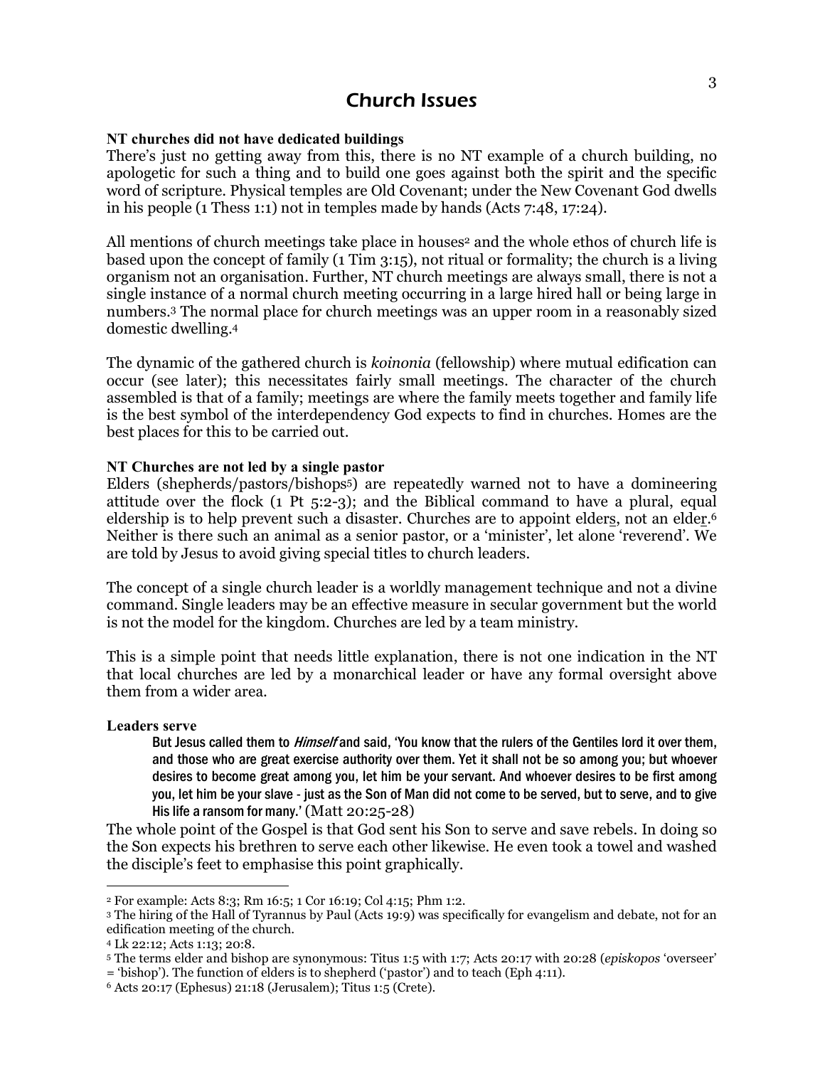# Church Issues

**NT churches did not have dedicated buildings**

There's just no getting away from this, there is no NT example of a church building, no apologetic for such a thing and to build one goes against both the spirit and the specific word of scripture. Physical temples are Old Covenant; under the New Covenant God dwells in his people (1 Thess 1:1) not in temples made by hands (Acts 7:48, 17:24).

All mentions of church meetings take place in houses[2] and the whole ethos of church life is based upon the concept of family (1 Tim 3:15), not ritual or formality; the church is a living organism not an organisation. Further, NT church meetings are always small, there is not a single instance of a normal church meeting occurring in a large hired hall or being large in numbers.[3] The normal place for church meetings was an upper room in a reasonably sized domestic dwelling.[4]

The dynamic of the gathered church is *koinonia* (fellowship) where mutual edification can occur (see later); this necessitates fairly small meetings. The character of the church assembled is that of a family; meetings are where the family meets together and family life is the best symbol of the interdependency God expects to find in churches. Homes are the best places for this to be carried out.

**NT Churches are not led by a single pastor**

Elders (shepherds/pastors/bishops[5]) are repeatedly warned not to have a domineering attitude over the flock (1 Pt 5:2-3); and the Biblical command to have a plural, equal eldership is to help prevent such a disaster. Churches are to appoint elder<u>s</u>, not an elde<u>r</u>.[6] Neither is there such an animal as a senior pastor, or a 'minister', let alone 'reverend'. We are told by Jesus to avoid giving special titles to church leaders.

The concept of a single church leader is a worldly management technique and not a divine command. Single leaders may be an effective measure in secular government but the world is not the model for the kingdom. Churches are led by a team ministry.

This is a simple point that needs little explanation, there is not one indication in the NT that local churches are led by a monarchical leader or have any formal oversight above them from a wider area.

**Leaders serve**

> But Jesus called them to *Himself* and said, 'You know that the rulers of the Gentiles lord it over them, and those who are great exercise authority over them. Yet it shall not be so among you; but whoever desires to become great among you, let him be your servant. And whoever desires to be first among you, let him be your slave - just as the Son of Man did not come to be served, but to serve, and to give His life a ransom for many.' (Matt 20:25-28)

The whole point of the Gospel is that God sent his Son to serve and save rebels. In doing so the Son expects his brethren to serve each other likewise. He even took a towel and washed the disciple's feet to emphasise this point graphically.

---

[2] For example: Acts 8:3; Rm 16:5; 1 Cor 16:19; Col 4:15; Phm 1:2.

[3] The hiring of the Hall of Tyrannus by Paul (Acts 19:9) was specifically for evangelism and debate, not for an edification meeting of the church.

[4] Lk 22:12; Acts 1:13; 20:8.

[5] The terms elder and bishop are synonymous: Titus 1:5 with 1:7; Acts 20:17 with 20:28 (*episkopos* 'overseer' = 'bishop'). The function of elders is to shepherd ('pastor') and to teach (Eph 4:11).

[6] Acts 20:17 (Ephesus) 21:18 (Jerusalem); Titus 1:5 (Crete).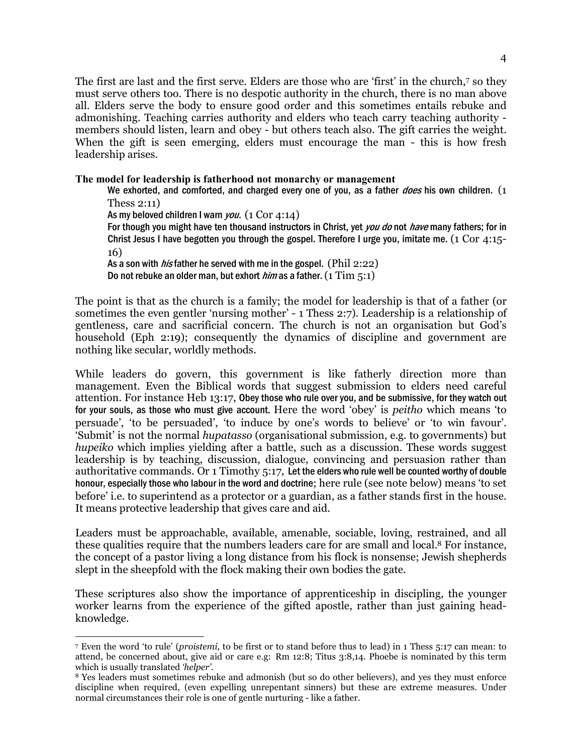The first are last and the first serve. Elders are those who are 'first' in the church,[7] so they must serve others too. There is no despotic authority in the church, there is no man above all. Elders serve the body to ensure good order and this sometimes entails rebuke and admonishing. Teaching carries authority and elders who teach carry teaching authority - members should listen, learn and obey - but others teach also. The gift carries the weight. When the gift is seen emerging, elders must encourage the man - this is how fresh leadership arises.

**The model for leadership is fatherhood not monarchy or management**

> We exhorted, and comforted, and charged every one of you, as a father *does* his own children. (1 Thess 2:11)
>
> As my beloved children I warn *you.* (1 Cor 4:14)
>
> For though you might have ten thousand instructors in Christ, yet *you do* not *have* many fathers; for in Christ Jesus I have begotten you through the gospel. Therefore I urge you, imitate me. (1 Cor 4:15-16)
>
> As a son with *his* father he served with me in the gospel. (Phil 2:22)
>
> Do not rebuke an older man, but exhort *him* as a father. (1 Tim 5:1)

The point is that as the church is a family; the model for leadership is that of a father (or sometimes the even gentler 'nursing mother' - 1 Thess 2:7). Leadership is a relationship of gentleness, care and sacrificial concern. The church is not an organisation but God's household (Eph 2:19); consequently the dynamics of discipline and government are nothing like secular, worldly methods.

While leaders do govern, this government is like fatherly direction more than management. Even the Biblical words that suggest submission to elders need careful attention. For instance Heb 13:17, Obey those who rule over you, and be submissive, for they watch out for your souls, as those who must give account. Here the word 'obey' is *peitho* which means 'to persuade', 'to be persuaded', 'to induce by one's words to believe' or 'to win favour'. 'Submit' is not the normal *hupatasso* (organisational submission, e.g. to governments) but *hupeiko* which implies yielding after a battle, such as a discussion. These words suggest leadership is by teaching, discussion, dialogue, convincing and persuasion rather than authoritative commands. Or 1 Timothy 5:17, Let the elders who rule well be counted worthy of double honour, especially those who labour in the word and doctrine; here rule (see note below) means 'to set before' i.e. to superintend as a protector or a guardian, as a father stands first in the house. It means protective leadership that gives care and aid.

Leaders must be approachable, available, amenable, sociable, loving, restrained, and all these qualities require that the numbers leaders care for are small and local.[8] For instance, the concept of a pastor living a long distance from his flock is nonsense; Jewish shepherds slept in the sheepfold with the flock making their own bodies the gate.

These scriptures also show the importance of apprenticeship in discipling, the younger worker learns from the experience of the gifted apostle, rather than just gaining head-knowledge.

---

[7] Even the word 'to rule' (*proistemi,* to be first or to stand before thus to lead) in 1 Thess 5:17 can mean: to attend, be concerned about, give aid or care e.g: Rm 12:8; Titus 3:8,14. Phoebe is nominated by this term which is usually translated *'helper'*.

[8] Yes leaders must sometimes rebuke and admonish (but so do other believers), and yes they must enforce discipline when required, (even expelling unrepentant sinners) but these are extreme measures. Under normal circumstances their role is one of gentle nurturing - like a father.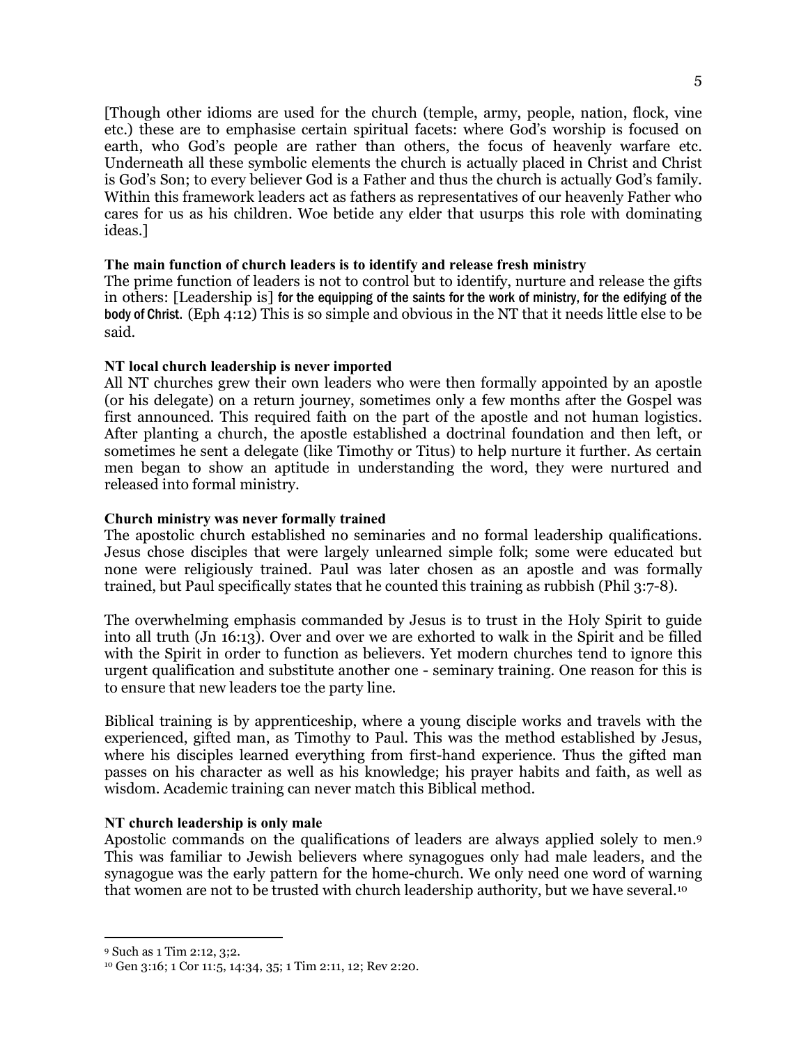[Though other idioms are used for the church (temple, army, people, nation, flock, vine etc.) these are to emphasise certain spiritual facets: where God's worship is focused on earth, who God's people are rather than others, the focus of heavenly warfare etc. Underneath all these symbolic elements the church is actually placed in Christ and Christ is God's Son; to every believer God is a Father and thus the church is actually God's family. Within this framework leaders act as fathers as representatives of our heavenly Father who cares for us as his children. Woe betide any elder that usurps this role with dominating ideas.]

**The main function of church leaders is to identify and release fresh ministry**

The prime function of leaders is not to control but to identify, nurture and release the gifts in others: [Leadership is] for the equipping of the saints for the work of ministry, for the edifying of the body of Christ. (Eph 4:12) This is so simple and obvious in the NT that it needs little else to be said.

**NT local church leadership is never imported**

All NT churches grew their own leaders who were then formally appointed by an apostle (or his delegate) on a return journey, sometimes only a few months after the Gospel was first announced. This required faith on the part of the apostle and not human logistics. After planting a church, the apostle established a doctrinal foundation and then left, or sometimes he sent a delegate (like Timothy or Titus) to help nurture it further. As certain men began to show an aptitude in understanding the word, they were nurtured and released into formal ministry.

**Church ministry was never formally trained**

The apostolic church established no seminaries and no formal leadership qualifications. Jesus chose disciples that were largely unlearned simple folk; some were educated but none were religiously trained. Paul was later chosen as an apostle and was formally trained, but Paul specifically states that he counted this training as rubbish (Phil 3:7-8).

The overwhelming emphasis commanded by Jesus is to trust in the Holy Spirit to guide into all truth (Jn 16:13). Over and over we are exhorted to walk in the Spirit and be filled with the Spirit in order to function as believers. Yet modern churches tend to ignore this urgent qualification and substitute another one - seminary training. One reason for this is to ensure that new leaders toe the party line.

Biblical training is by apprenticeship, where a young disciple works and travels with the experienced, gifted man, as Timothy to Paul. This was the method established by Jesus, where his disciples learned everything from first-hand experience. Thus the gifted man passes on his character as well as his knowledge; his prayer habits and faith, as well as wisdom. Academic training can never match this Biblical method.

**NT church leadership is only male**

Apostolic commands on the qualifications of leaders are always applied solely to men.[9] This was familiar to Jewish believers where synagogues only had male leaders, and the synagogue was the early pattern for the home-church. We only need one word of warning that women are not to be trusted with church leadership authority, but we have several.[10]

---

[9] Such as 1 Tim 2:12, 3;2.

[10] Gen 3:16; 1 Cor 11:5, 14:34, 35; 1 Tim 2:11, 12; Rev 2:20.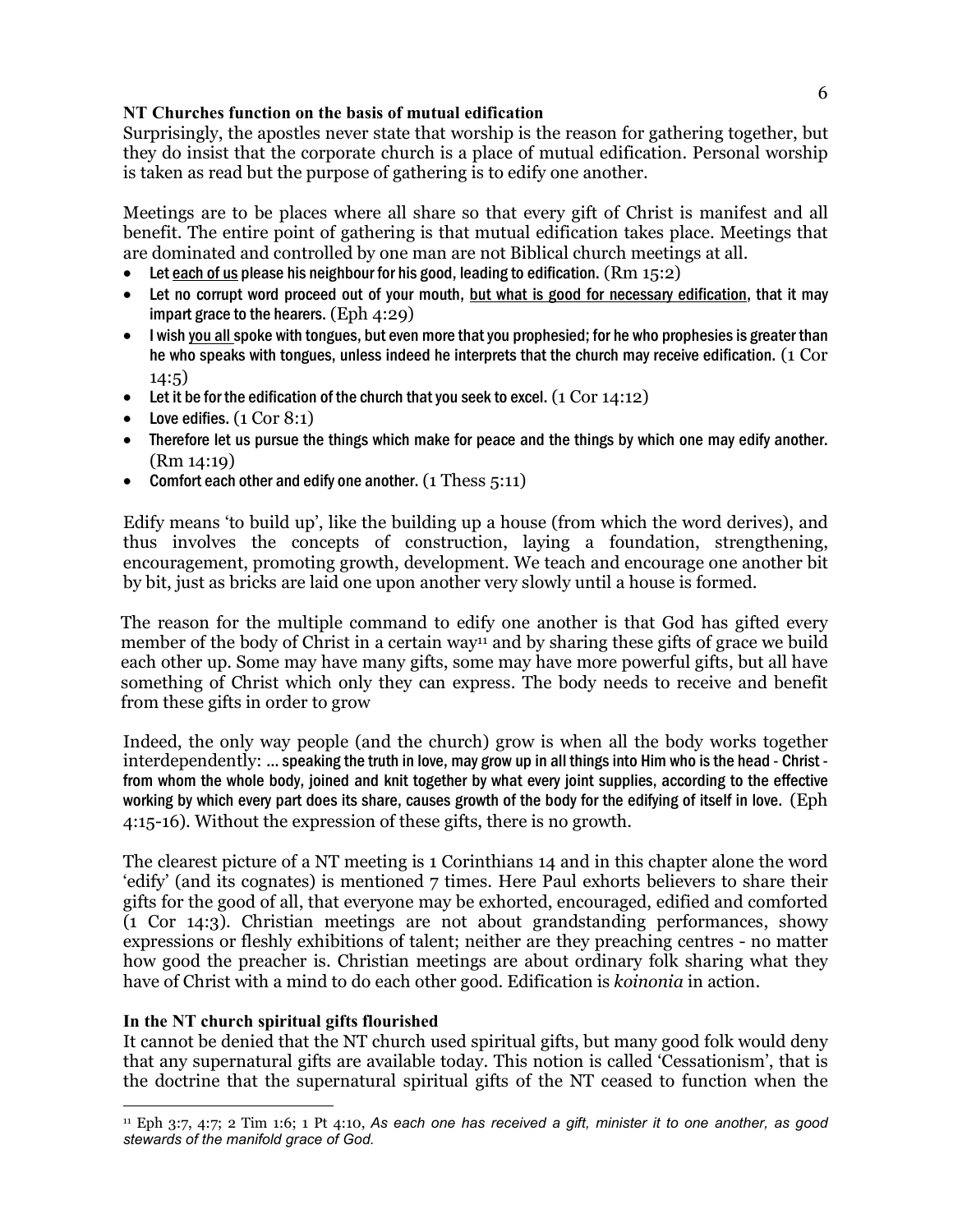**NT Churches function on the basis of mutual edification**

Surprisingly, the apostles never state that worship is the reason for gathering together, but they do insist that the corporate church is a place of mutual edification. Personal worship is taken as read but the purpose of gathering is to edify one another.

Meetings are to be places where all share so that every gift of Christ is manifest and all benefit. The entire point of gathering is that mutual edification takes place. Meetings that are dominated and controlled by one man are not Biblical church meetings at all.

- Let <u>each of us</u> please his neighbour for his good, leading to edification. (Rm 15:2)
- Let no corrupt word proceed out of your mouth, <u>but what is good for necessary edification</u>, that it may impart grace to the hearers. (Eph 4:29)
- I wish <u>you all</u> spoke with tongues, but even more that you prophesied; for he who prophesies is greater than he who speaks with tongues, unless indeed he interprets that the church may receive edification. (1 Cor 14:5)
- Let it be for the edification of the church that you seek to excel. (1 Cor 14:12)
- Love edifies. (1 Cor 8:1)
- Therefore let us pursue the things which make for peace and the things by which one may edify another. (Rm 14:19)
- Comfort each other and edify one another. (1 Thess 5:11)

Edify means 'to build up', like the building up a house (from which the word derives), and thus involves the concepts of construction, laying a foundation, strengthening, encouragement, promoting growth, development. We teach and encourage one another bit by bit, just as bricks are laid one upon another very slowly until a house is formed.

The reason for the multiple command to edify one another is that God has gifted every member of the body of Christ in a certain way[11] and by sharing these gifts of grace we build each other up. Some may have many gifts, some may have more powerful gifts, but all have something of Christ which only they can express. The body needs to receive and benefit from these gifts in order to grow

Indeed, the only way people (and the church) grow is when all the body works together interdependently: ... speaking the truth in love, may grow up in all things into Him who is the head - Christ - from whom the whole body, joined and knit together by what every joint supplies, according to the effective working by which every part does its share, causes growth of the body for the edifying of itself in love. (Eph 4:15-16). Without the expression of these gifts, there is no growth.

The clearest picture of a NT meeting is 1 Corinthians 14 and in this chapter alone the word 'edify' (and its cognates) is mentioned 7 times. Here Paul exhorts believers to share their gifts for the good of all, that everyone may be exhorted, encouraged, edified and comforted (1 Cor 14:3). Christian meetings are not about grandstanding performances, showy expressions or fleshly exhibitions of talent; neither are they preaching centres - no matter how good the preacher is. Christian meetings are about ordinary folk sharing what they have of Christ with a mind to do each other good. Edification is *koinonia* in action.

**In the NT church spiritual gifts flourished**

It cannot be denied that the NT church used spiritual gifts, but many good folk would deny that any supernatural gifts are available today. This notion is called 'Cessationism', that is the doctrine that the supernatural spiritual gifts of the NT ceased to function when the

---

[11] Eph 3:7, 4:7; 2 Tim 1:6; 1 Pt 4:10, *As each one has received a gift, minister it to one another, as good stewards of the manifold grace of God.*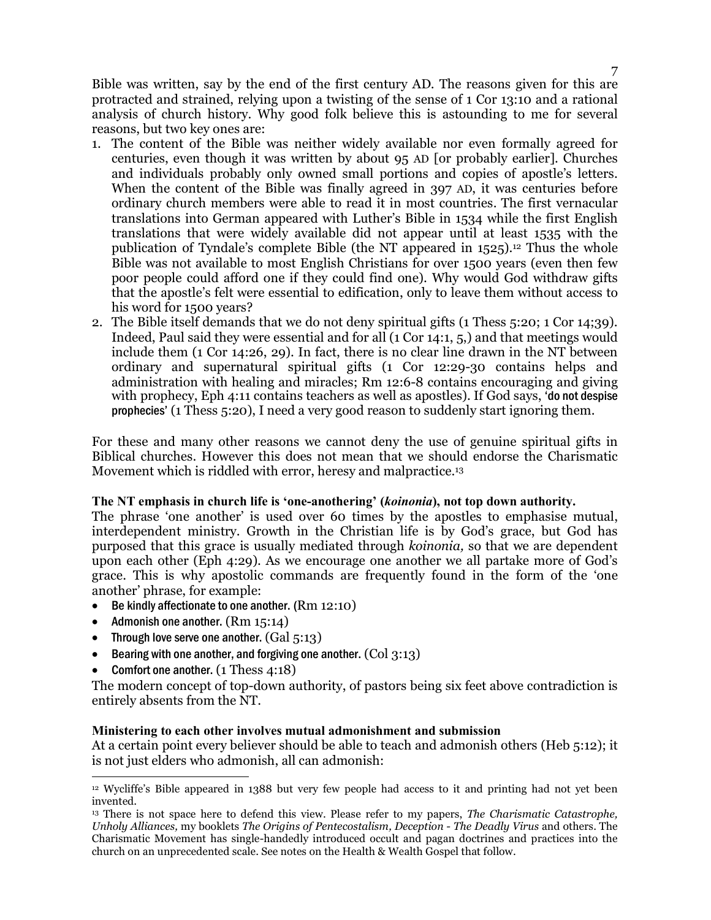Bible was written, say by the end of the first century AD. The reasons given for this are protracted and strained, relying upon a twisting of the sense of 1 Cor 13:10 and a rational analysis of church history. Why good folk believe this is astounding to me for several reasons, but two key ones are:

1. The content of the Bible was neither widely available nor even formally agreed for centuries, even though it was written by about 95 AD [or probably earlier]. Churches and individuals probably only owned small portions and copies of apostle's letters. When the content of the Bible was finally agreed in 397 AD, it was centuries before ordinary church members were able to read it in most countries. The first vernacular translations into German appeared with Luther's Bible in 1534 while the first English translations that were widely available did not appear until at least 1535 with the publication of Tyndale's complete Bible (the NT appeared in 1525).[12] Thus the whole Bible was not available to most English Christians for over 1500 years (even then few poor people could afford one if they could find one). Why would God withdraw gifts that the apostle's felt were essential to edification, only to leave them without access to his word for 1500 years?
2. The Bible itself demands that we do not deny spiritual gifts (1 Thess 5:20; 1 Cor 14;39). Indeed, Paul said they were essential and for all (1 Cor 14:1, 5,) and that meetings would include them (1 Cor 14:26, 29). In fact, there is no clear line drawn in the NT between ordinary and supernatural spiritual gifts (1 Cor 12:29-30 contains helps and administration with healing and miracles; Rm 12:6-8 contains encouraging and giving with prophecy, Eph 4:11 contains teachers as well as apostles). If God says, 'do not despise prophecies' (1 Thess 5:20), I need a very good reason to suddenly start ignoring them.

For these and many other reasons we cannot deny the use of genuine spiritual gifts in Biblical churches. However this does not mean that we should endorse the Charismatic Movement which is riddled with error, heresy and malpractice.[13]

**The NT emphasis in church life is 'one-anothering' (*koinonia*), not top down authority.**

The phrase 'one another' is used over 60 times by the apostles to emphasise mutual, interdependent ministry. Growth in the Christian life is by God's grace, but God has purposed that this grace is usually mediated through *koinonia,* so that we are dependent upon each other (Eph 4:29). As we encourage one another we all partake more of God's grace. This is why apostolic commands are frequently found in the form of the 'one another' phrase, for example:

- Be kindly affectionate to one another. (Rm 12:10)
- Admonish one another. (Rm 15:14)
- Through love serve one another. (Gal 5:13)
- Bearing with one another, and forgiving one another. (Col 3:13)
- Comfort one another. (1 Thess 4:18)

The modern concept of top-down authority, of pastors being six feet above contradiction is entirely absents from the NT.

**Ministering to each other involves mutual admonishment and submission**

At a certain point every believer should be able to teach and admonish others (Heb 5:12); it is not just elders who admonish, all can admonish:

---

[12] Wycliffe's Bible appeared in 1388 but very few people had access to it and printing had not yet been invented.

[13] There is not space here to defend this view. Please refer to my papers, *The Charismatic Catastrophe, Unholy Alliances,* my booklets *The Origins of Pentecostalism, Deception - The Deadly Virus* and others. The Charismatic Movement has single-handedly introduced occult and pagan doctrines and practices into the church on an unprecedented scale. See notes on the Health & Wealth Gospel that follow.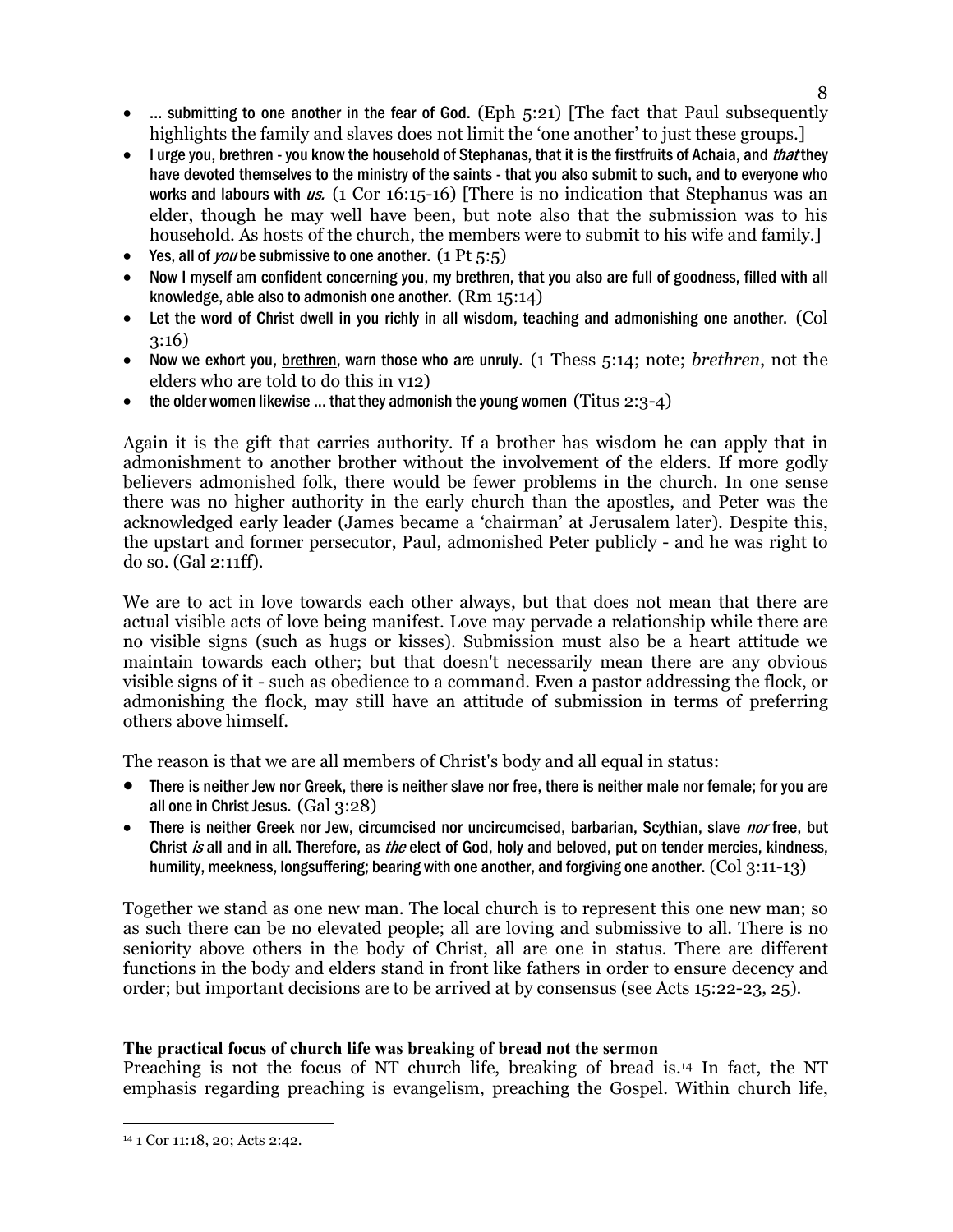- … submitting to one another in the fear of God. (Eph 5:21) [The fact that Paul subsequently highlights the family and slaves does not limit the 'one another' to just these groups.]
- I urge you, brethren - you know the household of Stephanas, that it is the firstfruits of Achaia, and *that* they have devoted themselves to the ministry of the saints - that you also submit to such, and to everyone who works and labours with *us*. (1 Cor 16:15-16) [There is no indication that Stephanus was an elder, though he may well have been, but note also that the submission was to his household. As hosts of the church, the members were to submit to his wife and family.]
- Yes, all of *you* be submissive to one another. (1 Pt 5:5)
- Now I myself am confident concerning you, my brethren, that you also are full of goodness, filled with all knowledge, able also to admonish one another. (Rm 15:14)
- Let the word of Christ dwell in you richly in all wisdom, teaching and admonishing one another. (Col 3:16)
- Now we exhort you, brethren, warn those who are unruly. (1 Thess 5:14; note; *brethren*, not the elders who are told to do this in v12)
- the older women likewise … that they admonish the young women (Titus 2:3-4)

Again it is the gift that carries authority. If a brother has wisdom he can apply that in admonishment to another brother without the involvement of the elders. If more godly believers admonished folk, there would be fewer problems in the church. In one sense there was no higher authority in the early church than the apostles, and Peter was the acknowledged early leader (James became a 'chairman' at Jerusalem later). Despite this, the upstart and former persecutor, Paul, admonished Peter publicly - and he was right to do so. (Gal 2:11ff).

We are to act in love towards each other always, but that does not mean that there are actual visible acts of love being manifest. Love may pervade a relationship while there are no visible signs (such as hugs or kisses). Submission must also be a heart attitude we maintain towards each other; but that doesn't necessarily mean there are any obvious visible signs of it - such as obedience to a command. Even a pastor addressing the flock, or admonishing the flock, may still have an attitude of submission in terms of preferring others above himself.

The reason is that we are all members of Christ's body and all equal in status:

- There is neither Jew nor Greek, there is neither slave nor free, there is neither male nor female; for you are all one in Christ Jesus. (Gal 3:28)
- There is neither Greek nor Jew, circumcised nor uncircumcised, barbarian, Scythian, slave *nor* free, but Christ *is* all and in all. Therefore, as *the* elect of God, holy and beloved, put on tender mercies, kindness, humility, meekness, longsuffering; bearing with one another, and forgiving one another. (Col 3:11-13)

Together we stand as one new man. The local church is to represent this one new man; so as such there can be no elevated people; all are loving and submissive to all. There is no seniority above others in the body of Christ, all are one in status. There are different functions in the body and elders stand in front like fathers in order to ensure decency and order; but important decisions are to be arrived at by consensus (see Acts 15:22-23, 25).

**The practical focus of church life was breaking of bread not the sermon**

Preaching is not the focus of NT church life, breaking of bread is.[14] In fact, the NT emphasis regarding preaching is evangelism, preaching the Gospel. Within church life,

[14] 1 Cor 11:18, 20; Acts 2:42.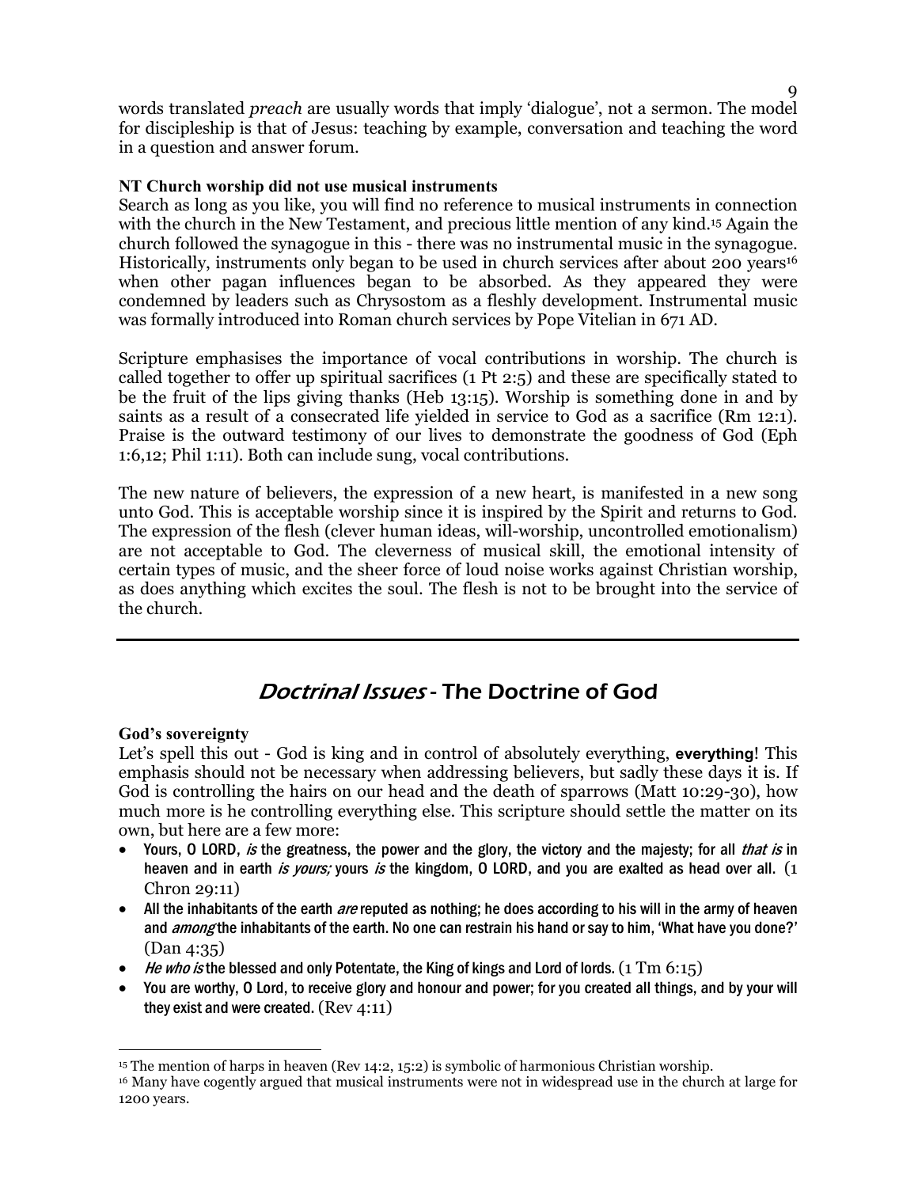words translated *preach* are usually words that imply 'dialogue', not a sermon. The model for discipleship is that of Jesus: teaching by example, conversation and teaching the word in a question and answer forum.

**NT Church worship did not use musical instruments**

Search as long as you like, you will find no reference to musical instruments in connection with the church in the New Testament, and precious little mention of any kind.[15] Again the church followed the synagogue in this - there was no instrumental music in the synagogue. Historically, instruments only began to be used in church services after about 200 years[16] when other pagan influences began to be absorbed. As they appeared they were condemned by leaders such as Chrysostom as a fleshly development. Instrumental music was formally introduced into Roman church services by Pope Vitelian in 671 AD.

Scripture emphasises the importance of vocal contributions in worship. The church is called together to offer up spiritual sacrifices (1 Pt 2:5) and these are specifically stated to be the fruit of the lips giving thanks (Heb 13:15). Worship is something done in and by saints as a result of a consecrated life yielded in service to God as a sacrifice (Rm 12:1). Praise is the outward testimony of our lives to demonstrate the goodness of God (Eph 1:6,12; Phil 1:11). Both can include sung, vocal contributions.

The new nature of believers, the expression of a new heart, is manifested in a new song unto God. This is acceptable worship since it is inspired by the Spirit and returns to God. The expression of the flesh (clever human ideas, will-worship, uncontrolled emotionalism) are not acceptable to God. The cleverness of musical skill, the emotional intensity of certain types of music, and the sheer force of loud noise works against Christian worship, as does anything which excites the soul. The flesh is not to be brought into the service of the church.

---

## *Doctrinal Issues* - The Doctrine of God

**God's sovereignty**

Let's spell this out - God is king and in control of absolutely everything, **everything**! This emphasis should not be necessary when addressing believers, but sadly these days it is. If God is controlling the hairs on our head and the death of sparrows (Matt 10:29-30), how much more is he controlling everything else. This scripture should settle the matter on its own, but here are a few more:

- Yours, O LORD, *is* the greatness, the power and the glory, the victory and the majesty; for all *that is* in heaven and in earth *is yours;* yours *is* the kingdom, O LORD, and you are exalted as head over all. (1 Chron 29:11)
- All the inhabitants of the earth *are* reputed as nothing; he does according to his will in the army of heaven and *among* the inhabitants of the earth. No one can restrain his hand or say to him, 'What have you done?' (Dan 4:35)
- *He who is* the blessed and only Potentate, the King of kings and Lord of lords. (1 Tm 6:15)
- You are worthy, O Lord, to receive glory and honour and power; for you created all things, and by your will they exist and were created. (Rev 4:11)

---

[15] The mention of harps in heaven (Rev 14:2, 15:2) is symbolic of harmonious Christian worship.

[16] Many have cogently argued that musical instruments were not in widespread use in the church at large for 1200 years.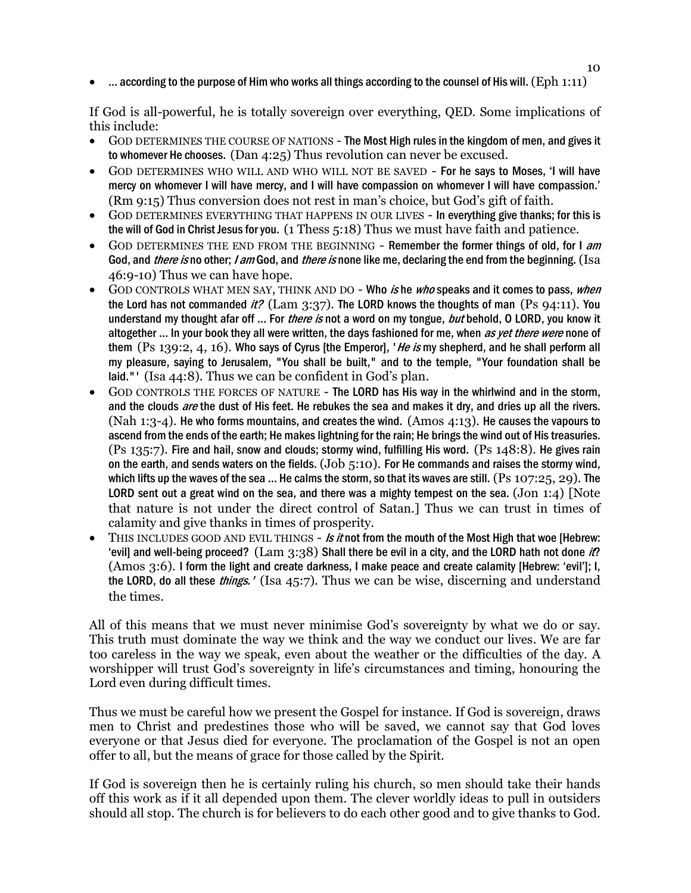- … according to the purpose of Him who works all things according to the counsel of His will. (Eph 1:11)

If God is all-powerful, he is totally sovereign over everything, QED. Some implications of this include:

- GOD DETERMINES THE COURSE OF NATIONS – The Most High rules in the kingdom of men, and gives it to whomever He chooses. (Dan 4:25) Thus revolution can never be excused.
- GOD DETERMINES WHO WILL AND WHO WILL NOT BE SAVED – For he says to Moses, 'I will have mercy on whomever I will have mercy, and I will have compassion on whomever I will have compassion.' (Rm 9:15) Thus conversion does not rest in man's choice, but God's gift of faith.
- GOD DETERMINES EVERYTHING THAT HAPPENS IN OUR LIVES – In everything give thanks; for this is the will of God in Christ Jesus for you. (1 Thess 5:18) Thus we must have faith and patience.
- GOD DETERMINES THE END FROM THE BEGINNING – Remember the former things of old, for I *am* God, and *there is* no other; *I am* God, and *there is* none like me, declaring the end from the beginning. (Isa 46:9-10) Thus we can have hope.
- GOD CONTROLS WHAT MEN SAY, THINK AND DO – Who *is* he *who* speaks and it comes to pass, *when* the Lord has not commanded *it?* (Lam 3:37). The LORD knows the thoughts of man (Ps 94:11). You understand my thought afar off … For *there is* not a word on my tongue, *but* behold, O LORD, you know it altogether … In your book they all were written, the days fashioned for me, when *as yet there were* none of them (Ps 139:2, 4, 16). Who says of Cyrus [the Emperor], '*He is* my shepherd, and he shall perform all my pleasure, saying to Jerusalem, "You shall be built," and to the temple, "Your foundation shall be laid."' (Isa 44:8). Thus we can be confident in God's plan.
- GOD CONTROLS THE FORCES OF NATURE – The LORD has His way in the whirlwind and in the storm, and the clouds *are* the dust of His feet. He rebukes the sea and makes it dry, and dries up all the rivers. (Nah 1:3-4). He who forms mountains, and creates the wind. (Amos 4:13). He causes the vapours to ascend from the ends of the earth; He makes lightning for the rain; He brings the wind out of His treasuries. (Ps 135:7). Fire and hail, snow and clouds; stormy wind, fulfilling His word. (Ps 148:8). He gives rain on the earth, and sends waters on the fields. (Job 5:10). For He commands and raises the stormy wind, which lifts up the waves of the sea … He calms the storm, so that its waves are still. (Ps 107:25, 29). The LORD sent out a great wind on the sea, and there was a mighty tempest on the sea. (Jon 1:4) [Note that nature is not under the direct control of Satan.] Thus we can trust in times of calamity and give thanks in times of prosperity.
- THIS INCLUDES GOOD AND EVIL THINGS – *Is it* not from the mouth of the Most High that woe [Hebrew: 'evil] and well-being proceed? (Lam 3:38) Shall there be evil in a city, and the LORD hath not done *it*? (Amos 3:6). I form the light and create darkness, I make peace and create calamity [Hebrew: 'evil']; I, the LORD, do all these *things.'* (Isa 45:7). Thus we can be wise, discerning and understand the times.

All of this means that we must never minimise God's sovereignty by what we do or say. This truth must dominate the way we think and the way we conduct our lives. We are far too careless in the way we speak, even about the weather or the difficulties of the day. A worshipper will trust God's sovereignty in life's circumstances and timing, honouring the Lord even during difficult times.

Thus we must be careful how we present the Gospel for instance. If God is sovereign, draws men to Christ and predestines those who will be saved, we cannot say that God loves everyone or that Jesus died for everyone. The proclamation of the Gospel is not an open offer to all, but the means of grace for those called by the Spirit.

If God is sovereign then he is certainly ruling his church, so men should take their hands off this work as if it all depended upon them. The clever worldly ideas to pull in outsiders should all stop. The church is for believers to do each other good and to give thanks to God.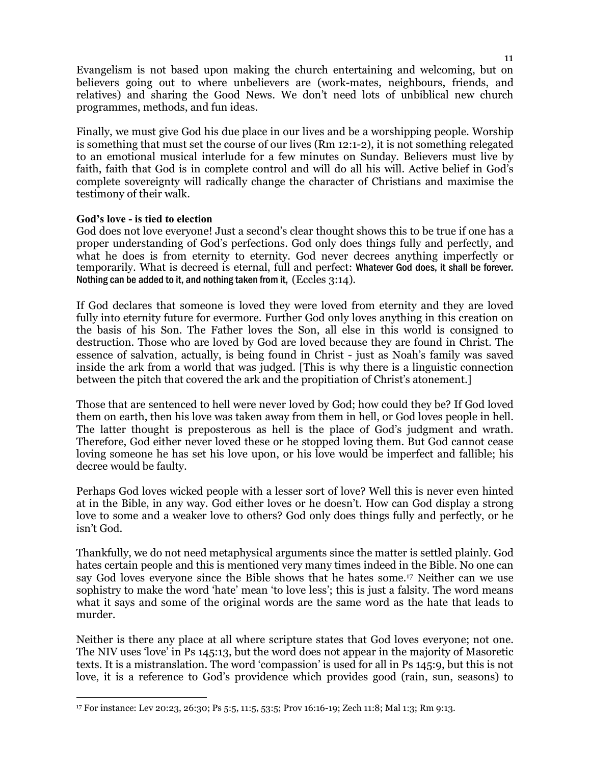Evangelism is not based upon making the church entertaining and welcoming, but on believers going out to where unbelievers are (work-mates, neighbours, friends, and relatives) and sharing the Good News. We don't need lots of unbiblical new church programmes, methods, and fun ideas.

Finally, we must give God his due place in our lives and be a worshipping people. Worship is something that must set the course of our lives (Rm 12:1-2), it is not something relegated to an emotional musical interlude for a few minutes on Sunday. Believers must live by faith, faith that God is in complete control and will do all his will. Active belief in God's complete sovereignty will radically change the character of Christians and maximise the testimony of their walk.

**God's love - is tied to election**

God does not love everyone! Just a second's clear thought shows this to be true if one has a proper understanding of God's perfections. God only does things fully and perfectly, and what he does is from eternity to eternity. God never decrees anything imperfectly or temporarily. What is decreed is eternal, full and perfect: Whatever God does, it shall be forever. Nothing can be added to it, and nothing taken from it, (Eccles 3:14).

If God declares that someone is loved they were loved from eternity and they are loved fully into eternity future for evermore. Further God only loves anything in this creation on the basis of his Son. The Father loves the Son, all else in this world is consigned to destruction. Those who are loved by God are loved because they are found in Christ. The essence of salvation, actually, is being found in Christ - just as Noah's family was saved inside the ark from a world that was judged. [This is why there is a linguistic connection between the pitch that covered the ark and the propitiation of Christ's atonement.]

Those that are sentenced to hell were never loved by God; how could they be? If God loved them on earth, then his love was taken away from them in hell, or God loves people in hell. The latter thought is preposterous as hell is the place of God's judgment and wrath. Therefore, God either never loved these or he stopped loving them. But God cannot cease loving someone he has set his love upon, or his love would be imperfect and fallible; his decree would be faulty.

Perhaps God loves wicked people with a lesser sort of love? Well this is never even hinted at in the Bible, in any way. God either loves or he doesn't. How can God display a strong love to some and a weaker love to others? God only does things fully and perfectly, or he isn't God.

Thankfully, we do not need metaphysical arguments since the matter is settled plainly. God hates certain people and this is mentioned very many times indeed in the Bible. No one can say God loves everyone since the Bible shows that he hates some.[17] Neither can we use sophistry to make the word 'hate' mean 'to love less'; this is just a falsity. The word means what it says and some of the original words are the same word as the hate that leads to murder.

Neither is there any place at all where scripture states that God loves everyone; not one. The NIV uses 'love' in Ps 145:13, but the word does not appear in the majority of Masoretic texts. It is a mistranslation. The word 'compassion' is used for all in Ps 145:9, but this is not love, it is a reference to God's providence which provides good (rain, sun, seasons) to

[17] For instance: Lev 20:23, 26:30; Ps 5:5, 11:5, 53:5; Prov 16:16-19; Zech 11:8; Mal 1:3; Rm 9:13.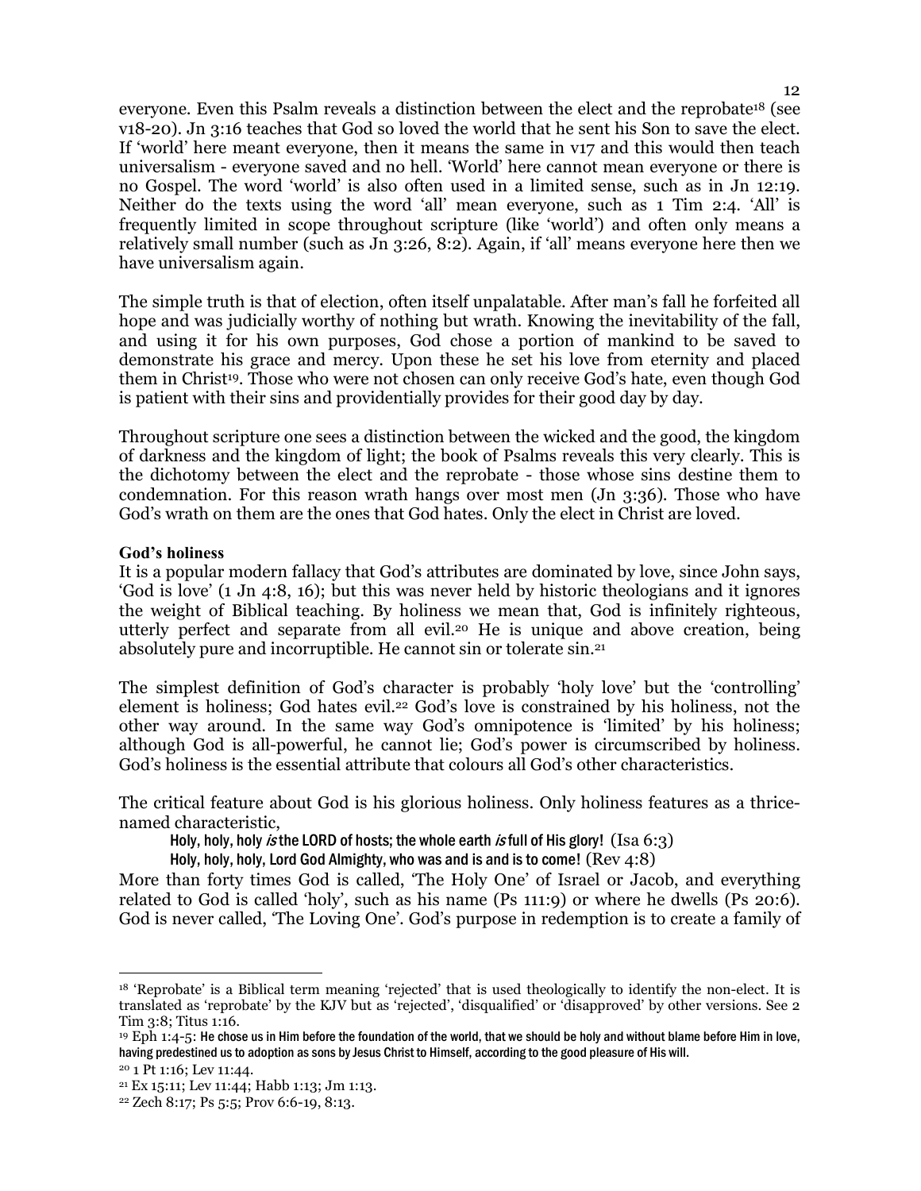everyone. Even this Psalm reveals a distinction between the elect and the reprobate[18] (see v18-20). Jn 3:16 teaches that God so loved the world that he sent his Son to save the elect. If 'world' here meant everyone, then it means the same in v17 and this would then teach universalism - everyone saved and no hell. 'World' here cannot mean everyone or there is no Gospel. The word 'world' is also often used in a limited sense, such as in Jn 12:19. Neither do the texts using the word 'all' mean everyone, such as 1 Tim 2:4. 'All' is frequently limited in scope throughout scripture (like 'world') and often only means a relatively small number (such as Jn 3:26, 8:2). Again, if 'all' means everyone here then we have universalism again.

The simple truth is that of election, often itself unpalatable. After man's fall he forfeited all hope and was judicially worthy of nothing but wrath. Knowing the inevitability of the fall, and using it for his own purposes, God chose a portion of mankind to be saved to demonstrate his grace and mercy. Upon these he set his love from eternity and placed them in Christ[19]. Those who were not chosen can only receive God's hate, even though God is patient with their sins and providentially provides for their good day by day.

Throughout scripture one sees a distinction between the wicked and the good, the kingdom of darkness and the kingdom of light; the book of Psalms reveals this very clearly. This is the dichotomy between the elect and the reprobate - those whose sins destine them to condemnation. For this reason wrath hangs over most men (Jn 3:36). Those who have God's wrath on them are the ones that God hates. Only the elect in Christ are loved.

**God's holiness**

It is a popular modern fallacy that God's attributes are dominated by love, since John says, 'God is love' (1 Jn 4:8, 16); but this was never held by historic theologians and it ignores the weight of Biblical teaching. By holiness we mean that, God is infinitely righteous, utterly perfect and separate from all evil.[20] He is unique and above creation, being absolutely pure and incorruptible. He cannot sin or tolerate sin.[21]

The simplest definition of God's character is probably 'holy love' but the 'controlling' element is holiness; God hates evil.[22] God's love is constrained by his holiness, not the other way around. In the same way God's omnipotence is 'limited' by his holiness; although God is all-powerful, he cannot lie; God's power is circumscribed by holiness. God's holiness is the essential attribute that colours all God's other characteristics.

The critical feature about God is his glorious holiness. Only holiness features as a thrice-named characteristic,

> Holy, holy, holy *is* the LORD of hosts; the whole earth *is* full of His glory! (Isa 6:3)
>
> Holy, holy, holy, Lord God Almighty, who was and is and is to come! (Rev 4:8)

More than forty times God is called, 'The Holy One' of Israel or Jacob, and everything related to God is called 'holy', such as his name (Ps 111:9) or where he dwells (Ps 20:6). God is never called, 'The Loving One'. God's purpose in redemption is to create a family of

---

[18] 'Reprobate' is a Biblical term meaning 'rejected' that is used theologically to identify the non-elect. It is translated as 'reprobate' by the KJV but as 'rejected', 'disqualified' or 'disapproved' by other versions. See 2 Tim 3:8; Titus 1:16.

[19] Eph 1:4-5: He chose us in Him before the foundation of the world, that we should be holy and without blame before Him in love, having predestined us to adoption as sons by Jesus Christ to Himself, according to the good pleasure of His will.

[20] 1 Pt 1:16; Lev 11:44.

[21] Ex 15:11; Lev 11:44; Habb 1:13; Jm 1:13.

[22] Zech 8:17; Ps 5:5; Prov 6:6-19, 8:13.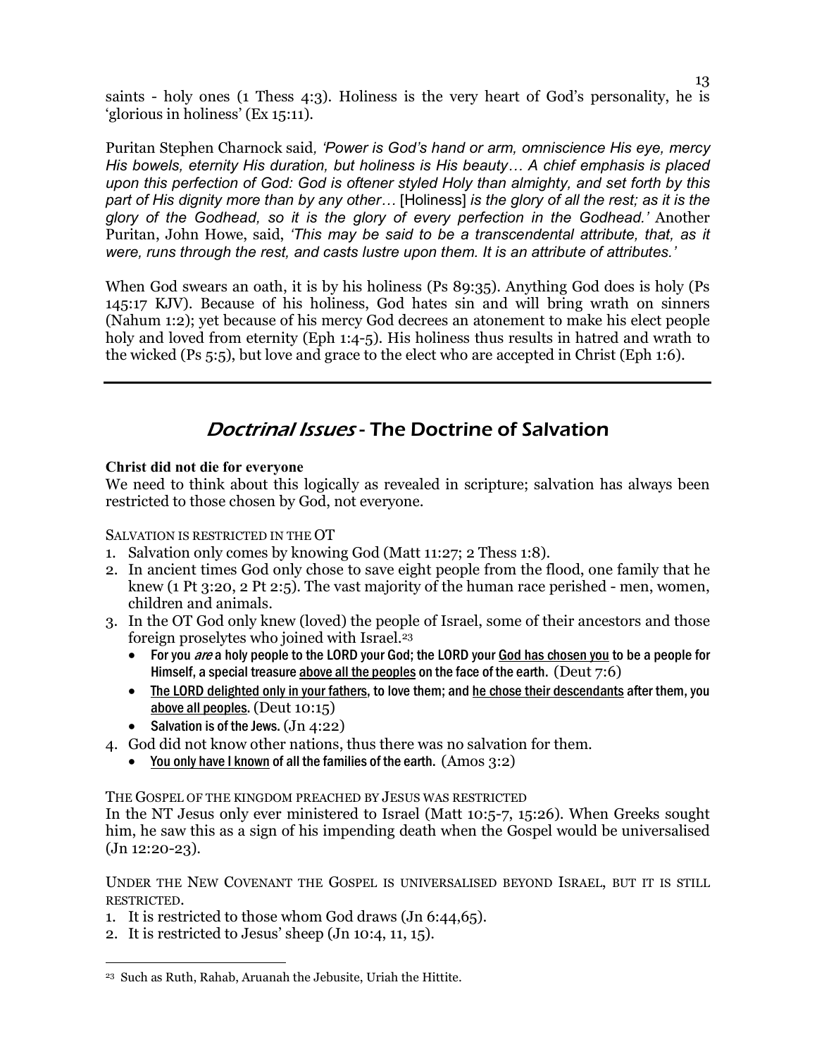saints - holy ones (1 Thess 4:3). Holiness is the very heart of God's personality, he is 'glorious in holiness' (Ex 15:11).

Puritan Stephen Charnock said, *'Power is God's hand or arm, omniscience His eye, mercy His bowels, eternity His duration, but holiness is His beauty… A chief emphasis is placed upon this perfection of God: God is oftener styled Holy than almighty, and set forth by this part of His dignity more than by any other…* [Holiness] *is the glory of all the rest; as it is the glory of the Godhead, so it is the glory of every perfection in the Godhead.'* Another Puritan, John Howe, said, *'This may be said to be a transcendental attribute, that, as it were, runs through the rest, and casts lustre upon them. It is an attribute of attributes.'*

When God swears an oath, it is by his holiness (Ps 89:35). Anything God does is holy (Ps 145:17 KJV). Because of his holiness, God hates sin and will bring wrath on sinners (Nahum 1:2); yet because of his mercy God decrees an atonement to make his elect people holy and loved from eternity (Eph 1:4-5). His holiness thus results in hatred and wrath to the wicked (Ps 5:5), but love and grace to the elect who are accepted in Christ (Eph 1:6).

---

## *Doctrinal Issues* - The Doctrine of Salvation

**Christ did not die for everyone**

We need to think about this logically as revealed in scripture; salvation has always been restricted to those chosen by God, not everyone.

SALVATION IS RESTRICTED IN THE OT

1. Salvation only comes by knowing God (Matt 11:27; 2 Thess 1:8).
2. In ancient times God only chose to save eight people from the flood, one family that he knew (1 Pt 3:20, 2 Pt 2:5). The vast majority of the human race perished - men, women, children and animals.
3. In the OT God only knew (loved) the people of Israel, some of their ancestors and those foreign proselytes who joined with Israel.[23]
   - For you *are* a holy people to the LORD your God; the LORD your <u>God has chosen you</u> to be a people for Himself, a special treasure <u>above all the peoples</u> on the face of the earth. (Deut 7:6)
   - <u>The LORD delighted only in your fathers</u>, to love them; and <u>he chose their descendants</u> after them, you <u>above all peoples</u>. (Deut 10:15)
   - Salvation is of the Jews. (Jn 4:22)
4. God did not know other nations, thus there was no salvation for them.
   - <u>You only have I known</u> of all the families of the earth. (Amos 3:2)

THE GOSPEL OF THE KINGDOM PREACHED BY JESUS WAS RESTRICTED

In the NT Jesus only ever ministered to Israel (Matt 10:5-7, 15:26). When Greeks sought him, he saw this as a sign of his impending death when the Gospel would be universalised (Jn 12:20-23).

UNDER THE NEW COVENANT THE GOSPEL IS UNIVERSALISED BEYOND ISRAEL, BUT IT IS STILL RESTRICTED.

1. It is restricted to those whom God draws (Jn 6:44,65).
2. It is restricted to Jesus' sheep (Jn 10:4, 11, 15).

---

[23] Such as Ruth, Rahab, Aruanah the Jebusite, Uriah the Hittite.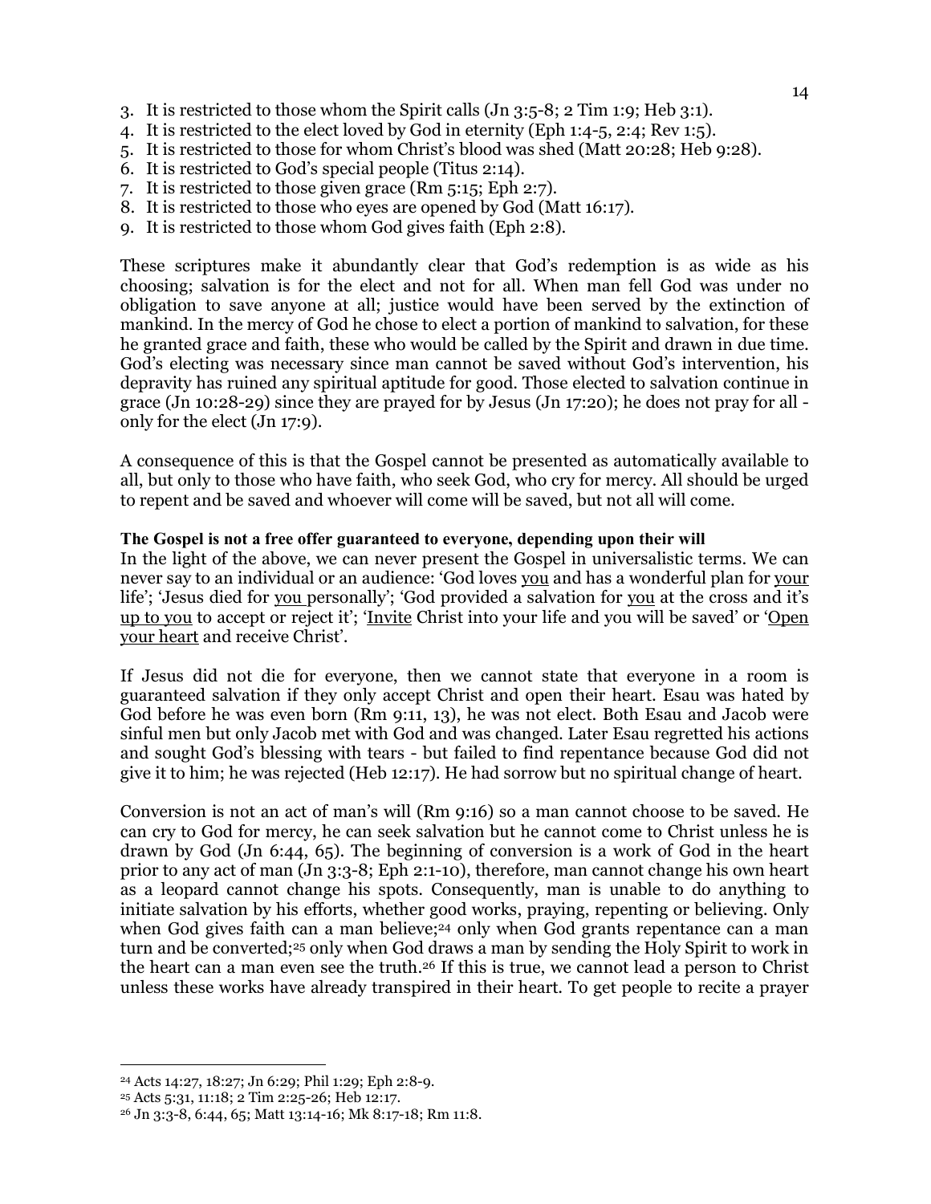3. It is restricted to those whom the Spirit calls (Jn 3:5-8; 2 Tim 1:9; Heb 3:1).
4. It is restricted to the elect loved by God in eternity (Eph 1:4-5, 2:4; Rev 1:5).
5. It is restricted to those for whom Christ's blood was shed (Matt 20:28; Heb 9:28).
6. It is restricted to God's special people (Titus 2:14).
7. It is restricted to those given grace (Rm 5:15; Eph 2:7).
8. It is restricted to those who eyes are opened by God (Matt 16:17).
9. It is restricted to those whom God gives faith (Eph 2:8).

These scriptures make it abundantly clear that God's redemption is as wide as his choosing; salvation is for the elect and not for all. When man fell God was under no obligation to save anyone at all; justice would have been served by the extinction of mankind. In the mercy of God he chose to elect a portion of mankind to salvation, for these he granted grace and faith, these who would be called by the Spirit and drawn in due time. God's electing was necessary since man cannot be saved without God's intervention, his depravity has ruined any spiritual aptitude for good. Those elected to salvation continue in grace (Jn 10:28-29) since they are prayed for by Jesus (Jn 17:20); he does not pray for all - only for the elect (Jn 17:9).

A consequence of this is that the Gospel cannot be presented as automatically available to all, but only to those who have faith, who seek God, who cry for mercy. All should be urged to repent and be saved and whoever will come will be saved, but not all will come.

**The Gospel is not a free offer guaranteed to everyone, depending upon their will**

In the light of the above, we can never present the Gospel in universalistic terms. We can never say to an individual or an audience: 'God loves <u>you</u> and has a wonderful plan for <u>your</u> life'; 'Jesus died for <u>you</u> personally'; 'God provided a salvation for <u>you</u> at the cross and it's <u>up to you</u> to accept or reject it'; '<u>Invite</u> Christ into your life and you will be saved' or '<u>Open your heart</u> and receive Christ'.

If Jesus did not die for everyone, then we cannot state that everyone in a room is guaranteed salvation if they only accept Christ and open their heart. Esau was hated by God before he was even born (Rm 9:11, 13), he was not elect. Both Esau and Jacob were sinful men but only Jacob met with God and was changed. Later Esau regretted his actions and sought God's blessing with tears - but failed to find repentance because God did not give it to him; he was rejected (Heb 12:17). He had sorrow but no spiritual change of heart.

Conversion is not an act of man's will (Rm 9:16) so a man cannot choose to be saved. He can cry to God for mercy, he can seek salvation but he cannot come to Christ unless he is drawn by God (Jn 6:44, 65). The beginning of conversion is a work of God in the heart prior to any act of man (Jn 3:3-8; Eph 2:1-10), therefore, man cannot change his own heart as a leopard cannot change his spots. Consequently, man is unable to do anything to initiate salvation by his efforts, whether good works, praying, repenting or believing. Only when God gives faith can a man believe;[24] only when God grants repentance can a man turn and be converted;[25] only when God draws a man by sending the Holy Spirit to work in the heart can a man even see the truth.[26] If this is true, we cannot lead a person to Christ unless these works have already transpired in their heart. To get people to recite a prayer

---

[24] Acts 14:27, 18:27; Jn 6:29; Phil 1:29; Eph 2:8-9.

[25] Acts 5:31, 11:18; 2 Tim 2:25-26; Heb 12:17.

[26] Jn 3:3-8, 6:44, 65; Matt 13:14-16; Mk 8:17-18; Rm 11:8.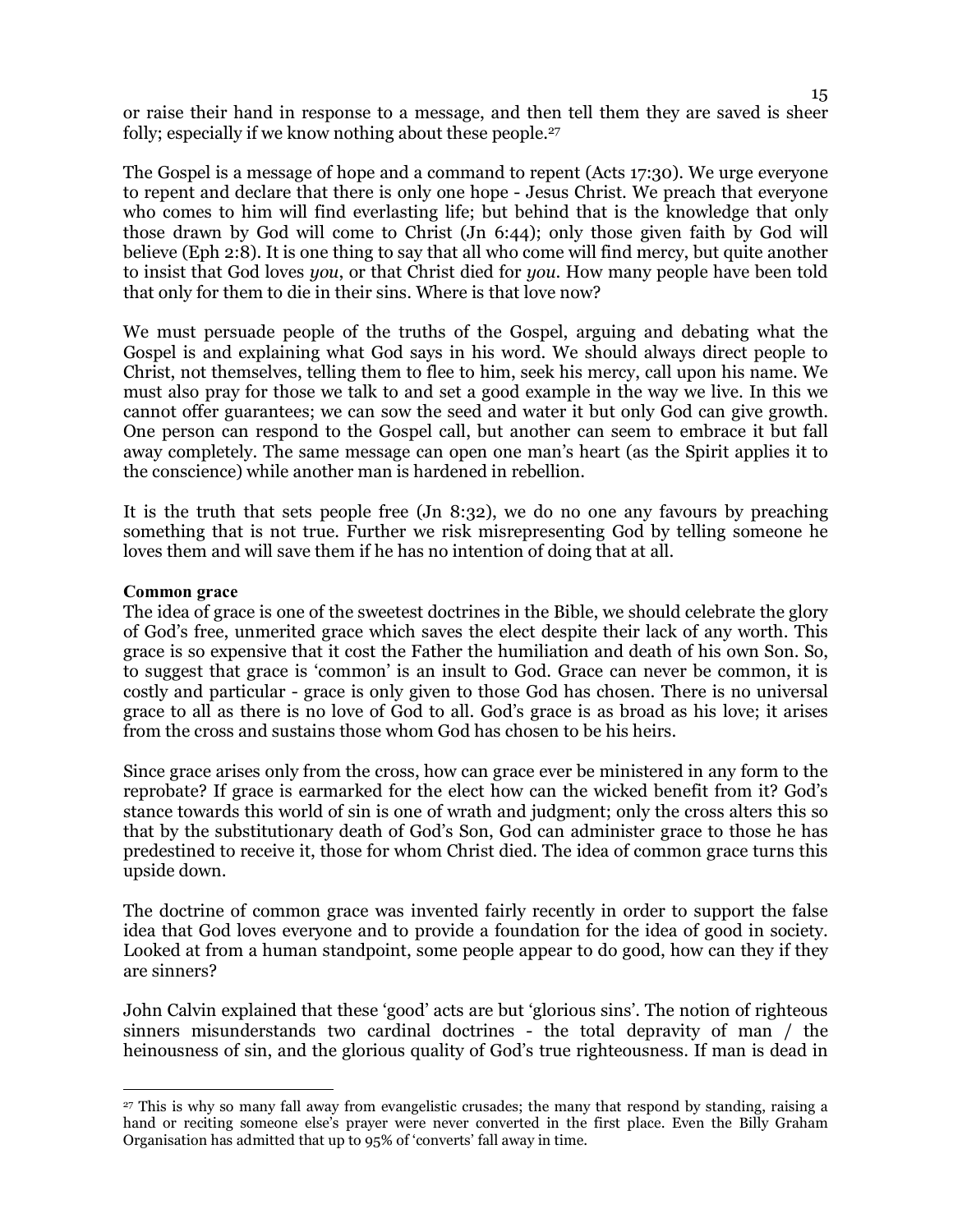or raise their hand in response to a message, and then tell them they are saved is sheer folly; especially if we know nothing about these people.[27]

The Gospel is a message of hope and a command to repent (Acts 17:30). We urge everyone to repent and declare that there is only one hope - Jesus Christ. We preach that everyone who comes to him will find everlasting life; but behind that is the knowledge that only those drawn by God will come to Christ (Jn 6:44); only those given faith by God will believe (Eph 2:8). It is one thing to say that all who come will find mercy, but quite another to insist that God loves *you*, or that Christ died for *you*. How many people have been told that only for them to die in their sins. Where is that love now?

We must persuade people of the truths of the Gospel, arguing and debating what the Gospel is and explaining what God says in his word. We should always direct people to Christ, not themselves, telling them to flee to him, seek his mercy, call upon his name. We must also pray for those we talk to and set a good example in the way we live. In this we cannot offer guarantees; we can sow the seed and water it but only God can give growth. One person can respond to the Gospel call, but another can seem to embrace it but fall away completely. The same message can open one man's heart (as the Spirit applies it to the conscience) while another man is hardened in rebellion.

It is the truth that sets people free (Jn 8:32), we do no one any favours by preaching something that is not true. Further we risk misrepresenting God by telling someone he loves them and will save them if he has no intention of doing that at all.

**Common grace**

The idea of grace is one of the sweetest doctrines in the Bible, we should celebrate the glory of God's free, unmerited grace which saves the elect despite their lack of any worth. This grace is so expensive that it cost the Father the humiliation and death of his own Son. So, to suggest that grace is 'common' is an insult to God. Grace can never be common, it is costly and particular - grace is only given to those God has chosen. There is no universal grace to all as there is no love of God to all. God's grace is as broad as his love; it arises from the cross and sustains those whom God has chosen to be his heirs.

Since grace arises only from the cross, how can grace ever be ministered in any form to the reprobate? If grace is earmarked for the elect how can the wicked benefit from it? God's stance towards this world of sin is one of wrath and judgment; only the cross alters this so that by the substitutionary death of God's Son, God can administer grace to those he has predestined to receive it, those for whom Christ died. The idea of common grace turns this upside down.

The doctrine of common grace was invented fairly recently in order to support the false idea that God loves everyone and to provide a foundation for the idea of good in society. Looked at from a human standpoint, some people appear to do good, how can they if they are sinners?

John Calvin explained that these 'good' acts are but 'glorious sins'. The notion of righteous sinners misunderstands two cardinal doctrines - the total depravity of man / the heinousness of sin, and the glorious quality of God's true righteousness. If man is dead in

---

[27] This is why so many fall away from evangelistic crusades; the many that respond by standing, raising a hand or reciting someone else's prayer were never converted in the first place. Even the Billy Graham Organisation has admitted that up to 95% of 'converts' fall away in time.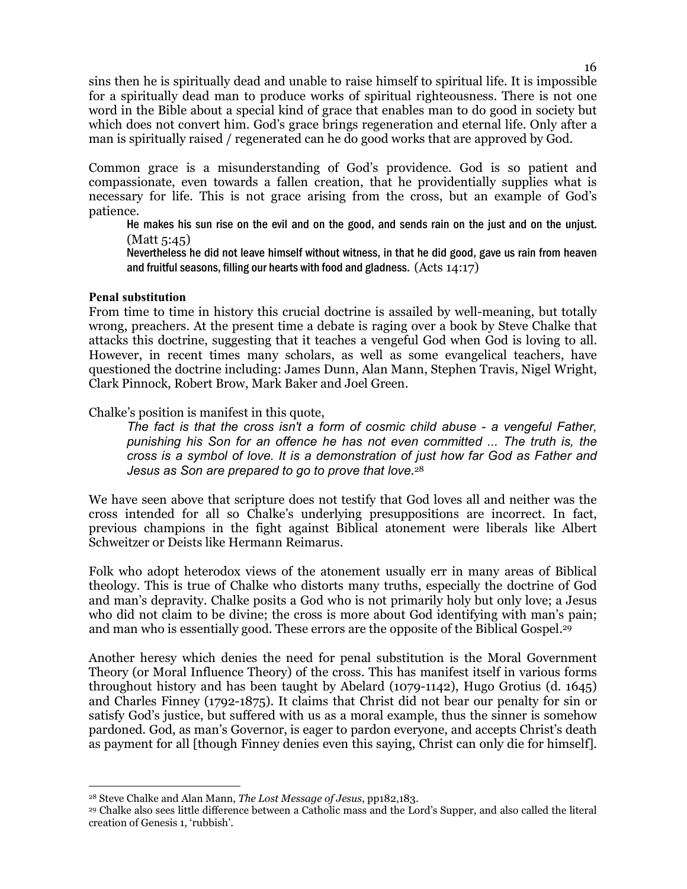sins then he is spiritually dead and unable to raise himself to spiritual life. It is impossible for a spiritually dead man to produce works of spiritual righteousness. There is not one word in the Bible about a special kind of grace that enables man to do good in society but which does not convert him. God's grace brings regeneration and eternal life. Only after a man is spiritually raised / regenerated can he do good works that are approved by God.

Common grace is a misunderstanding of God's providence. God is so patient and compassionate, even towards a fallen creation, that he providentially supplies what is necessary for life. This is not grace arising from the cross, but an example of God's patience.

> He makes his sun rise on the evil and on the good, and sends rain on the just and on the unjust. (Matt 5:45)
>
> Nevertheless he did not leave himself without witness, in that he did good, gave us rain from heaven and fruitful seasons, filling our hearts with food and gladness. (Acts 14:17)

**Penal substitution**

From time to time in history this crucial doctrine is assailed by well-meaning, but totally wrong, preachers. At the present time a debate is raging over a book by Steve Chalke that attacks this doctrine, suggesting that it teaches a vengeful God when God is loving to all. However, in recent times many scholars, as well as some evangelical teachers, have questioned the doctrine including: James Dunn, Alan Mann, Stephen Travis, Nigel Wright, Clark Pinnock, Robert Brow, Mark Baker and Joel Green.

Chalke's position is manifest in this quote,

> *The fact is that the cross isn't a form of cosmic child abuse - a vengeful Father, punishing his Son for an offence he has not even committed ... The truth is, the cross is a symbol of love. It is a demonstration of just how far God as Father and Jesus as Son are prepared to go to prove that love.*[28]

We have seen above that scripture does not testify that God loves all and neither was the cross intended for all so Chalke's underlying presuppositions are incorrect. In fact, previous champions in the fight against Biblical atonement were liberals like Albert Schweitzer or Deists like Hermann Reimarus.

Folk who adopt heterodox views of the atonement usually err in many areas of Biblical theology. This is true of Chalke who distorts many truths, especially the doctrine of God and man's depravity. Chalke posits a God who is not primarily holy but only love; a Jesus who did not claim to be divine; the cross is more about God identifying with man's pain; and man who is essentially good. These errors are the opposite of the Biblical Gospel.[29]

Another heresy which denies the need for penal substitution is the Moral Government Theory (or Moral Influence Theory) of the cross. This has manifest itself in various forms throughout history and has been taught by Abelard (1079-1142), Hugo Grotius (d. 1645) and Charles Finney (1792-1875). It claims that Christ did not bear our penalty for sin or satisfy God's justice, but suffered with us as a moral example, thus the sinner is somehow pardoned. God, as man's Governor, is eager to pardon everyone, and accepts Christ's death as payment for all [though Finney denies even this saying, Christ can only die for himself].

---

[28] Steve Chalke and Alan Mann, *The Lost Message of Jesus*, pp182,183.

[29] Chalke also sees little difference between a Catholic mass and the Lord's Supper, and also called the literal creation of Genesis 1, 'rubbish'.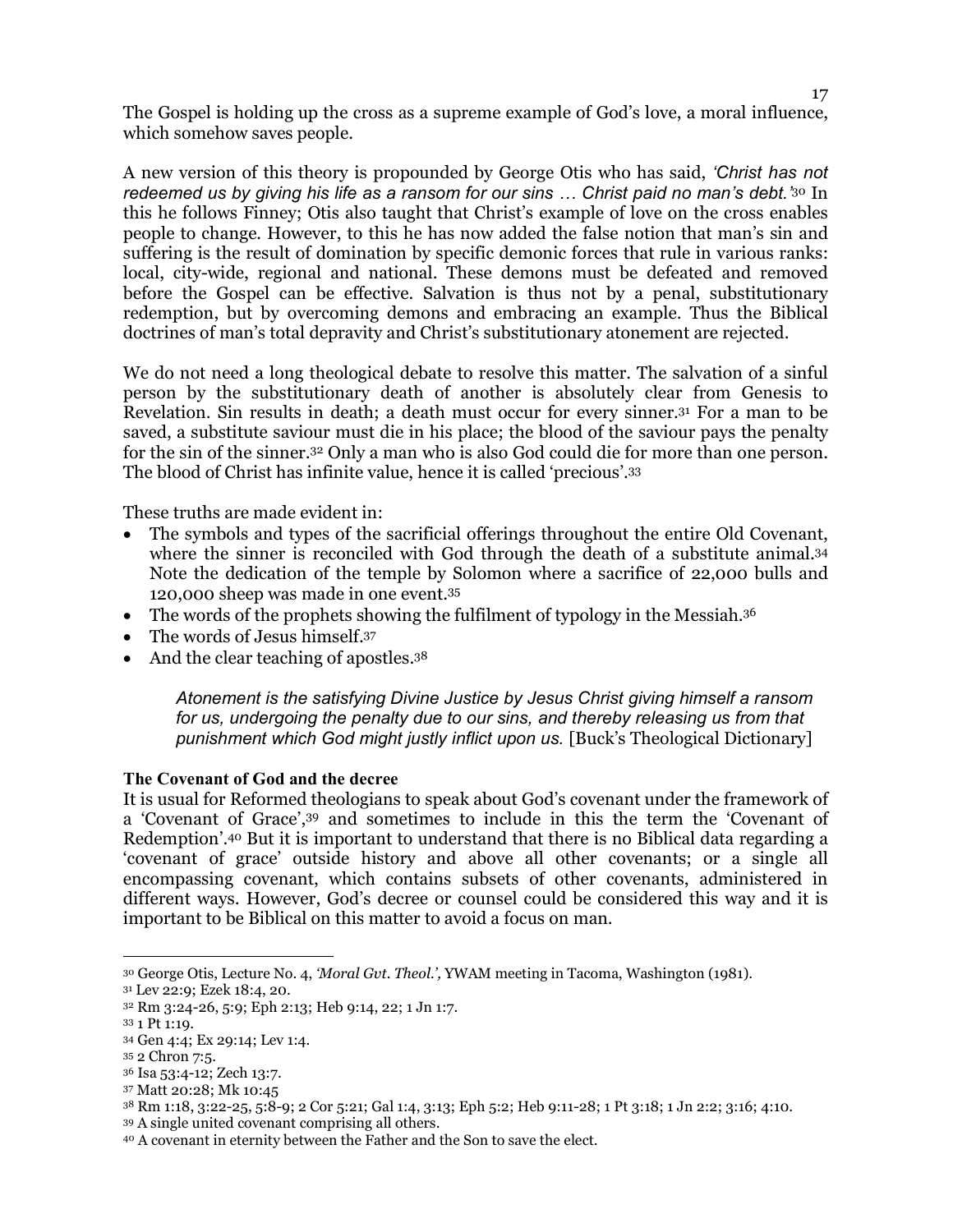The Gospel is holding up the cross as a supreme example of God's love, a moral influence, which somehow saves people.

A new version of this theory is propounded by George Otis who has said, *'Christ has not redeemed us by giving his life as a ransom for our sins … Christ paid no man's debt.'*[30] In this he follows Finney; Otis also taught that Christ's example of love on the cross enables people to change. However, to this he has now added the false notion that man's sin and suffering is the result of domination by specific demonic forces that rule in various ranks: local, city-wide, regional and national. These demons must be defeated and removed before the Gospel can be effective. Salvation is thus not by a penal, substitutionary redemption, but by overcoming demons and embracing an example. Thus the Biblical doctrines of man's total depravity and Christ's substitutionary atonement are rejected.

We do not need a long theological debate to resolve this matter. The salvation of a sinful person by the substitutionary death of another is absolutely clear from Genesis to Revelation. Sin results in death; a death must occur for every sinner.[31] For a man to be saved, a substitute saviour must die in his place; the blood of the saviour pays the penalty for the sin of the sinner.[32] Only a man who is also God could die for more than one person. The blood of Christ has infinite value, hence it is called 'precious'.[33]

These truths are made evident in:

- The symbols and types of the sacrificial offerings throughout the entire Old Covenant, where the sinner is reconciled with God through the death of a substitute animal.[34] Note the dedication of the temple by Solomon where a sacrifice of 22,000 bulls and 120,000 sheep was made in one event.[35]
- The words of the prophets showing the fulfilment of typology in the Messiah.[36]
- The words of Jesus himself.[37]
- And the clear teaching of apostles.[38]

> *Atonement is the satisfying Divine Justice by Jesus Christ giving himself a ransom for us, undergoing the penalty due to our sins, and thereby releasing us from that punishment which God might justly inflict upon us.* [Buck's Theological Dictionary]

**The Covenant of God and the decree**

It is usual for Reformed theologians to speak about God's covenant under the framework of a 'Covenant of Grace',[39] and sometimes to include in this the term the 'Covenant of Redemption'.[40] But it is important to understand that there is no Biblical data regarding a 'covenant of grace' outside history and above all other covenants; or a single all encompassing covenant, which contains subsets of other covenants, administered in different ways. However, God's decree or counsel could be considered this way and it is important to be Biblical on this matter to avoid a focus on man.

---

[30] George Otis, Lecture No. 4, *'Moral Gvt. Theol.',* YWAM meeting in Tacoma, Washington (1981).
[31] Lev 22:9; Ezek 18:4, 20.
[32] Rm 3:24-26, 5:9; Eph 2:13; Heb 9:14, 22; 1 Jn 1:7.
[33] 1 Pt 1:19.
[34] Gen 4:4; Ex 29:14; Lev 1:4.
[35] 2 Chron 7:5.
[36] Isa 53:4-12; Zech 13:7.
[37] Matt 20:28; Mk 10:45
[38] Rm 1:18, 3:22-25, 5:8-9; 2 Cor 5:21; Gal 1:4, 3:13; Eph 5:2; Heb 9:11-28; 1 Pt 3:18; 1 Jn 2:2; 3:16; 4:10.
[39] A single united covenant comprising all others.
[40] A covenant in eternity between the Father and the Son to save the elect.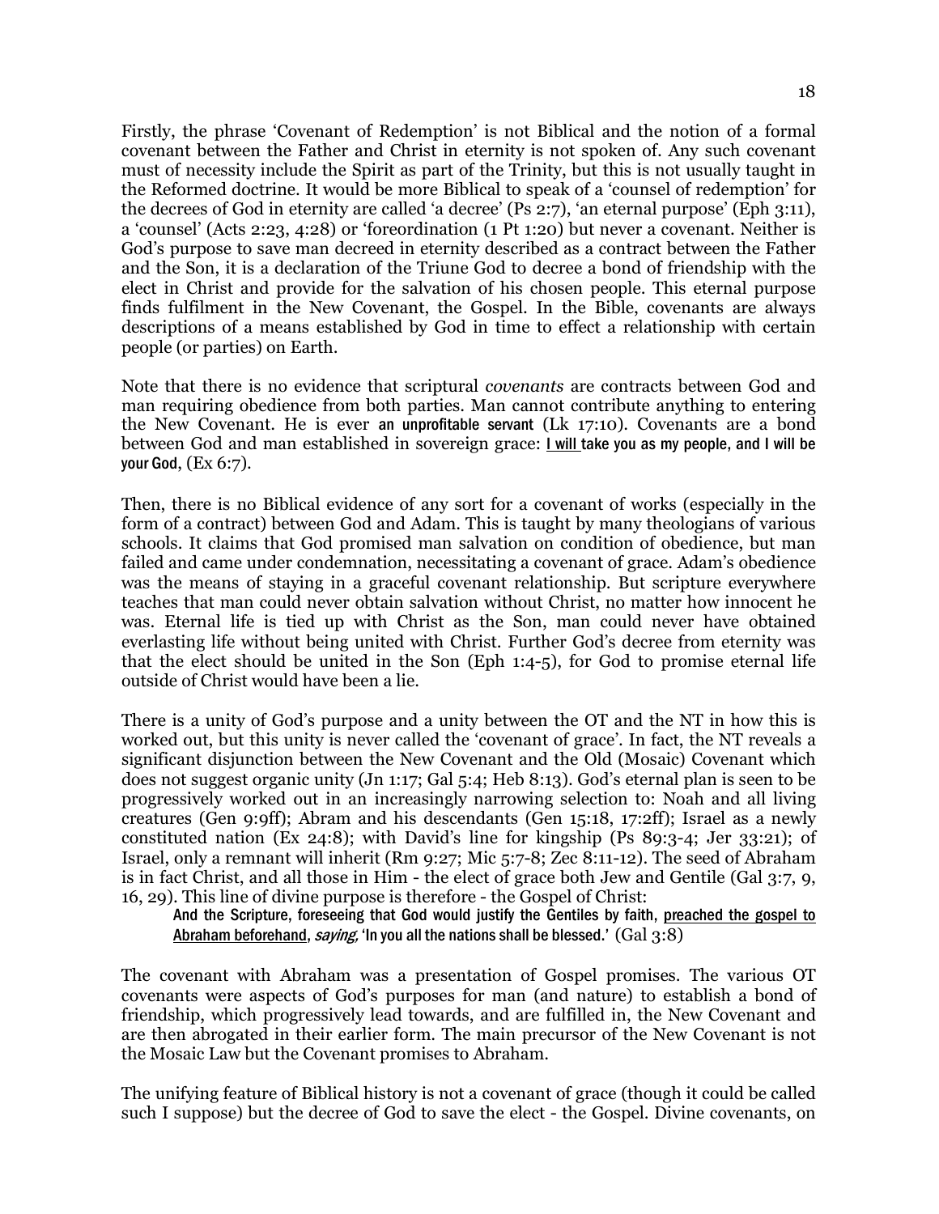Firstly, the phrase 'Covenant of Redemption' is not Biblical and the notion of a formal covenant between the Father and Christ in eternity is not spoken of. Any such covenant must of necessity include the Spirit as part of the Trinity, but this is not usually taught in the Reformed doctrine. It would be more Biblical to speak of a 'counsel of redemption' for the decrees of God in eternity are called 'a decree' (Ps 2:7), 'an eternal purpose' (Eph 3:11), a 'counsel' (Acts 2:23, 4:28) or 'foreordination (1 Pt 1:20) but never a covenant. Neither is God's purpose to save man decreed in eternity described as a contract between the Father and the Son, it is a declaration of the Triune God to decree a bond of friendship with the elect in Christ and provide for the salvation of his chosen people. This eternal purpose finds fulfilment in the New Covenant, the Gospel. In the Bible, covenants are always descriptions of a means established by God in time to effect a relationship with certain people (or parties) on Earth.

Note that there is no evidence that scriptural *covenants* are contracts between God and man requiring obedience from both parties. Man cannot contribute anything to entering the New Covenant. He is ever an unprofitable servant (Lk 17:10). Covenants are a bond between God and man established in sovereign grace: <u>I will</u> take you as my people, and I will be your God, (Ex 6:7).

Then, there is no Biblical evidence of any sort for a covenant of works (especially in the form of a contract) between God and Adam. This is taught by many theologians of various schools. It claims that God promised man salvation on condition of obedience, but man failed and came under condemnation, necessitating a covenant of grace. Adam's obedience was the means of staying in a graceful covenant relationship. But scripture everywhere teaches that man could never obtain salvation without Christ, no matter how innocent he was. Eternal life is tied up with Christ as the Son, man could never have obtained everlasting life without being united with Christ. Further God's decree from eternity was that the elect should be united in the Son (Eph 1:4-5), for God to promise eternal life outside of Christ would have been a lie.

There is a unity of God's purpose and a unity between the OT and the NT in how this is worked out, but this unity is never called the 'covenant of grace'. In fact, the NT reveals a significant disjunction between the New Covenant and the Old (Mosaic) Covenant which does not suggest organic unity (Jn 1:17; Gal 5:4; Heb 8:13). God's eternal plan is seen to be progressively worked out in an increasingly narrowing selection to: Noah and all living creatures (Gen 9:9ff); Abram and his descendants (Gen 15:18, 17:2ff); Israel as a newly constituted nation (Ex 24:8); with David's line for kingship (Ps 89:3-4; Jer 33:21); of Israel, only a remnant will inherit (Rm 9:27; Mic 5:7-8; Zec 8:11-12). The seed of Abraham is in fact Christ, and all those in Him - the elect of grace both Jew and Gentile (Gal 3:7, 9, 16, 29). This line of divine purpose is therefore - the Gospel of Christ:

> And the Scripture, foreseeing that God would justify the Gentiles by faith, <u>preached the gospel to Abraham beforehand</u>, *saying,* 'In you all the nations shall be blessed.' (Gal 3:8)

The covenant with Abraham was a presentation of Gospel promises. The various OT covenants were aspects of God's purposes for man (and nature) to establish a bond of friendship, which progressively lead towards, and are fulfilled in, the New Covenant and are then abrogated in their earlier form. The main precursor of the New Covenant is not the Mosaic Law but the Covenant promises to Abraham.

The unifying feature of Biblical history is not a covenant of grace (though it could be called such I suppose) but the decree of God to save the elect - the Gospel. Divine covenants, on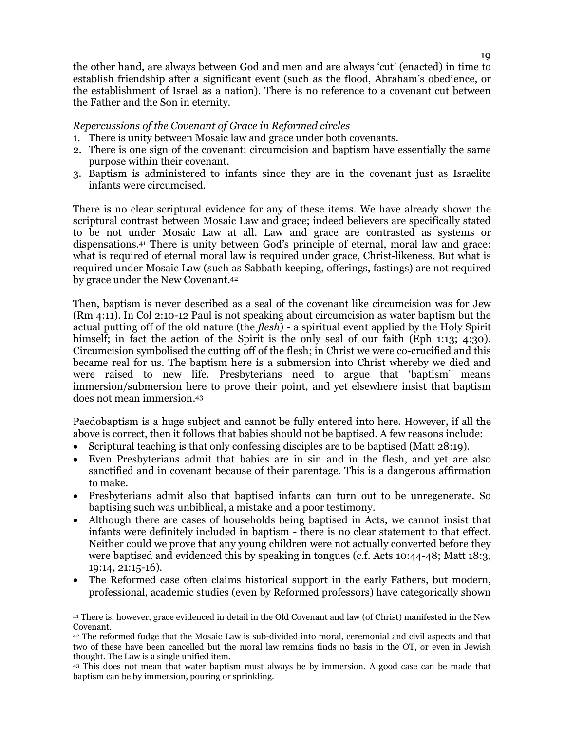the other hand, are always between God and men and are always 'cut' (enacted) in time to establish friendship after a significant event (such as the flood, Abraham's obedience, or the establishment of Israel as a nation). There is no reference to a covenant cut between the Father and the Son in eternity.

*Repercussions of the Covenant of Grace in Reformed circles*

1. There is unity between Mosaic law and grace under both covenants.
2. There is one sign of the covenant: circumcision and baptism have essentially the same purpose within their covenant.
3. Baptism is administered to infants since they are in the covenant just as Israelite infants were circumcised.

There is no clear scriptural evidence for any of these items. We have already shown the scriptural contrast between Mosaic Law and grace; indeed believers are specifically stated to be <u>not</u> under Mosaic Law at all. Law and grace are contrasted as systems or dispensations.[41] There is unity between God's principle of eternal, moral law and grace: what is required of eternal moral law is required under grace, Christ-likeness. But what is required under Mosaic Law (such as Sabbath keeping, offerings, fastings) are not required by grace under the New Covenant.[42]

Then, baptism is never described as a seal of the covenant like circumcision was for Jew (Rm 4:11). In Col 2:10-12 Paul is not speaking about circumcision as water baptism but the actual putting off of the old nature (the *flesh*) - a spiritual event applied by the Holy Spirit himself; in fact the action of the Spirit is the only seal of our faith (Eph 1:13; 4:30). Circumcision symbolised the cutting off of the flesh; in Christ we were co-crucified and this became real for us. The baptism here is a submersion into Christ whereby we died and were raised to new life. Presbyterians need to argue that 'baptism' means immersion/submersion here to prove their point, and yet elsewhere insist that baptism does not mean immersion.[43]

Paedobaptism is a huge subject and cannot be fully entered into here. However, if all the above is correct, then it follows that babies should not be baptised. A few reasons include:

- Scriptural teaching is that only confessing disciples are to be baptised (Matt 28:19).
- Even Presbyterians admit that babies are in sin and in the flesh, and yet are also sanctified and in covenant because of their parentage. This is a dangerous affirmation to make.
- Presbyterians admit also that baptised infants can turn out to be unregenerate. So baptising such was unbiblical, a mistake and a poor testimony.
- Although there are cases of households being baptised in Acts, we cannot insist that infants were definitely included in baptism - there is no clear statement to that effect. Neither could we prove that any young children were not actually converted before they were baptised and evidenced this by speaking in tongues (c.f. Acts 10:44-48; Matt 18:3, 19:14, 21:15-16).
- The Reformed case often claims historical support in the early Fathers, but modern, professional, academic studies (even by Reformed professors) have categorically shown

---

[41] There is, however, grace evidenced in detail in the Old Covenant and law (of Christ) manifested in the New Covenant.

[42] The reformed fudge that the Mosaic Law is sub-divided into moral, ceremonial and civil aspects and that two of these have been cancelled but the moral law remains finds no basis in the OT, or even in Jewish thought. The Law is a single unified item.

[43] This does not mean that water baptism must always be by immersion. A good case can be made that baptism can be by immersion, pouring or sprinkling.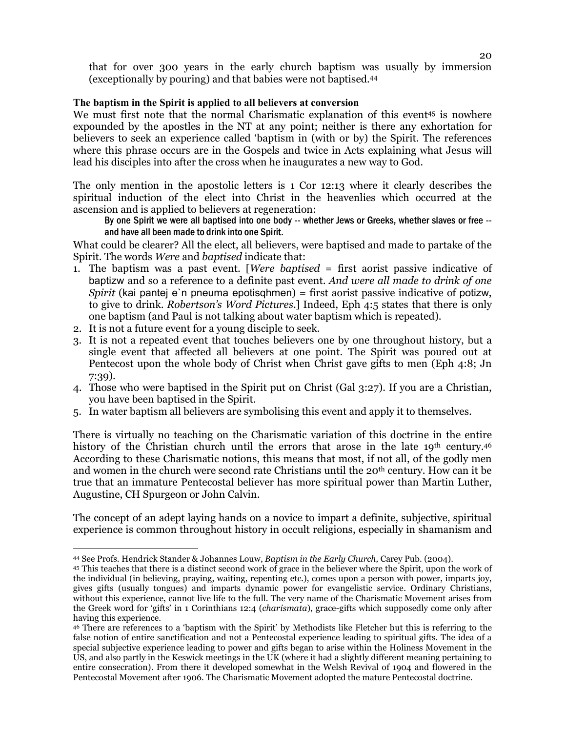that for over 300 years in the early church baptism was usually by immersion (exceptionally by pouring) and that babies were not baptised.[44]

**The baptism in the Spirit is applied to all believers at conversion**

We must first note that the normal Charismatic explanation of this event[45] is nowhere expounded by the apostles in the NT at any point; neither is there any exhortation for believers to seek an experience called 'baptism in (with or by) the Spirit. The references where this phrase occurs are in the Gospels and twice in Acts explaining what Jesus will lead his disciples into after the cross when he inaugurates a new way to God.

The only mention in the apostolic letters is 1 Cor 12:13 where it clearly describes the spiritual induction of the elect into Christ in the heavenlies which occurred at the ascension and is applied to believers at regeneration:

> By one Spirit we were all baptised into one body -- whether Jews or Greeks, whether slaves or free -- and have all been made to drink into one Spirit.

What could be clearer? All the elect, all believers, were baptised and made to partake of the Spirit. The words *Were* and *baptised* indicate that:

1. The baptism was a past event. [*Were baptised* = first aorist passive indicative of baptizw and so a reference to a definite past event. *And were all made to drink of one Spirit* (kai pantej e`n pneuma epotisqhmen) = first aorist passive indicative of potizw, to give to drink. *Robertson's Word Pictures*.] Indeed, Eph 4:5 states that there is only one baptism (and Paul is not talking about water baptism which is repeated).
2. It is not a future event for a young disciple to seek.
3. It is not a repeated event that touches believers one by one throughout history, but a single event that affected all believers at one point. The Spirit was poured out at Pentecost upon the whole body of Christ when Christ gave gifts to men (Eph 4:8; Jn 7:39).
4. Those who were baptised in the Spirit put on Christ (Gal 3:27). If you are a Christian, you have been baptised in the Spirit.
5. In water baptism all believers are symbolising this event and apply it to themselves.

There is virtually no teaching on the Charismatic variation of this doctrine in the entire history of the Christian church until the errors that arose in the late 19th century.[46] According to these Charismatic notions, this means that most, if not all, of the godly men and women in the church were second rate Christians until the 20th century. How can it be true that an immature Pentecostal believer has more spiritual power than Martin Luther, Augustine, CH Spurgeon or John Calvin.

The concept of an adept laying hands on a novice to impart a definite, subjective, spiritual experience is common throughout history in occult religions, especially in shamanism and

---

[44] See Profs. Hendrick Stander & Johannes Louw, *Baptism in the Early Church,* Carey Pub. (2004).

[45] This teaches that there is a distinct second work of grace in the believer where the Spirit, upon the work of the individual (in believing, praying, waiting, repenting etc.), comes upon a person with power, imparts joy, gives gifts (usually tongues) and imparts dynamic power for evangelistic service. Ordinary Christians, without this experience, cannot live life to the full. The very name of the Charismatic Movement arises from the Greek word for 'gifts' in 1 Corinthians 12:4 (*charismata*), grace-gifts which supposedly come only after having this experience.

[46] There are references to a 'baptism with the Spirit' by Methodists like Fletcher but this is referring to the false notion of entire sanctification and not a Pentecostal experience leading to spiritual gifts. The idea of a special subjective experience leading to power and gifts began to arise within the Holiness Movement in the US, and also partly in the Keswick meetings in the UK (where it had a slightly different meaning pertaining to entire consecration). From there it developed somewhat in the Welsh Revival of 1904 and flowered in the Pentecostal Movement after 1906. The Charismatic Movement adopted the mature Pentecostal doctrine.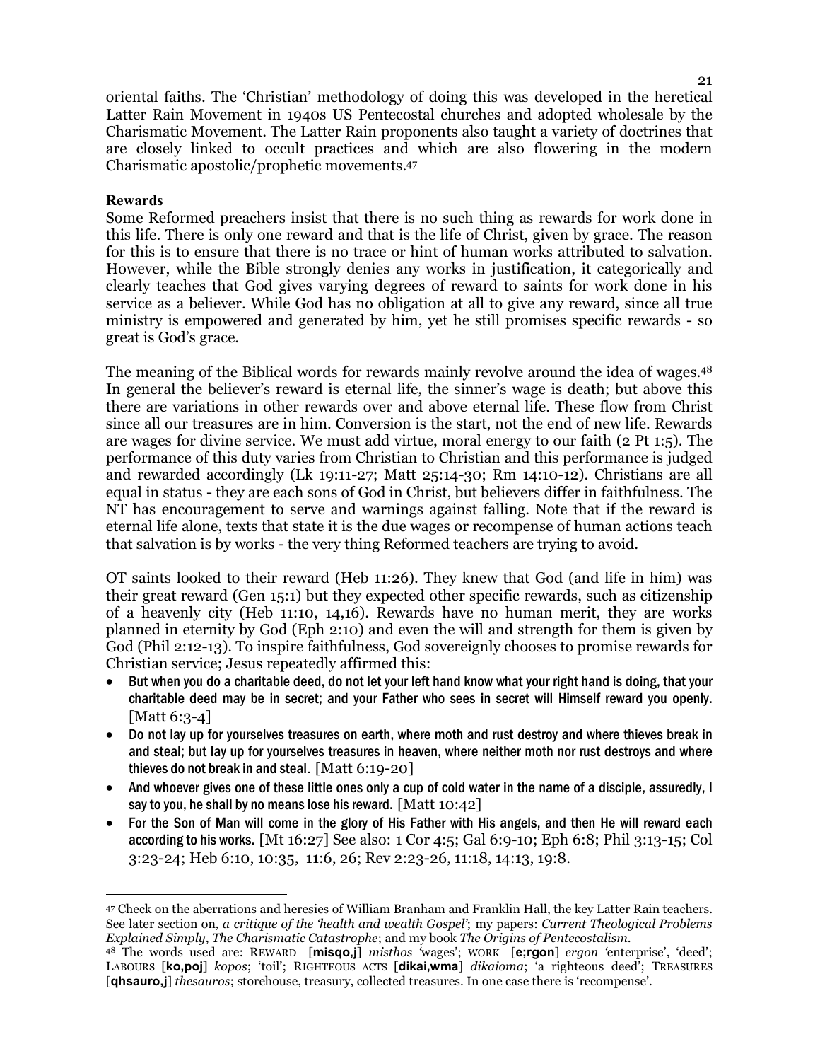oriental faiths. The 'Christian' methodology of doing this was developed in the heretical Latter Rain Movement in 1940s US Pentecostal churches and adopted wholesale by the Charismatic Movement. The Latter Rain proponents also taught a variety of doctrines that are closely linked to occult practices and which are also flowering in the modern Charismatic apostolic/prophetic movements.[47]

**Rewards**

Some Reformed preachers insist that there is no such thing as rewards for work done in this life. There is only one reward and that is the life of Christ, given by grace. The reason for this is to ensure that there is no trace or hint of human works attributed to salvation. However, while the Bible strongly denies any works in justification, it categorically and clearly teaches that God gives varying degrees of reward to saints for work done in his service as a believer. While God has no obligation at all to give any reward, since all true ministry is empowered and generated by him, yet he still promises specific rewards - so great is God's grace.

The meaning of the Biblical words for rewards mainly revolve around the idea of wages.[48] In general the believer's reward is eternal life, the sinner's wage is death; but above this there are variations in other rewards over and above eternal life. These flow from Christ since all our treasures are in him. Conversion is the start, not the end of new life. Rewards are wages for divine service. We must add virtue, moral energy to our faith (2 Pt 1:5). The performance of this duty varies from Christian to Christian and this performance is judged and rewarded accordingly (Lk 19:11-27; Matt 25:14-30; Rm 14:10-12). Christians are all equal in status - they are each sons of God in Christ, but believers differ in faithfulness. The NT has encouragement to serve and warnings against falling. Note that if the reward is eternal life alone, texts that state it is the due wages or recompense of human actions teach that salvation is by works - the very thing Reformed teachers are trying to avoid.

OT saints looked to their reward (Heb 11:26). They knew that God (and life in him) was their great reward (Gen 15:1) but they expected other specific rewards, such as citizenship of a heavenly city (Heb 11:10, 14,16). Rewards have no human merit, they are works planned in eternity by God (Eph 2:10) and even the will and strength for them is given by God (Phil 2:12-13). To inspire faithfulness, God sovereignly chooses to promise rewards for Christian service; Jesus repeatedly affirmed this:

- But when you do a charitable deed, do not let your left hand know what your right hand is doing, that your charitable deed may be in secret; and your Father who sees in secret will Himself reward you openly. [Matt 6:3-4]
- Do not lay up for yourselves treasures on earth, where moth and rust destroy and where thieves break in and steal; but lay up for yourselves treasures in heaven, where neither moth nor rust destroys and where thieves do not break in and steal. [Matt 6:19-20]
- And whoever gives one of these little ones only a cup of cold water in the name of a disciple, assuredly, I say to you, he shall by no means lose his reward. [Matt 10:42]
- For the Son of Man will come in the glory of His Father with His angels, and then He will reward each according to his works. [Mt 16:27] See also: 1 Cor 4:5; Gal 6:9-10; Eph 6:8; Phil 3:13-15; Col 3:23-24; Heb 6:10, 10:35, 11:6, 26; Rev 2:23-26, 11:18, 14:13, 19:8.

---

[47] Check on the aberrations and heresies of William Branham and Franklin Hall, the key Latter Rain teachers. See later section on, *a critique of the 'health and wealth Gospel'*; my papers: *Current Theological Problems Explained Simply*, *The Charismatic Catastrophe*; and my book *The Origins of Pentecostalism*.

[48] The words used are: REWARD [**misqo,j**] *misthos* 'wages'; WORK [**e;rgon**] *ergon* 'enterprise', 'deed'; LABOURS [**ko,poj**] *kopos*; 'toil'; RIGHTEOUS ACTS [**dikai,wma**] *dikaioma*; 'a righteous deed'; TREASURES [**qhsauro,j**] *thesauros*; storehouse, treasury, collected treasures. In one case there is 'recompense'.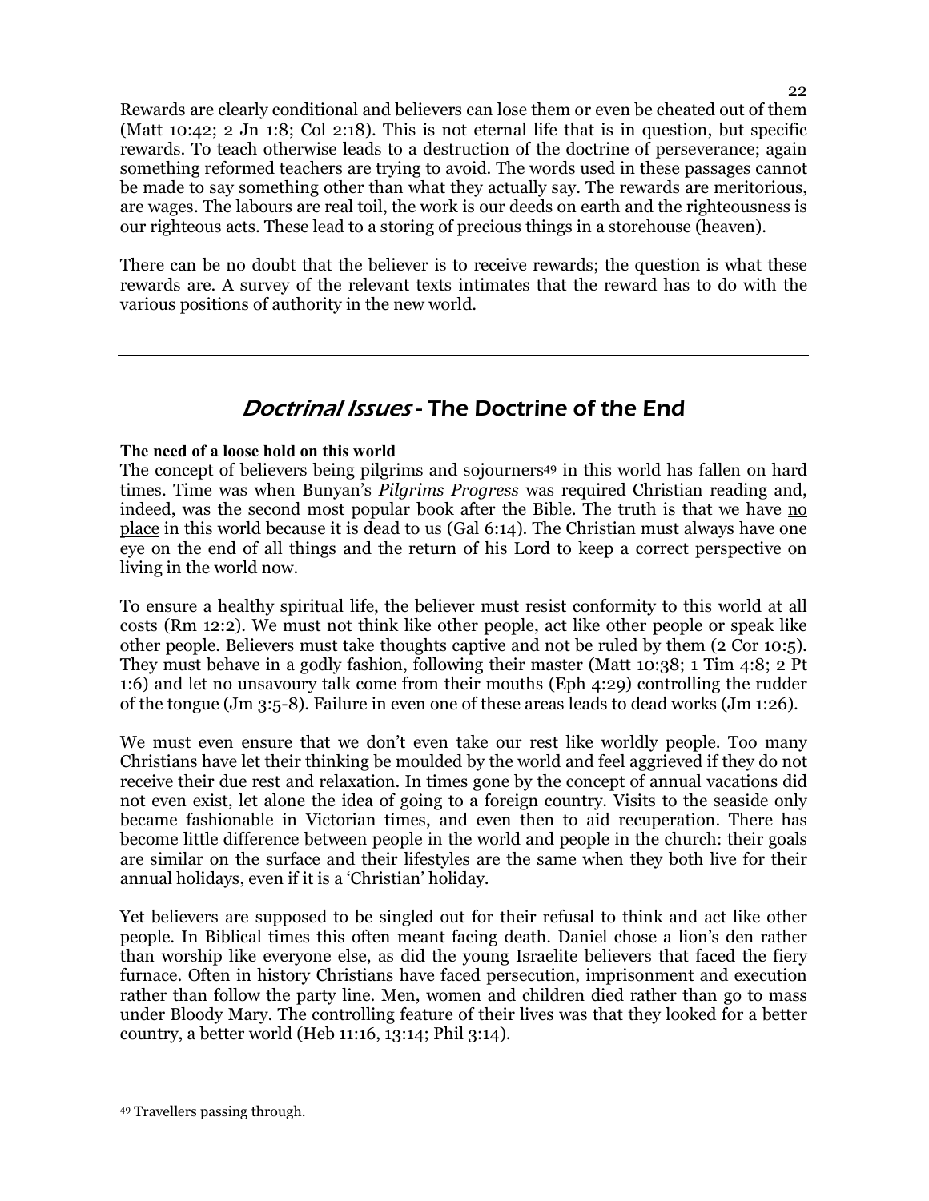Rewards are clearly conditional and believers can lose them or even be cheated out of them (Matt 10:42; 2 Jn 1:8; Col 2:18). This is not eternal life that is in question, but specific rewards. To teach otherwise leads to a destruction of the doctrine of perseverance; again something reformed teachers are trying to avoid. The words used in these passages cannot be made to say something other than what they actually say. The rewards are meritorious, are wages. The labours are real toil, the work is our deeds on earth and the righteousness is our righteous acts. These lead to a storing of precious things in a storehouse (heaven).

There can be no doubt that the believer is to receive rewards; the question is what these rewards are. A survey of the relevant texts intimates that the reward has to do with the various positions of authority in the new world.

---

## *Doctrinal Issues* - The Doctrine of the End

**The need of a loose hold on this world**

The concept of believers being pilgrims and sojourners[49] in this world has fallen on hard times. Time was when Bunyan's *Pilgrims Progress* was required Christian reading and, indeed, was the second most popular book after the Bible. The truth is that we have no place in this world because it is dead to us (Gal 6:14). The Christian must always have one eye on the end of all things and the return of his Lord to keep a correct perspective on living in the world now.

To ensure a healthy spiritual life, the believer must resist conformity to this world at all costs (Rm 12:2). We must not think like other people, act like other people or speak like other people. Believers must take thoughts captive and not be ruled by them (2 Cor 10:5). They must behave in a godly fashion, following their master (Matt 10:38; 1 Tim 4:8; 2 Pt 1:6) and let no unsavoury talk come from their mouths (Eph 4:29) controlling the rudder of the tongue (Jm 3:5-8). Failure in even one of these areas leads to dead works (Jm 1:26).

We must even ensure that we don't even take our rest like worldly people. Too many Christians have let their thinking be moulded by the world and feel aggrieved if they do not receive their due rest and relaxation. In times gone by the concept of annual vacations did not even exist, let alone the idea of going to a foreign country. Visits to the seaside only became fashionable in Victorian times, and even then to aid recuperation. There has become little difference between people in the world and people in the church: their goals are similar on the surface and their lifestyles are the same when they both live for their annual holidays, even if it is a 'Christian' holiday.

Yet believers are supposed to be singled out for their refusal to think and act like other people. In Biblical times this often meant facing death. Daniel chose a lion's den rather than worship like everyone else, as did the young Israelite believers that faced the fiery furnace. Often in history Christians have faced persecution, imprisonment and execution rather than follow the party line. Men, women and children died rather than go to mass under Bloody Mary. The controlling feature of their lives was that they looked for a better country, a better world (Heb 11:16, 13:14; Phil 3:14).

---

[49] Travellers passing through.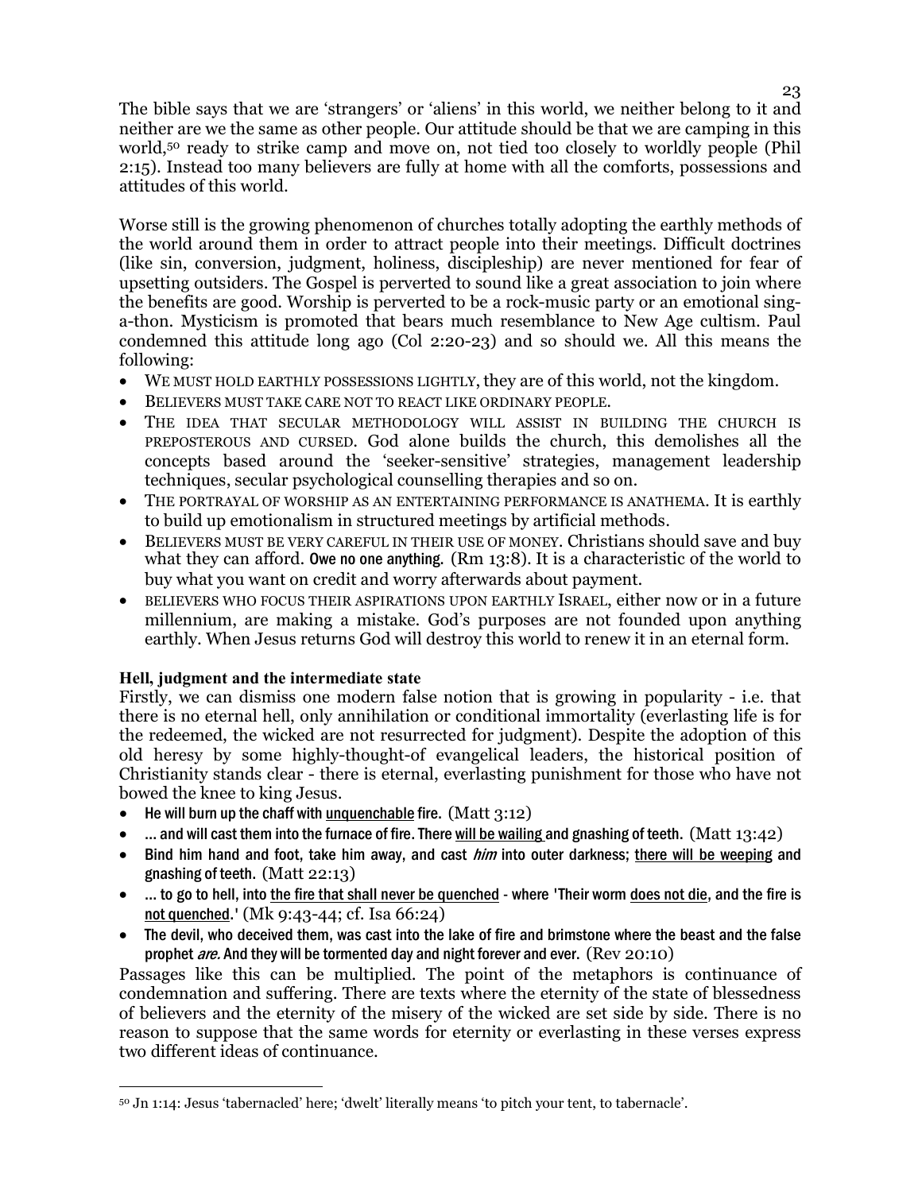The bible says that we are 'strangers' or 'aliens' in this world, we neither belong to it and neither are we the same as other people. Our attitude should be that we are camping in this world,[50] ready to strike camp and move on, not tied too closely to worldly people (Phil 2:15). Instead too many believers are fully at home with all the comforts, possessions and attitudes of this world.

Worse still is the growing phenomenon of churches totally adopting the earthly methods of the world around them in order to attract people into their meetings. Difficult doctrines (like sin, conversion, judgment, holiness, discipleship) are never mentioned for fear of upsetting outsiders. The Gospel is perverted to sound like a great association to join where the benefits are good. Worship is perverted to be a rock-music party or an emotional sing-a-thon. Mysticism is promoted that bears much resemblance to New Age cultism. Paul condemned this attitude long ago (Col 2:20-23) and so should we. All this means the following:

- WE MUST HOLD EARTHLY POSSESSIONS LIGHTLY, they are of this world, not the kingdom.
- BELIEVERS MUST TAKE CARE NOT TO REACT LIKE ORDINARY PEOPLE.
- THE IDEA THAT SECULAR METHODOLOGY WILL ASSIST IN BUILDING THE CHURCH IS PREPOSTEROUS AND CURSED. God alone builds the church, this demolishes all the concepts based around the 'seeker-sensitive' strategies, management leadership techniques, secular psychological counselling therapies and so on.
- THE PORTRAYAL OF WORSHIP AS AN ENTERTAINING PERFORMANCE IS ANATHEMA. It is earthly to build up emotionalism in structured meetings by artificial methods.
- BELIEVERS MUST BE VERY CAREFUL IN THEIR USE OF MONEY. Christians should save and buy what they can afford. Owe no one anything. (Rm 13:8). It is a characteristic of the world to buy what you want on credit and worry afterwards about payment.
- BELIEVERS WHO FOCUS THEIR ASPIRATIONS UPON EARTHLY ISRAEL, either now or in a future millennium, are making a mistake. God's purposes are not founded upon anything earthly. When Jesus returns God will destroy this world to renew it in an eternal form.

**Hell, judgment and the intermediate state**

Firstly, we can dismiss one modern false notion that is growing in popularity - i.e. that there is no eternal hell, only annihilation or conditional immortality (everlasting life is for the redeemed, the wicked are not resurrected for judgment). Despite the adoption of this old heresy by some highly-thought-of evangelical leaders, the historical position of Christianity stands clear - there is eternal, everlasting punishment for those who have not bowed the knee to king Jesus.

- He will burn up the chaff with <u>unquenchable</u> fire. (Matt 3:12)
- … and will cast them into the furnace of fire. There <u>will be wailing</u> and gnashing of teeth. (Matt 13:42)
- Bind him hand and foot, take him away, and cast *him* into outer darkness; <u>there will be weeping</u> and gnashing of teeth. (Matt 22:13)
- … to go to hell, into <u>the fire that shall never be quenched</u> - where 'Their worm <u>does not die</u>, and the fire is <u>not quenched</u>.' (Mk 9:43-44; cf. Isa 66:24)
- The devil, who deceived them, was cast into the lake of fire and brimstone where the beast and the false prophet *are.* And they will be tormented day and night forever and ever. (Rev 20:10)

Passages like this can be multiplied. The point of the metaphors is continuance of condemnation and suffering. There are texts where the eternity of the state of blessedness of believers and the eternity of the misery of the wicked are set side by side. There is no reason to suppose that the same words for eternity or everlasting in these verses express two different ideas of continuance.

---

[50] Jn 1:14: Jesus 'tabernacled' here; 'dwelt' literally means 'to pitch your tent, to tabernacle'.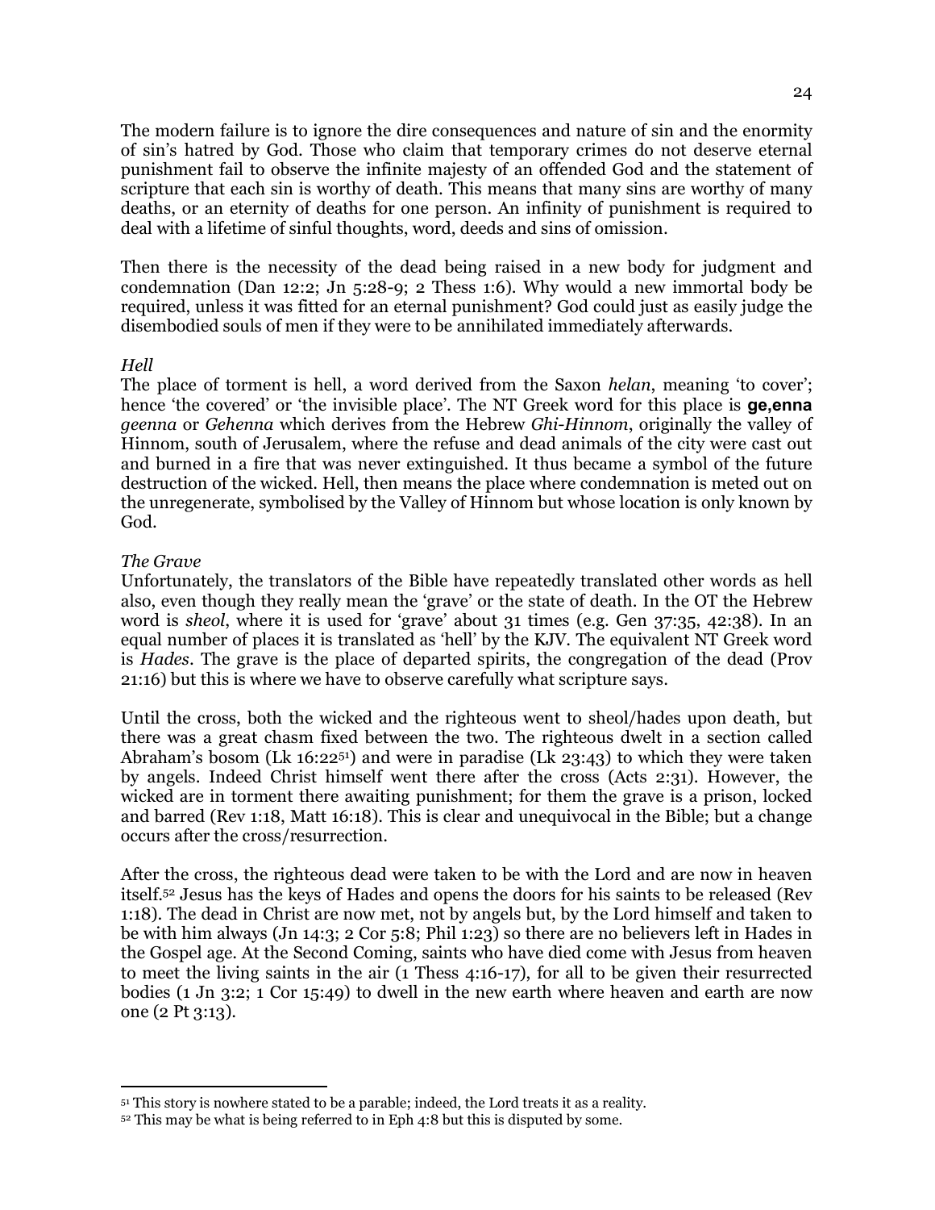The modern failure is to ignore the dire consequences and nature of sin and the enormity of sin's hatred by God. Those who claim that temporary crimes do not deserve eternal punishment fail to observe the infinite majesty of an offended God and the statement of scripture that each sin is worthy of death. This means that many sins are worthy of many deaths, or an eternity of deaths for one person. An infinity of punishment is required to deal with a lifetime of sinful thoughts, word, deeds and sins of omission.

Then there is the necessity of the dead being raised in a new body for judgment and condemnation (Dan 12:2; Jn 5:28-9; 2 Thess 1:6). Why would a new immortal body be required, unless it was fitted for an eternal punishment? God could just as easily judge the disembodied souls of men if they were to be annihilated immediately afterwards.

*Hell*

The place of torment is hell, a word derived from the Saxon *helan*, meaning 'to cover'; hence 'the covered' or 'the invisible place'. The NT Greek word for this place is **ge,enna** *geenna* or *Gehenna* which derives from the Hebrew *Ghi-Hinnom*, originally the valley of Hinnom, south of Jerusalem, where the refuse and dead animals of the city were cast out and burned in a fire that was never extinguished. It thus became a symbol of the future destruction of the wicked. Hell, then means the place where condemnation is meted out on the unregenerate, symbolised by the Valley of Hinnom but whose location is only known by God.

*The Grave*

Unfortunately, the translators of the Bible have repeatedly translated other words as hell also, even though they really mean the 'grave' or the state of death. In the OT the Hebrew word is *sheol*, where it is used for 'grave' about 31 times (e.g. Gen 37:35, 42:38). In an equal number of places it is translated as 'hell' by the KJV. The equivalent NT Greek word is *Hades*. The grave is the place of departed spirits, the congregation of the dead (Prov 21:16) but this is where we have to observe carefully what scripture says.

Until the cross, both the wicked and the righteous went to sheol/hades upon death, but there was a great chasm fixed between the two. The righteous dwelt in a section called Abraham's bosom (Lk 16:22[51]) and were in paradise (Lk 23:43) to which they were taken by angels. Indeed Christ himself went there after the cross (Acts 2:31). However, the wicked are in torment there awaiting punishment; for them the grave is a prison, locked and barred (Rev 1:18, Matt 16:18). This is clear and unequivocal in the Bible; but a change occurs after the cross/resurrection.

After the cross, the righteous dead were taken to be with the Lord and are now in heaven itself.[52] Jesus has the keys of Hades and opens the doors for his saints to be released (Rev 1:18). The dead in Christ are now met, not by angels but, by the Lord himself and taken to be with him always (Jn 14:3; 2 Cor 5:8; Phil 1:23) so there are no believers left in Hades in the Gospel age. At the Second Coming, saints who have died come with Jesus from heaven to meet the living saints in the air (1 Thess 4:16-17), for all to be given their resurrected bodies (1 Jn 3:2; 1 Cor 15:49) to dwell in the new earth where heaven and earth are now one (2 Pt 3:13).

---

[51] This story is nowhere stated to be a parable; indeed, the Lord treats it as a reality.

[52] This may be what is being referred to in Eph 4:8 but this is disputed by some.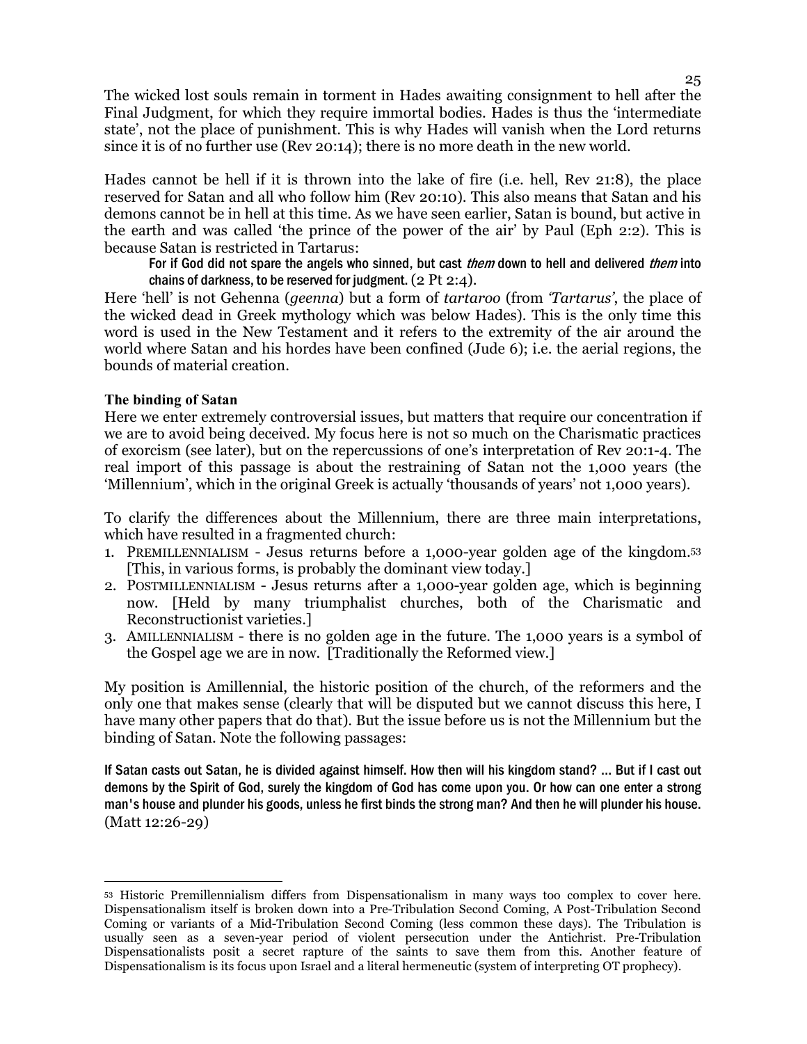The wicked lost souls remain in torment in Hades awaiting consignment to hell after the Final Judgment, for which they require immortal bodies. Hades is thus the 'intermediate state', not the place of punishment. This is why Hades will vanish when the Lord returns since it is of no further use (Rev 20:14); there is no more death in the new world.

Hades cannot be hell if it is thrown into the lake of fire (i.e. hell, Rev 21:8), the place reserved for Satan and all who follow him (Rev 20:10). This also means that Satan and his demons cannot be in hell at this time. As we have seen earlier, Satan is bound, but active in the earth and was called 'the prince of the power of the air' by Paul (Eph 2:2). This is because Satan is restricted in Tartarus:

> For if God did not spare the angels who sinned, but cast *them* down to hell and delivered *them* into chains of darkness, to be reserved for judgment. (2 Pt 2:4).

Here 'hell' is not Gehenna (*geenna*) but a form of *tartaroo* (from *'Tartarus'*, the place of the wicked dead in Greek mythology which was below Hades). This is the only time this word is used in the New Testament and it refers to the extremity of the air around the world where Satan and his hordes have been confined (Jude 6); i.e. the aerial regions, the bounds of material creation.

**The binding of Satan**

Here we enter extremely controversial issues, but matters that require our concentration if we are to avoid being deceived. My focus here is not so much on the Charismatic practices of exorcism (see later), but on the repercussions of one's interpretation of Rev 20:1-4. The real import of this passage is about the restraining of Satan not the 1,000 years (the 'Millennium', which in the original Greek is actually 'thousands of years' not 1,000 years).

To clarify the differences about the Millennium, there are three main interpretations, which have resulted in a fragmented church:

1. PREMILLENNIALISM - Jesus returns before a 1,000-year golden age of the kingdom.[53] [This, in various forms, is probably the dominant view today.]
2. POSTMILLENNIALISM - Jesus returns after a 1,000-year golden age, which is beginning now. [Held by many triumphalist churches, both of the Charismatic and Reconstructionist varieties.]
3. AMILLENNIALISM - there is no golden age in the future. The 1,000 years is a symbol of the Gospel age we are in now. [Traditionally the Reformed view.]

My position is Amillennial, the historic position of the church, of the reformers and the only one that makes sense (clearly that will be disputed but we cannot discuss this here, I have many other papers that do that). But the issue before us is not the Millennium but the binding of Satan. Note the following passages:

> If Satan casts out Satan, he is divided against himself. How then will his kingdom stand? ... But if I cast out demons by the Spirit of God, surely the kingdom of God has come upon you. Or how can one enter a strong man's house and plunder his goods, unless he first binds the strong man? And then he will plunder his house. (Matt 12:26-29)

---

[53] Historic Premillennialism differs from Dispensationalism in many ways too complex to cover here. Dispensationalism itself is broken down into a Pre-Tribulation Second Coming, A Post-Tribulation Second Coming or variants of a Mid-Tribulation Second Coming (less common these days). The Tribulation is usually seen as a seven-year period of violent persecution under the Antichrist. Pre-Tribulation Dispensationalists posit a secret rapture of the saints to save them from this. Another feature of Dispensationalism is its focus upon Israel and a literal hermeneutic (system of interpreting OT prophecy).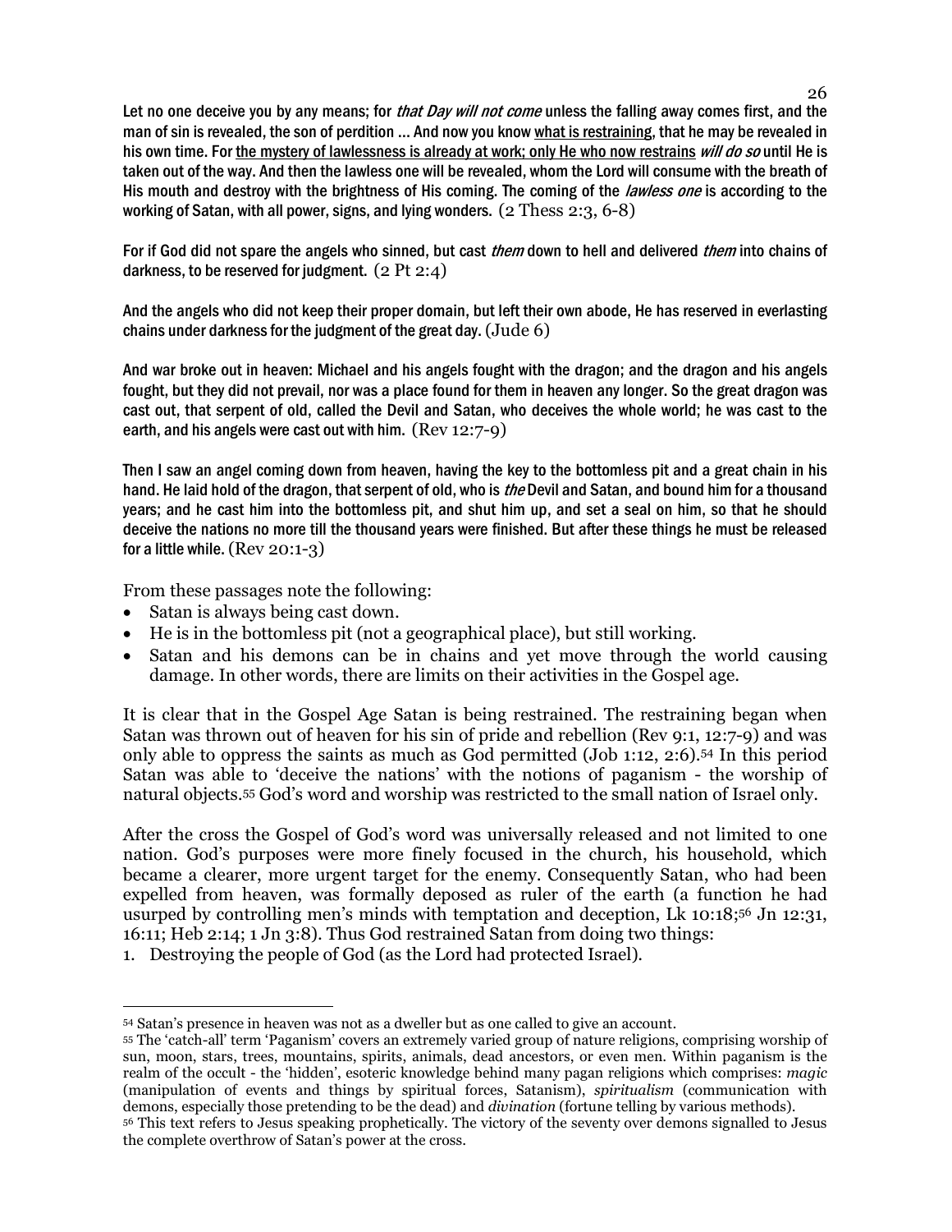Let no one deceive you by any means; for *that Day will not come* unless the falling away comes first, and the man of sin is revealed, the son of perdition … And now you know <u>what is restraining</u>, that he may be revealed in his own time. For <u>the mystery of lawlessness is already at work; only He who now restrains *will do so* until He is taken out of the way</u>. And then the lawless one will be revealed, whom the Lord will consume with the breath of His mouth and destroy with the brightness of His coming. The coming of the *lawless one* is according to the working of Satan, with all power, signs, and lying wonders. (2 Thess 2:3, 6-8)

For if God did not spare the angels who sinned, but cast *them* down to hell and delivered *them* into chains of darkness, to be reserved for judgment. (2 Pt 2:4)

And the angels who did not keep their proper domain, but left their own abode, He has reserved in everlasting chains under darkness for the judgment of the great day. (Jude 6)

And war broke out in heaven: Michael and his angels fought with the dragon; and the dragon and his angels fought, but they did not prevail, nor was a place found for them in heaven any longer. So the great dragon was cast out, that serpent of old, called the Devil and Satan, who deceives the whole world; he was cast to the earth, and his angels were cast out with him. (Rev 12:7-9)

Then I saw an angel coming down from heaven, having the key to the bottomless pit and a great chain in his hand. He laid hold of the dragon, that serpent of old, who is *the* Devil and Satan, and bound him for a thousand years; and he cast him into the bottomless pit, and shut him up, and set a seal on him, so that he should deceive the nations no more till the thousand years were finished. But after these things he must be released for a little while. (Rev 20:1-3)

From these passages note the following:

- Satan is always being cast down.
- He is in the bottomless pit (not a geographical place), but still working.
- Satan and his demons can be in chains and yet move through the world causing damage. In other words, there are limits on their activities in the Gospel age.

It is clear that in the Gospel Age Satan is being restrained. The restraining began when Satan was thrown out of heaven for his sin of pride and rebellion (Rev 9:1, 12:7-9) and was only able to oppress the saints as much as God permitted (Job 1:12, 2:6).[54] In this period Satan was able to 'deceive the nations' with the notions of paganism - the worship of natural objects.[55] God's word and worship was restricted to the small nation of Israel only.

After the cross the Gospel of God's word was universally released and not limited to one nation. God's purposes were more finely focused in the church, his household, which became a clearer, more urgent target for the enemy. Consequently Satan, who had been expelled from heaven, was formally deposed as ruler of the earth (a function he had usurped by controlling men's minds with temptation and deception, Lk 10:18;[56] Jn 12:31, 16:11; Heb 2:14; 1 Jn 3:8). Thus God restrained Satan from doing two things:

1. Destroying the people of God (as the Lord had protected Israel).

---

[54] Satan's presence in heaven was not as a dweller but as one called to give an account.

[55] The 'catch-all' term 'Paganism' covers an extremely varied group of nature religions, comprising worship of sun, moon, stars, trees, mountains, spirits, animals, dead ancestors, or even men. Within paganism is the realm of the occult - the 'hidden', esoteric knowledge behind many pagan religions which comprises: *magic* (manipulation of events and things by spiritual forces, Satanism), *spiritualism* (communication with demons, especially those pretending to be the dead) and *divination* (fortune telling by various methods).

[56] This text refers to Jesus speaking prophetically. The victory of the seventy over demons signalled to Jesus the complete overthrow of Satan's power at the cross.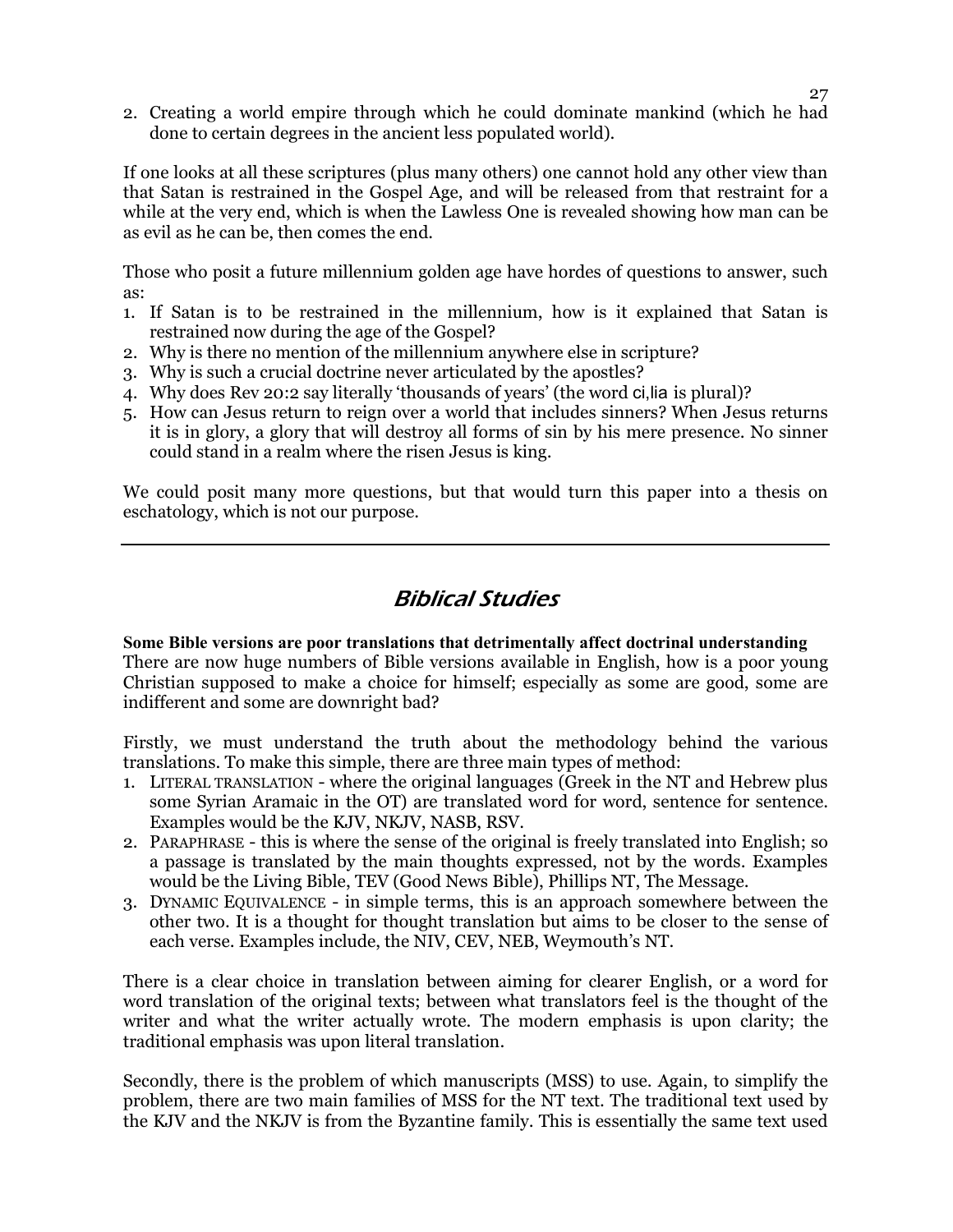2. Creating a world empire through which he could dominate mankind (which he had done to certain degrees in the ancient less populated world).

If one looks at all these scriptures (plus many others) one cannot hold any other view than that Satan is restrained in the Gospel Age, and will be released from that restraint for a while at the very end, which is when the Lawless One is revealed showing how man can be as evil as he can be, then comes the end.

Those who posit a future millennium golden age have hordes of questions to answer, such as:

1. If Satan is to be restrained in the millennium, how is it explained that Satan is restrained now during the age of the Gospel?
2. Why is there no mention of the millennium anywhere else in scripture?
3. Why is such a crucial doctrine never articulated by the apostles?
4. Why does Rev 20:2 say literally 'thousands of years' (the word ci,lia is plural)?
5. How can Jesus return to reign over a world that includes sinners? When Jesus returns it is in glory, a glory that will destroy all forms of sin by his mere presence. No sinner could stand in a realm where the risen Jesus is king.

We could posit many more questions, but that would turn this paper into a thesis on eschatology, which is not our purpose.

---

## *Biblical Studies*

**Some Bible versions are poor translations that detrimentally affect doctrinal understanding**

There are now huge numbers of Bible versions available in English, how is a poor young Christian supposed to make a choice for himself; especially as some are good, some are indifferent and some are downright bad?

Firstly, we must understand the truth about the methodology behind the various translations. To make this simple, there are three main types of method:

1. LITERAL TRANSLATION - where the original languages (Greek in the NT and Hebrew plus some Syrian Aramaic in the OT) are translated word for word, sentence for sentence. Examples would be the KJV, NKJV, NASB, RSV.
2. PARAPHRASE - this is where the sense of the original is freely translated into English; so a passage is translated by the main thoughts expressed, not by the words. Examples would be the Living Bible, TEV (Good News Bible), Phillips NT, The Message.
3. DYNAMIC EQUIVALENCE - in simple terms, this is an approach somewhere between the other two. It is a thought for thought translation but aims to be closer to the sense of each verse. Examples include, the NIV, CEV, NEB, Weymouth's NT.

There is a clear choice in translation between aiming for clearer English, or a word for word translation of the original texts; between what translators feel is the thought of the writer and what the writer actually wrote. The modern emphasis is upon clarity; the traditional emphasis was upon literal translation.

Secondly, there is the problem of which manuscripts (MSS) to use. Again, to simplify the problem, there are two main families of MSS for the NT text. The traditional text used by the KJV and the NKJV is from the Byzantine family. This is essentially the same text used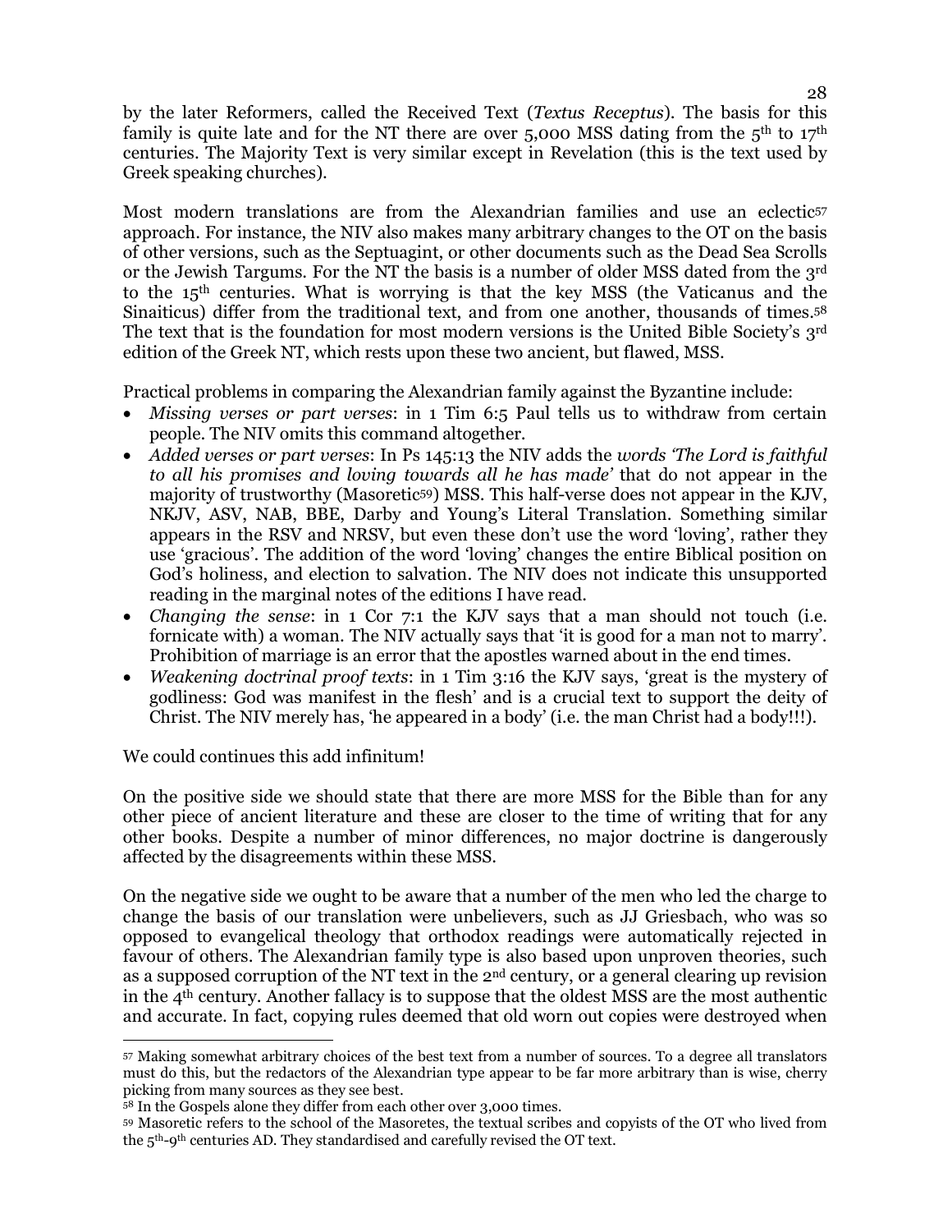by the later Reformers, called the Received Text (*Textus Receptus*). The basis for this family is quite late and for the NT there are over 5,000 MSS dating from the 5th to 17th centuries. The Majority Text is very similar except in Revelation (this is the text used by Greek speaking churches).

Most modern translations are from the Alexandrian families and use an eclectic[57] approach. For instance, the NIV also makes many arbitrary changes to the OT on the basis of other versions, such as the Septuagint, or other documents such as the Dead Sea Scrolls or the Jewish Targums. For the NT the basis is a number of older MSS dated from the 3rd to the 15th centuries. What is worrying is that the key MSS (the Vaticanus and the Sinaiticus) differ from the traditional text, and from one another, thousands of times.[58] The text that is the foundation for most modern versions is the United Bible Society's 3rd edition of the Greek NT, which rests upon these two ancient, but flawed, MSS.

Practical problems in comparing the Alexandrian family against the Byzantine include:

- *Missing verses or part verses*: in 1 Tim 6:5 Paul tells us to withdraw from certain people. The NIV omits this command altogether.
- *Added verses or part verses*: In Ps 145:13 the NIV adds the *words 'The Lord is faithful to all his promises and loving towards all he has made'* that do not appear in the majority of trustworthy (Masoretic[59]) MSS. This half-verse does not appear in the KJV, NKJV, ASV, NAB, BBE, Darby and Young's Literal Translation. Something similar appears in the RSV and NRSV, but even these don't use the word 'loving', rather they use 'gracious'. The addition of the word 'loving' changes the entire Biblical position on God's holiness, and election to salvation. The NIV does not indicate this unsupported reading in the marginal notes of the editions I have read.
- *Changing the sense*: in 1 Cor 7:1 the KJV says that a man should not touch (i.e. fornicate with) a woman. The NIV actually says that 'it is good for a man not to marry'. Prohibition of marriage is an error that the apostles warned about in the end times.
- *Weakening doctrinal proof texts*: in 1 Tim 3:16 the KJV says, 'great is the mystery of godliness: God was manifest in the flesh' and is a crucial text to support the deity of Christ. The NIV merely has, 'he appeared in a body' (i.e. the man Christ had a body!!!).

We could continues this add infinitum!

On the positive side we should state that there are more MSS for the Bible than for any other piece of ancient literature and these are closer to the time of writing that for any other books. Despite a number of minor differences, no major doctrine is dangerously affected by the disagreements within these MSS.

On the negative side we ought to be aware that a number of the men who led the charge to change the basis of our translation were unbelievers, such as JJ Griesbach, who was so opposed to evangelical theology that orthodox readings were automatically rejected in favour of others. The Alexandrian family type is also based upon unproven theories, such as a supposed corruption of the NT text in the 2nd century, or a general clearing up revision in the 4th century. Another fallacy is to suppose that the oldest MSS are the most authentic and accurate. In fact, copying rules deemed that old worn out copies were destroyed when

---

[57] Making somewhat arbitrary choices of the best text from a number of sources. To a degree all translators must do this, but the redactors of the Alexandrian type appear to be far more arbitrary than is wise, cherry picking from many sources as they see best.

[58] In the Gospels alone they differ from each other over 3,000 times.

[59] Masoretic refers to the school of the Masoretes, the textual scribes and copyists of the OT who lived from the 5th-9th centuries AD. They standardised and carefully revised the OT text.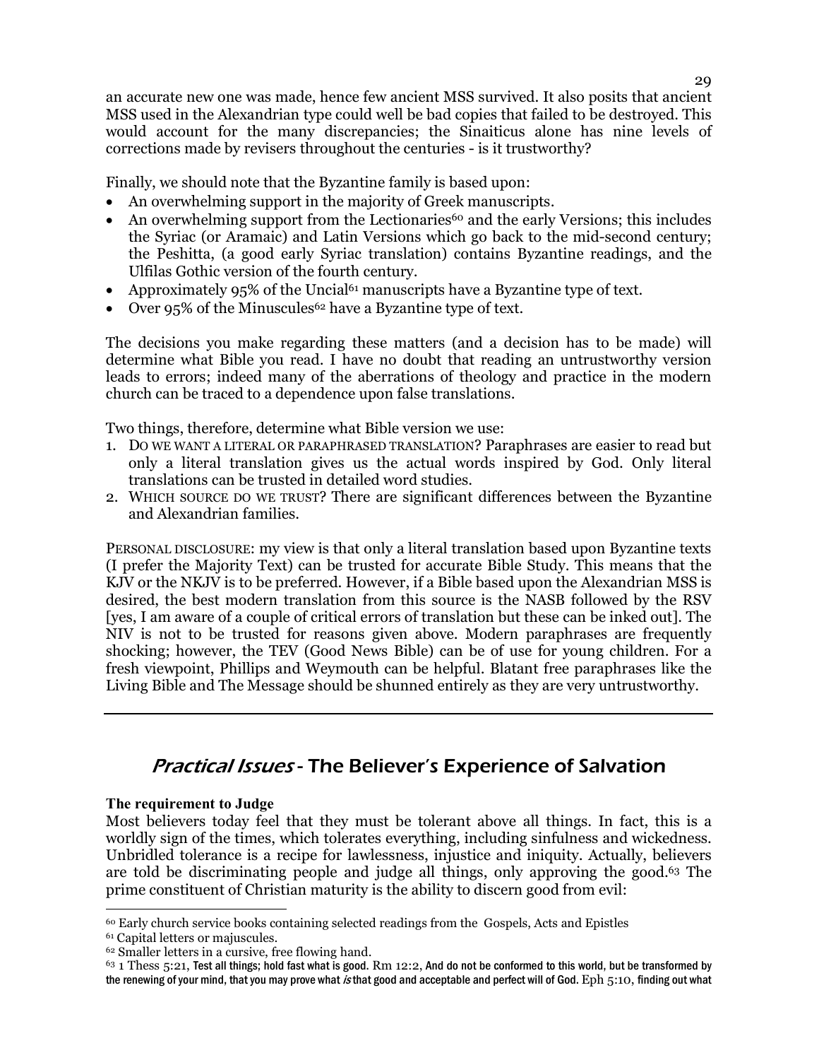an accurate new one was made, hence few ancient MSS survived. It also posits that ancient MSS used in the Alexandrian type could well be bad copies that failed to be destroyed. This would account for the many discrepancies; the Sinaiticus alone has nine levels of corrections made by revisers throughout the centuries - is it trustworthy?

Finally, we should note that the Byzantine family is based upon:

- An overwhelming support in the majority of Greek manuscripts.
- An overwhelming support from the Lectionaries[60] and the early Versions; this includes the Syriac (or Aramaic) and Latin Versions which go back to the mid-second century; the Peshitta, (a good early Syriac translation) contains Byzantine readings, and the Ulfilas Gothic version of the fourth century.
- Approximately 95% of the Uncial[61] manuscripts have a Byzantine type of text.
- Over 95% of the Minuscules[62] have a Byzantine type of text.

The decisions you make regarding these matters (and a decision has to be made) will determine what Bible you read. I have no doubt that reading an untrustworthy version leads to errors; indeed many of the aberrations of theology and practice in the modern church can be traced to a dependence upon false translations.

Two things, therefore, determine what Bible version we use:

1. DO WE WANT A LITERAL OR PARAPHRASED TRANSLATION? Paraphrases are easier to read but only a literal translation gives us the actual words inspired by God. Only literal translations can be trusted in detailed word studies.
2. WHICH SOURCE DO WE TRUST? There are significant differences between the Byzantine and Alexandrian families.

PERSONAL DISCLOSURE: my view is that only a literal translation based upon Byzantine texts (I prefer the Majority Text) can be trusted for accurate Bible Study. This means that the KJV or the NKJV is to be preferred. However, if a Bible based upon the Alexandrian MSS is desired, the best modern translation from this source is the NASB followed by the RSV [yes, I am aware of a couple of critical errors of translation but these can be inked out]. The NIV is not to be trusted for reasons given above. Modern paraphrases are frequently shocking; however, the TEV (Good News Bible) can be of use for young children. For a fresh viewpoint, Phillips and Weymouth can be helpful. Blatant free paraphrases like the Living Bible and The Message should be shunned entirely as they are very untrustworthy.

---

## *Practical Issues* - The Believer's Experience of Salvation

**The requirement to Judge**

Most believers today feel that they must be tolerant above all things. In fact, this is a worldly sign of the times, which tolerates everything, including sinfulness and wickedness. Unbridled tolerance is a recipe for lawlessness, injustice and iniquity. Actually, believers are told be discriminating people and judge all things, only approving the good.[63] The prime constituent of Christian maturity is the ability to discern good from evil:

---

[60] Early church service books containing selected readings from the Gospels, Acts and Epistles

[61] Capital letters or majuscules.

[62] Smaller letters in a cursive, free flowing hand.

[63] 1 Thess 5:21, Test all things; hold fast what is good. Rm 12:2, And do not be conformed to this world, but be transformed by the renewing of your mind, that you may prove what *is* that good and acceptable and perfect will of God. Eph 5:10, finding out what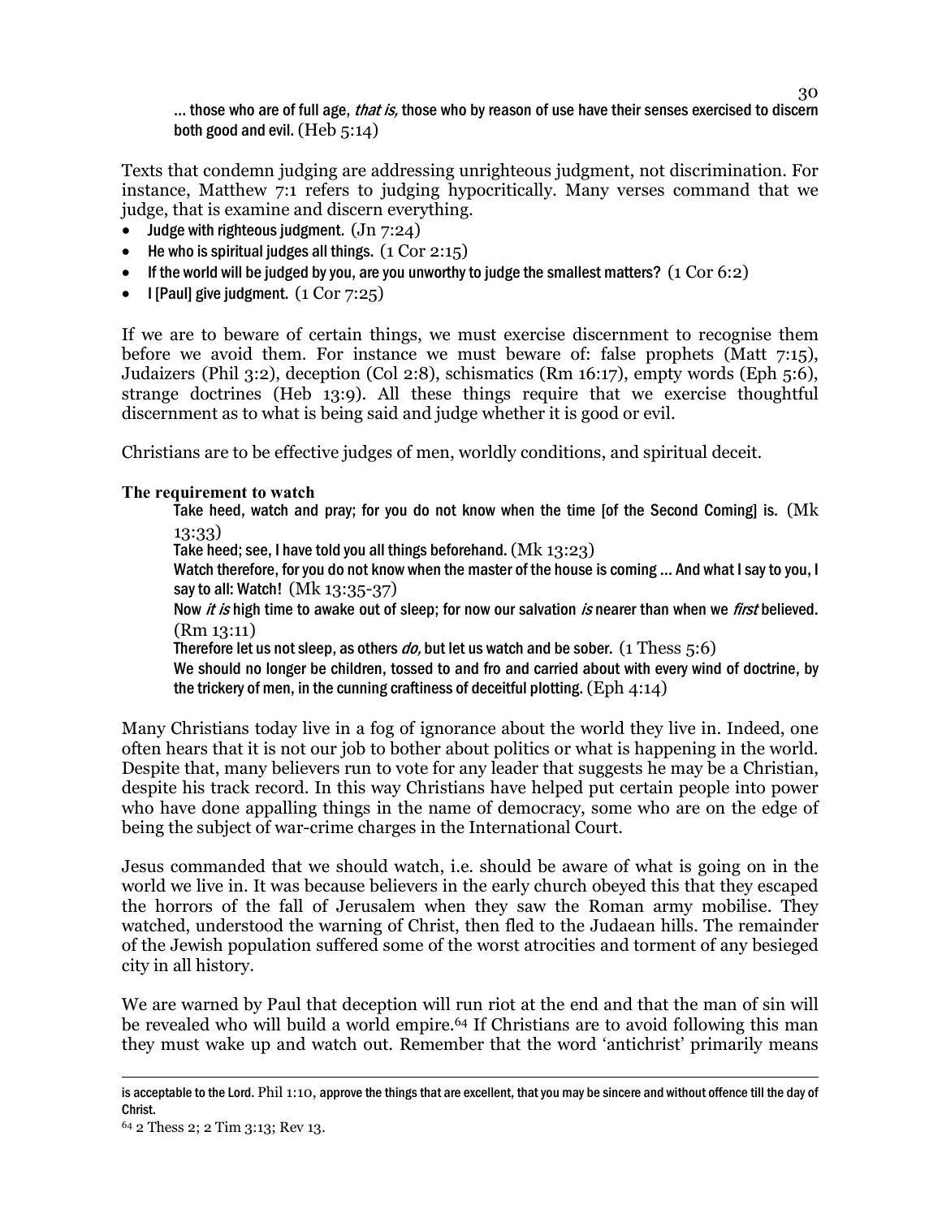... those who are of full age, *that is,* those who by reason of use have their senses exercised to discern both good and evil. (Heb 5:14)

Texts that condemn judging are addressing unrighteous judgment, not discrimination. For instance, Matthew 7:1 refers to judging hypocritically. Many verses command that we judge, that is examine and discern everything.

- Judge with righteous judgment. (Jn 7:24)
- He who is spiritual judges all things. (1 Cor 2:15)
- If the world will be judged by you, are you unworthy to judge the smallest matters? (1 Cor 6:2)
- I [Paul] give judgment. (1 Cor 7:25)

If we are to beware of certain things, we must exercise discernment to recognise them before we avoid them. For instance we must beware of: false prophets (Matt 7:15), Judaizers (Phil 3:2), deception (Col 2:8), schismatics (Rm 16:17), empty words (Eph 5:6), strange doctrines (Heb 13:9). All these things require that we exercise thoughtful discernment as to what is being said and judge whether it is good or evil.

Christians are to be effective judges of men, worldly conditions, and spiritual deceit.

**The requirement to watch**

Take heed, watch and pray; for you do not know when the time [of the Second Coming] is. (Mk 13:33)
Take heed; see, I have told you all things beforehand. (Mk 13:23)
Watch therefore, for you do not know when the master of the house is coming ... And what I say to you, I say to all: Watch! (Mk 13:35-37)
Now *it is* high time to awake out of sleep; for now our salvation *is* nearer than when we *first* believed. (Rm 13:11)
Therefore let us not sleep, as others *do,* but let us watch and be sober. (1 Thess 5:6)
We should no longer be children, tossed to and fro and carried about with every wind of doctrine, by the trickery of men, in the cunning craftiness of deceitful plotting. (Eph 4:14)

Many Christians today live in a fog of ignorance about the world they live in. Indeed, one often hears that it is not our job to bother about politics or what is happening in the world. Despite that, many believers run to vote for any leader that suggests he may be a Christian, despite his track record. In this way Christians have helped put certain people into power who have done appalling things in the name of democracy, some who are on the edge of being the subject of war-crime charges in the International Court.

Jesus commanded that we should watch, i.e. should be aware of what is going on in the world we live in. It was because believers in the early church obeyed this that they escaped the horrors of the fall of Jerusalem when they saw the Roman army mobilise. They watched, understood the warning of Christ, then fled to the Judaean hills. The remainder of the Jewish population suffered some of the worst atrocities and torment of any besieged city in all history.

We are warned by Paul that deception will run riot at the end and that the man of sin will be revealed who will build a world empire.[64] If Christians are to avoid following this man they must wake up and watch out. Remember that the word 'antichrist' primarily means

---

is acceptable to the Lord. Phil 1:10, approve the things that are excellent, that you may be sincere and without offence till the day of Christ.

[64] 2 Thess 2; 2 Tim 3:13; Rev 13.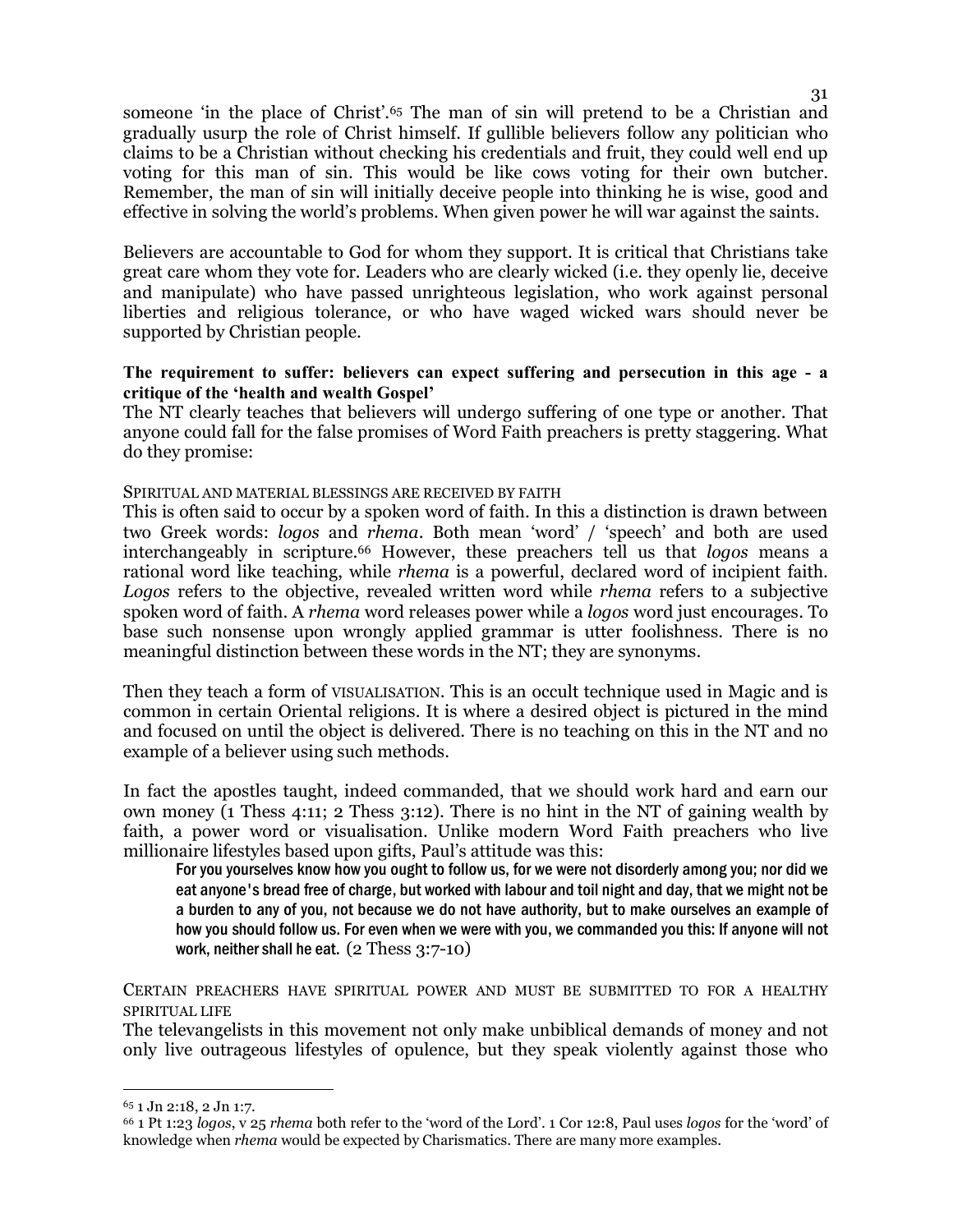someone 'in the place of Christ'.[65] The man of sin will pretend to be a Christian and gradually usurp the role of Christ himself. If gullible believers follow any politician who claims to be a Christian without checking his credentials and fruit, they could well end up voting for this man of sin. This would be like cows voting for their own butcher. Remember, the man of sin will initially deceive people into thinking he is wise, good and effective in solving the world's problems. When given power he will war against the saints.

Believers are accountable to God for whom they support. It is critical that Christians take great care whom they vote for. Leaders who are clearly wicked (i.e. they openly lie, deceive and manipulate) who have passed unrighteous legislation, who work against personal liberties and religious tolerance, or who have waged wicked wars should never be supported by Christian people.

**The requirement to suffer: believers can expect suffering and persecution in this age - a critique of the 'health and wealth Gospel'**

The NT clearly teaches that believers will undergo suffering of one type or another. That anyone could fall for the false promises of Word Faith preachers is pretty staggering. What do they promise:

SPIRITUAL AND MATERIAL BLESSINGS ARE RECEIVED BY FAITH

This is often said to occur by a spoken word of faith. In this a distinction is drawn between two Greek words: *logos* and *rhema*. Both mean 'word' / 'speech' and both are used interchangeably in scripture.[66] However, these preachers tell us that *logos* means a rational word like teaching, while *rhema* is a powerful, declared word of incipient faith. *Logos* refers to the objective, revealed written word while *rhema* refers to a subjective spoken word of faith. A *rhema* word releases power while a *logos* word just encourages. To base such nonsense upon wrongly applied grammar is utter foolishness. There is no meaningful distinction between these words in the NT; they are synonyms.

Then they teach a form of VISUALISATION. This is an occult technique used in Magic and is common in certain Oriental religions. It is where a desired object is pictured in the mind and focused on until the object is delivered. There is no teaching on this in the NT and no example of a believer using such methods.

In fact the apostles taught, indeed commanded, that we should work hard and earn our own money (1 Thess 4:11; 2 Thess 3:12). There is no hint in the NT of gaining wealth by faith, a power word or visualisation. Unlike modern Word Faith preachers who live millionaire lifestyles based upon gifts, Paul's attitude was this:

> For you yourselves know how you ought to follow us, for we were not disorderly among you; nor did we eat anyone's bread free of charge, but worked with labour and toil night and day, that we might not be a burden to any of you, not because we do not have authority, but to make ourselves an example of how you should follow us. For even when we were with you, we commanded you this: If anyone will not work, neither shall he eat. (2 Thess 3:7-10)

CERTAIN PREACHERS HAVE SPIRITUAL POWER AND MUST BE SUBMITTED TO FOR A HEALTHY SPIRITUAL LIFE

The televangelists in this movement not only make unbiblical demands of money and not only live outrageous lifestyles of opulence, but they speak violently against those who

---

[65] 1 Jn 2:18, 2 Jn 1:7.

[66] 1 Pt 1:23 *logos*, v 25 *rhema* both refer to the 'word of the Lord'. 1 Cor 12:8, Paul uses *logos* for the 'word' of knowledge when *rhema* would be expected by Charismatics. There are many more examples.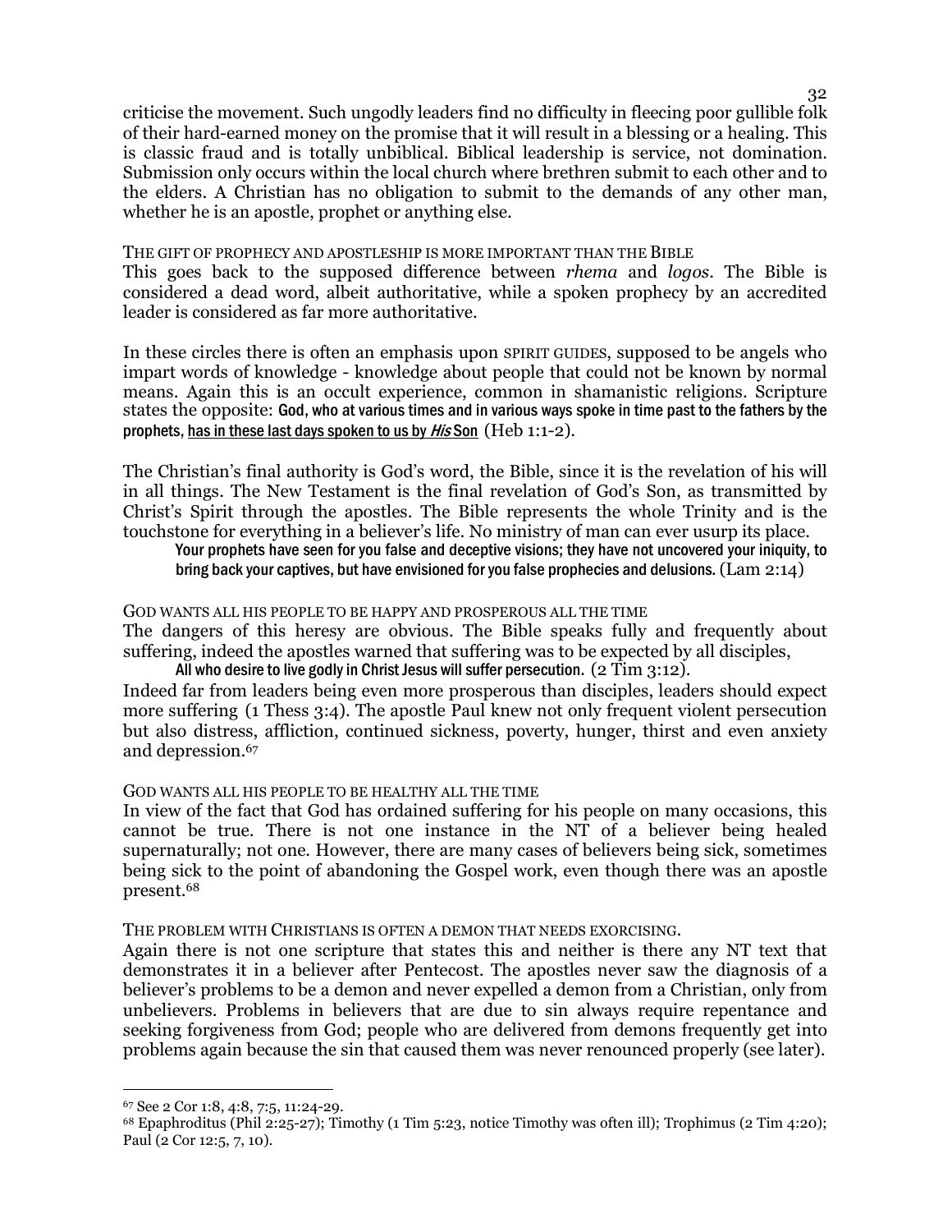criticise the movement. Such ungodly leaders find no difficulty in fleecing poor gullible folk of their hard-earned money on the promise that it will result in a blessing or a healing. This is classic fraud and is totally unbiblical. Biblical leadership is service, not domination. Submission only occurs within the local church where brethren submit to each other and to the elders. A Christian has no obligation to submit to the demands of any other man, whether he is an apostle, prophet or anything else.

THE GIFT OF PROPHECY AND APOSTLESHIP IS MORE IMPORTANT THAN THE BIBLE

This goes back to the supposed difference between *rhema* and *logos*. The Bible is considered a dead word, albeit authoritative, while a spoken prophecy by an accredited leader is considered as far more authoritative.

In these circles there is often an emphasis upon SPIRIT GUIDES, supposed to be angels who impart words of knowledge - knowledge about people that could not be known by normal means. Again this is an occult experience, common in shamanistic religions. Scripture states the opposite: God, who at various times and in various ways spoke in time past to the fathers by the prophets, has in these last days spoken to us by *His* Son (Heb 1:1-2).

The Christian's final authority is God's word, the Bible, since it is the revelation of his will in all things. The New Testament is the final revelation of God's Son, as transmitted by Christ's Spirit through the apostles. The Bible represents the whole Trinity and is the touchstone for everything in a believer's life. No ministry of man can ever usurp its place.

> Your prophets have seen for you false and deceptive visions; they have not uncovered your iniquity, to bring back your captives, but have envisioned for you false prophecies and delusions. (Lam 2:14)

GOD WANTS ALL HIS PEOPLE TO BE HAPPY AND PROSPEROUS ALL THE TIME

The dangers of this heresy are obvious. The Bible speaks fully and frequently about suffering, indeed the apostles warned that suffering was to be expected by all disciples,

> All who desire to live godly in Christ Jesus will suffer persecution. (2 Tim 3:12).

Indeed far from leaders being even more prosperous than disciples, leaders should expect more suffering (1 Thess 3:4). The apostle Paul knew not only frequent violent persecution but also distress, affliction, continued sickness, poverty, hunger, thirst and even anxiety and depression.[67]

GOD WANTS ALL HIS PEOPLE TO BE HEALTHY ALL THE TIME

In view of the fact that God has ordained suffering for his people on many occasions, this cannot be true. There is not one instance in the NT of a believer being healed supernaturally; not one. However, there are many cases of believers being sick, sometimes being sick to the point of abandoning the Gospel work, even though there was an apostle present.[68]

THE PROBLEM WITH CHRISTIANS IS OFTEN A DEMON THAT NEEDS EXORCISING.

Again there is not one scripture that states this and neither is there any NT text that demonstrates it in a believer after Pentecost. The apostles never saw the diagnosis of a believer's problems to be a demon and never expelled a demon from a Christian, only from unbelievers. Problems in believers that are due to sin always require repentance and seeking forgiveness from God; people who are delivered from demons frequently get into problems again because the sin that caused them was never renounced properly (see later).

---

[67] See 2 Cor 1:8, 4:8, 7:5, 11:24-29.

[68] Epaphroditus (Phil 2:25-27); Timothy (1 Tim 5:23, notice Timothy was often ill); Trophimus (2 Tim 4:20); Paul (2 Cor 12:5, 7, 10).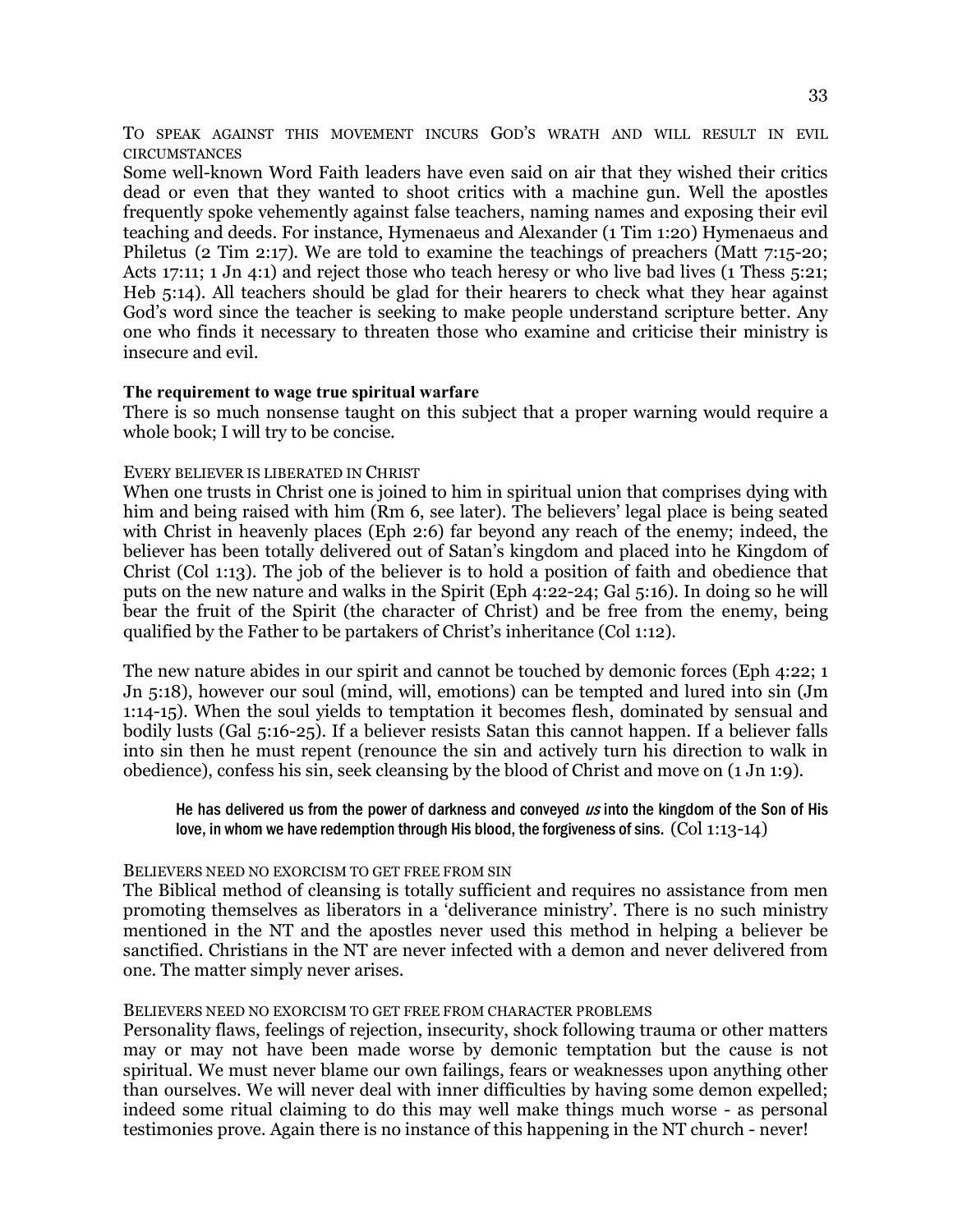#### To speak against this movement incurs God's wrath and will result in evil circumstances

Some well-known Word Faith leaders have even said on air that they wished their critics dead or even that they wanted to shoot critics with a machine gun. Well the apostles frequently spoke vehemently against false teachers, naming names and exposing their evil teaching and deeds. For instance, Hymenaeus and Alexander (1 Tim 1:20) Hymenaeus and Philetus (2 Tim 2:17). We are told to examine the teachings of preachers (Matt 7:15-20; Acts 17:11; 1 Jn 4:1) and reject those who teach heresy or who live bad lives (1 Thess 5:21; Heb 5:14). All teachers should be glad for their hearers to check what they hear against God's word since the teacher is seeking to make people understand scripture better. Any one who finds it necessary to threaten those who examine and criticise their ministry is insecure and evil.

### The requirement to wage true spiritual warfare

There is so much nonsense taught on this subject that a proper warning would require a whole book; I will try to be concise.

#### Every believer is liberated in Christ

When one trusts in Christ one is joined to him in spiritual union that comprises dying with him and being raised with him (Rm 6, see later). The believers' legal place is being seated with Christ in heavenly places (Eph 2:6) far beyond any reach of the enemy; indeed, the believer has been totally delivered out of Satan's kingdom and placed into he Kingdom of Christ (Col 1:13). The job of the believer is to hold a position of faith and obedience that puts on the new nature and walks in the Spirit (Eph 4:22-24; Gal 5:16). In doing so he will bear the fruit of the Spirit (the character of Christ) and be free from the enemy, being qualified by the Father to be partakers of Christ's inheritance (Col 1:12).

The new nature abides in our spirit and cannot be touched by demonic forces (Eph 4:22; 1 Jn 5:18), however our soul (mind, will, emotions) can be tempted and lured into sin (Jm 1:14-15). When the soul yields to temptation it becomes flesh, dominated by sensual and bodily lusts (Gal 5:16-25). If a believer resists Satan this cannot happen. If a believer falls into sin then he must repent (renounce the sin and actively turn his direction to walk in obedience), confess his sin, seek cleansing by the blood of Christ and move on (1 Jn 1:9).

> He has delivered us from the power of darkness and conveyed *us* into the kingdom of the Son of His love, in whom we have redemption through His blood, the forgiveness of sins. (Col 1:13-14)

#### Believers need no exorcism to get free from sin

The Biblical method of cleansing is totally sufficient and requires no assistance from men promoting themselves as liberators in a 'deliverance ministry'. There is no such ministry mentioned in the NT and the apostles never used this method in helping a believer be sanctified. Christians in the NT are never infected with a demon and never delivered from one. The matter simply never arises.

#### Believers need no exorcism to get free from character problems

Personality flaws, feelings of rejection, insecurity, shock following trauma or other matters may or may not have been made worse by demonic temptation but the cause is not spiritual. We must never blame our own failings, fears or weaknesses upon anything other than ourselves. We will never deal with inner difficulties by having some demon expelled; indeed some ritual claiming to do this may well make things much worse - as personal testimonies prove. Again there is no instance of this happening in the NT church - never!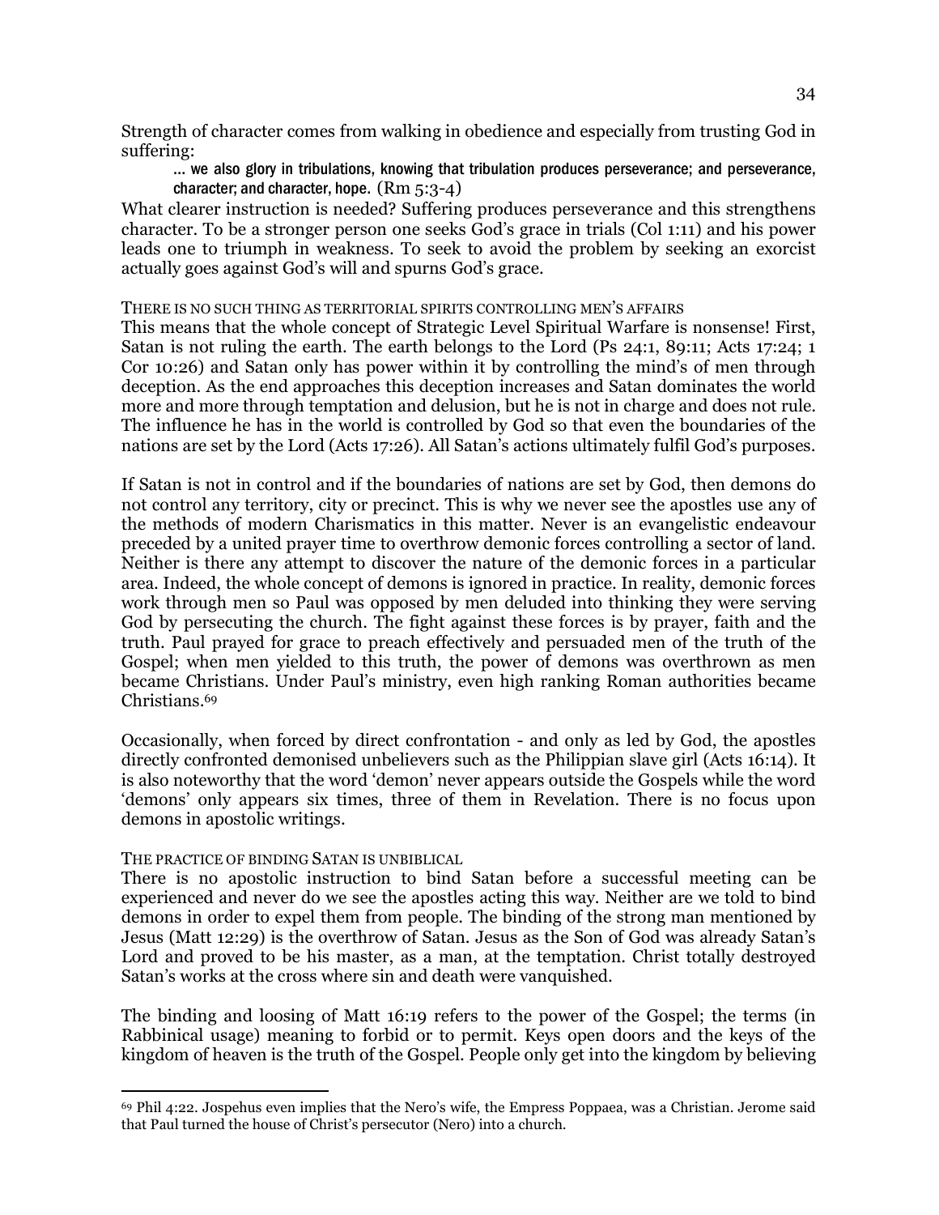Strength of character comes from walking in obedience and especially from trusting God in suffering:

> … we also glory in tribulations, knowing that tribulation produces perseverance; and perseverance, character; and character, hope. (Rm 5:3-4)

What clearer instruction is needed? Suffering produces perseverance and this strengthens character. To be a stronger person one seeks God's grace in trials (Col 1:11) and his power leads one to triumph in weakness. To seek to avoid the problem by seeking an exorcist actually goes against God's will and spurns God's grace.

### THERE IS NO SUCH THING AS TERRITORIAL SPIRITS CONTROLLING MEN'S AFFAIRS

This means that the whole concept of Strategic Level Spiritual Warfare is nonsense! First, Satan is not ruling the earth. The earth belongs to the Lord (Ps 24:1, 89:11; Acts 17:24; 1 Cor 10:26) and Satan only has power within it by controlling the mind's of men through deception. As the end approaches this deception increases and Satan dominates the world more and more through temptation and delusion, but he is not in charge and does not rule. The influence he has in the world is controlled by God so that even the boundaries of the nations are set by the Lord (Acts 17:26). All Satan's actions ultimately fulfil God's purposes.

If Satan is not in control and if the boundaries of nations are set by God, then demons do not control any territory, city or precinct. This is why we never see the apostles use any of the methods of modern Charismatics in this matter. Never is an evangelistic endeavour preceded by a united prayer time to overthrow demonic forces controlling a sector of land. Neither is there any attempt to discover the nature of the demonic forces in a particular area. Indeed, the whole concept of demons is ignored in practice. In reality, demonic forces work through men so Paul was opposed by men deluded into thinking they were serving God by persecuting the church. The fight against these forces is by prayer, faith and the truth. Paul prayed for grace to preach effectively and persuaded men of the truth of the Gospel; when men yielded to this truth, the power of demons was overthrown as men became Christians. Under Paul's ministry, even high ranking Roman authorities became Christians.[69]

Occasionally, when forced by direct confrontation - and only as led by God, the apostles directly confronted demonised unbelievers such as the Philippian slave girl (Acts 16:14). It is also noteworthy that the word 'demon' never appears outside the Gospels while the word 'demons' only appears six times, three of them in Revelation. There is no focus upon demons in apostolic writings.

### THE PRACTICE OF BINDING SATAN IS UNBIBLICAL

There is no apostolic instruction to bind Satan before a successful meeting can be experienced and never do we see the apostles acting this way. Neither are we told to bind demons in order to expel them from people. The binding of the strong man mentioned by Jesus (Matt 12:29) is the overthrow of Satan. Jesus as the Son of God was already Satan's Lord and proved to be his master, as a man, at the temptation. Christ totally destroyed Satan's works at the cross where sin and death were vanquished.

The binding and loosing of Matt 16:19 refers to the power of the Gospel; the terms (in Rabbinical usage) meaning to forbid or to permit. Keys open doors and the keys of the kingdom of heaven is the truth of the Gospel. People only get into the kingdom by believing

---

[69] Phil 4:22. Jospehus even implies that the Nero's wife, the Empress Poppaea, was a Christian. Jerome said that Paul turned the house of Christ's persecutor (Nero) into a church.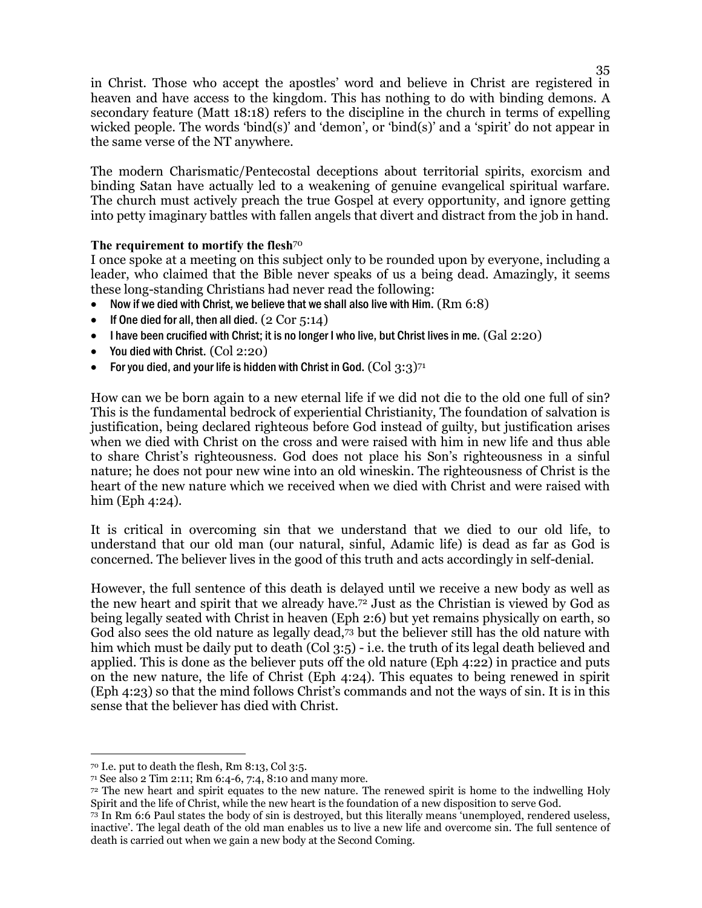in Christ. Those who accept the apostles' word and believe in Christ are registered in heaven and have access to the kingdom. This has nothing to do with binding demons. A secondary feature (Matt 18:18) refers to the discipline in the church in terms of expelling wicked people. The words 'bind(s)' and 'demon', or 'bind(s)' and a 'spirit' do not appear in the same verse of the NT anywhere.

The modern Charismatic/Pentecostal deceptions about territorial spirits, exorcism and binding Satan have actually led to a weakening of genuine evangelical spiritual warfare. The church must actively preach the true Gospel at every opportunity, and ignore getting into petty imaginary battles with fallen angels that divert and distract from the job in hand.

**The requirement to mortify the flesh**[70]

I once spoke at a meeting on this subject only to be rounded upon by everyone, including a leader, who claimed that the Bible never speaks of us a being dead. Amazingly, it seems these long-standing Christians had never read the following:

- Now if we died with Christ, we believe that we shall also live with Him. (Rm 6:8)
- If One died for all, then all died. (2 Cor 5:14)
- I have been crucified with Christ; it is no longer I who live, but Christ lives in me. (Gal 2:20)
- You died with Christ. (Col 2:20)
- For you died, and your life is hidden with Christ in God. (Col 3:3)[71]

How can we be born again to a new eternal life if we did not die to the old one full of sin? This is the fundamental bedrock of experiential Christianity, The foundation of salvation is justification, being declared righteous before God instead of guilty, but justification arises when we died with Christ on the cross and were raised with him in new life and thus able to share Christ's righteousness. God does not place his Son's righteousness in a sinful nature; he does not pour new wine into an old wineskin. The righteousness of Christ is the heart of the new nature which we received when we died with Christ and were raised with him (Eph 4:24).

It is critical in overcoming sin that we understand that we died to our old life, to understand that our old man (our natural, sinful, Adamic life) is dead as far as God is concerned. The believer lives in the good of this truth and acts accordingly in self-denial.

However, the full sentence of this death is delayed until we receive a new body as well as the new heart and spirit that we already have.[72] Just as the Christian is viewed by God as being legally seated with Christ in heaven (Eph 2:6) but yet remains physically on earth, so God also sees the old nature as legally dead,[73] but the believer still has the old nature with him which must be daily put to death (Col 3:5) - i.e. the truth of its legal death believed and applied. This is done as the believer puts off the old nature (Eph 4:22) in practice and puts on the new nature, the life of Christ (Eph 4:24). This equates to being renewed in spirit (Eph 4:23) so that the mind follows Christ's commands and not the ways of sin. It is in this sense that the believer has died with Christ.

---

[70] I.e. put to death the flesh, Rm 8:13, Col 3:5.

[71] See also 2 Tim 2:11; Rm 6:4-6, 7:4, 8:10 and many more.

[72] The new heart and spirit equates to the new nature. The renewed spirit is home to the indwelling Holy Spirit and the life of Christ, while the new heart is the foundation of a new disposition to serve God.

[73] In Rm 6:6 Paul states the body of sin is destroyed, but this literally means 'unemployed, rendered useless, inactive'. The legal death of the old man enables us to live a new life and overcome sin. The full sentence of death is carried out when we gain a new body at the Second Coming.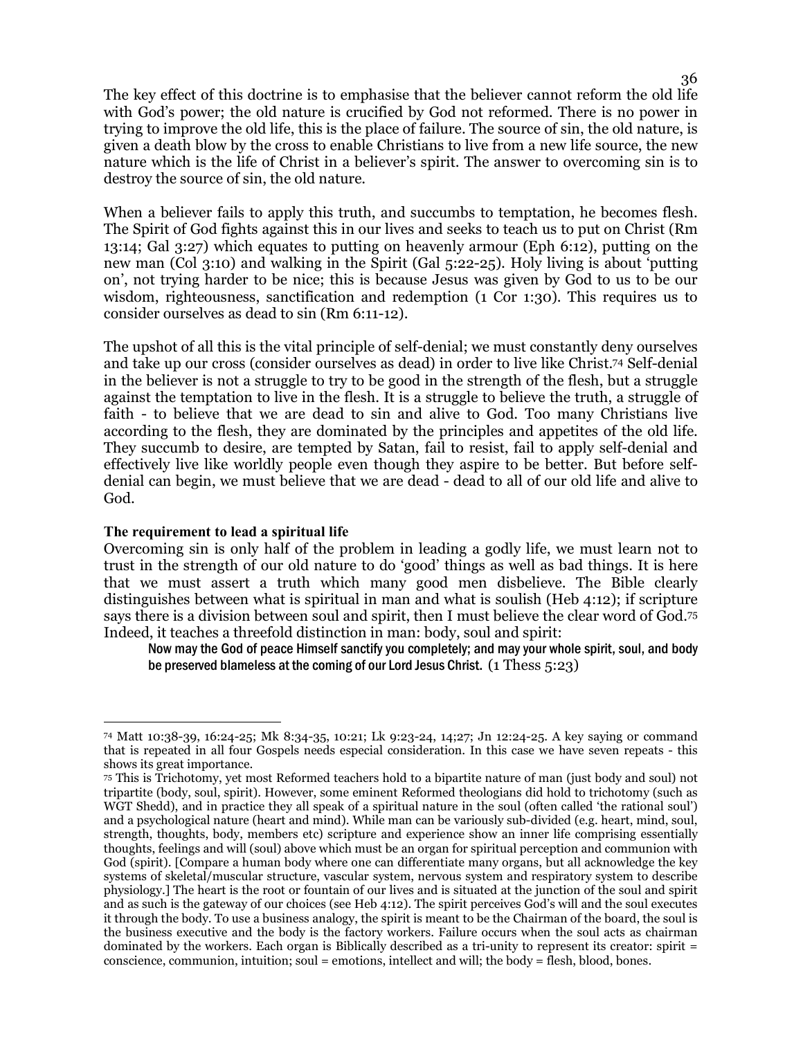The key effect of this doctrine is to emphasise that the believer cannot reform the old life with God's power; the old nature is crucified by God not reformed. There is no power in trying to improve the old life, this is the place of failure. The source of sin, the old nature, is given a death blow by the cross to enable Christians to live from a new life source, the new nature which is the life of Christ in a believer's spirit. The answer to overcoming sin is to destroy the source of sin, the old nature.

When a believer fails to apply this truth, and succumbs to temptation, he becomes flesh. The Spirit of God fights against this in our lives and seeks to teach us to put on Christ (Rm 13:14; Gal 3:27) which equates to putting on heavenly armour (Eph 6:12), putting on the new man (Col 3:10) and walking in the Spirit (Gal 5:22-25). Holy living is about 'putting on', not trying harder to be nice; this is because Jesus was given by God to us to be our wisdom, righteousness, sanctification and redemption (1 Cor 1:30). This requires us to consider ourselves as dead to sin (Rm 6:11-12).

The upshot of all this is the vital principle of self-denial; we must constantly deny ourselves and take up our cross (consider ourselves as dead) in order to live like Christ.[74] Self-denial in the believer is not a struggle to try to be good in the strength of the flesh, but a struggle against the temptation to live in the flesh. It is a struggle to believe the truth, a struggle of faith - to believe that we are dead to sin and alive to God. Too many Christians live according to the flesh, they are dominated by the principles and appetites of the old life. They succumb to desire, are tempted by Satan, fail to resist, fail to apply self-denial and effectively live like worldly people even though they aspire to be better. But before self-denial can begin, we must believe that we are dead - dead to all of our old life and alive to God.

**The requirement to lead a spiritual life**

Overcoming sin is only half of the problem in leading a godly life, we must learn not to trust in the strength of our old nature to do 'good' things as well as bad things. It is here that we must assert a truth which many good men disbelieve. The Bible clearly distinguishes between what is spiritual in man and what is soulish (Heb 4:12); if scripture says there is a division between soul and spirit, then I must believe the clear word of God.[75] Indeed, it teaches a threefold distinction in man: body, soul and spirit:

> Now may the God of peace Himself sanctify you completely; and may your whole spirit, soul, and body be preserved blameless at the coming of our Lord Jesus Christ. (1 Thess 5:23)

---

[74] Matt 10:38-39, 16:24-25; Mk 8:34-35, 10:21; Lk 9:23-24, 14;27; Jn 12:24-25. A key saying or command that is repeated in all four Gospels needs especial consideration. In this case we have seven repeats - this shows its great importance.

[75] This is Trichotomy, yet most Reformed teachers hold to a bipartite nature of man (just body and soul) not tripartite (body, soul, spirit). However, some eminent Reformed theologians did hold to trichotomy (such as WGT Shedd), and in practice they all speak of a spiritual nature in the soul (often called 'the rational soul') and a psychological nature (heart and mind). While man can be variously sub-divided (e.g. heart, mind, soul, strength, thoughts, body, members etc) scripture and experience show an inner life comprising essentially thoughts, feelings and will (soul) above which must be an organ for spiritual perception and communion with God (spirit). [Compare a human body where one can differentiate many organs, but all acknowledge the key systems of skeletal/muscular structure, vascular system, nervous system and respiratory system to describe physiology.] The heart is the root or fountain of our lives and is situated at the junction of the soul and spirit and as such is the gateway of our choices (see Heb 4:12). The spirit perceives God's will and the soul executes it through the body. To use a business analogy, the spirit is meant to be the Chairman of the board, the soul is the business executive and the body is the factory workers. Failure occurs when the soul acts as chairman dominated by the workers. Each organ is Biblically described as a tri-unity to represent its creator: spirit = conscience, communion, intuition; soul = emotions, intellect and will; the body = flesh, blood, bones.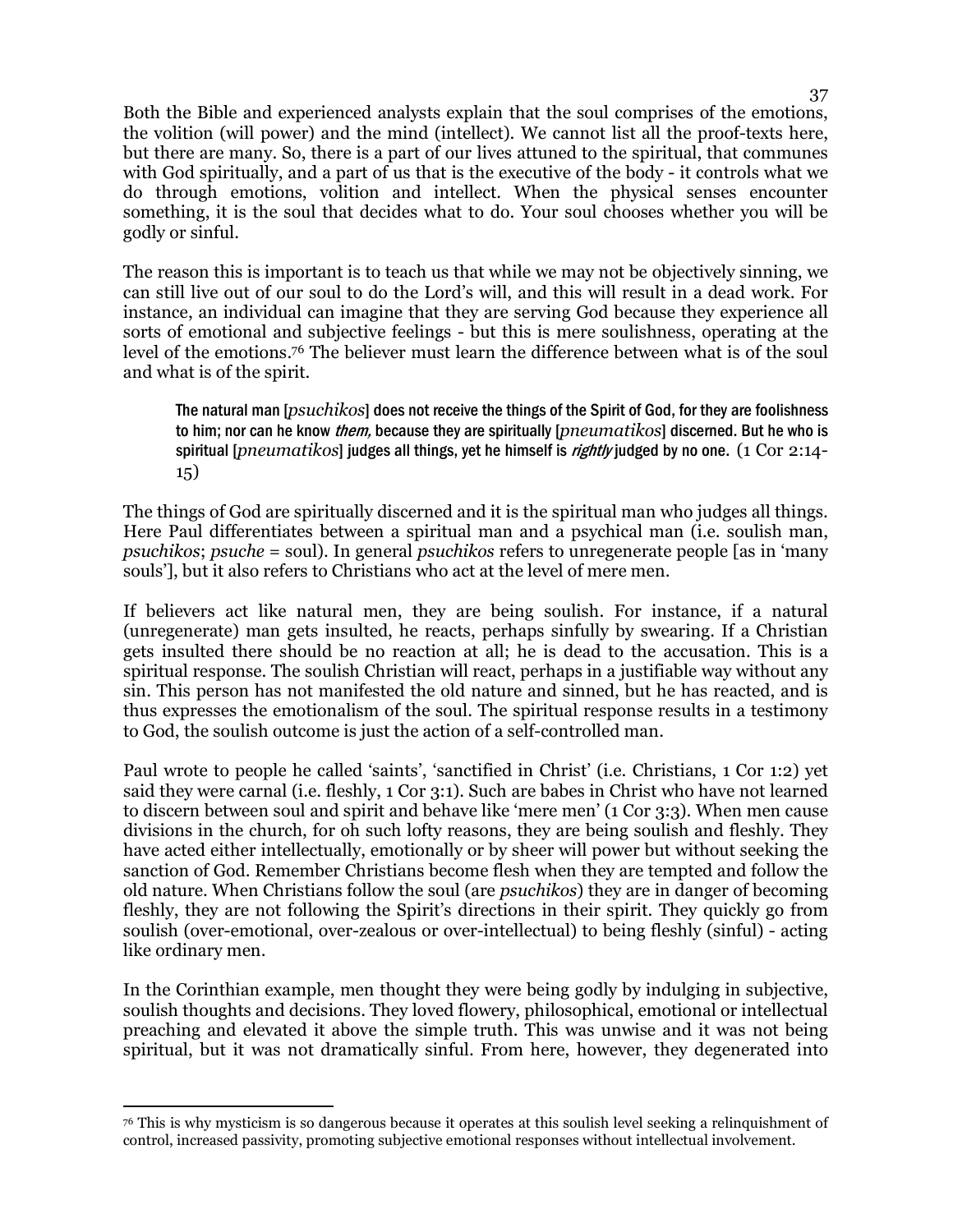Both the Bible and experienced analysts explain that the soul comprises of the emotions, the volition (will power) and the mind (intellect). We cannot list all the proof-texts here, but there are many. So, there is a part of our lives attuned to the spiritual, that communes with God spiritually, and a part of us that is the executive of the body - it controls what we do through emotions, volition and intellect. When the physical senses encounter something, it is the soul that decides what to do. Your soul chooses whether you will be godly or sinful.

The reason this is important is to teach us that while we may not be objectively sinning, we can still live out of our soul to do the Lord's will, and this will result in a dead work. For instance, an individual can imagine that they are serving God because they experience all sorts of emotional and subjective feelings - but this is mere soulishness, operating at the level of the emotions.[76] The believer must learn the difference between what is of the soul and what is of the spirit.

> The natural man [*psuchikos*] does not receive the things of the Spirit of God, for they are foolishness to him; nor can he know *them,* because they are spiritually [*pneumatikos*] discerned. But he who is spiritual [*pneumatikos*] judges all things, yet he himself is *rightly* judged by no one. (1 Cor 2:14-15)

The things of God are spiritually discerned and it is the spiritual man who judges all things. Here Paul differentiates between a spiritual man and a psychical man (i.e. soulish man, *psuchikos*; *psuche* = soul). In general *psuchikos* refers to unregenerate people [as in 'many souls'], but it also refers to Christians who act at the level of mere men.

If believers act like natural men, they are being soulish. For instance, if a natural (unregenerate) man gets insulted, he reacts, perhaps sinfully by swearing. If a Christian gets insulted there should be no reaction at all; he is dead to the accusation. This is a spiritual response. The soulish Christian will react, perhaps in a justifiable way without any sin. This person has not manifested the old nature and sinned, but he has reacted, and is thus expresses the emotionalism of the soul. The spiritual response results in a testimony to God, the soulish outcome is just the action of a self-controlled man.

Paul wrote to people he called 'saints', 'sanctified in Christ' (i.e. Christians, 1 Cor 1:2) yet said they were carnal (i.e. fleshly, 1 Cor 3:1). Such are babes in Christ who have not learned to discern between soul and spirit and behave like 'mere men' (1 Cor 3:3). When men cause divisions in the church, for oh such lofty reasons, they are being soulish and fleshly. They have acted either intellectually, emotionally or by sheer will power but without seeking the sanction of God. Remember Christians become flesh when they are tempted and follow the old nature. When Christians follow the soul (are *psuchikos*) they are in danger of becoming fleshly, they are not following the Spirit's directions in their spirit. They quickly go from soulish (over-emotional, over-zealous or over-intellectual) to being fleshly (sinful) - acting like ordinary men.

In the Corinthian example, men thought they were being godly by indulging in subjective, soulish thoughts and decisions. They loved flowery, philosophical, emotional or intellectual preaching and elevated it above the simple truth. This was unwise and it was not being spiritual, but it was not dramatically sinful. From here, however, they degenerated into

---

[76] This is why mysticism is so dangerous because it operates at this soulish level seeking a relinquishment of control, increased passivity, promoting subjective emotional responses without intellectual involvement.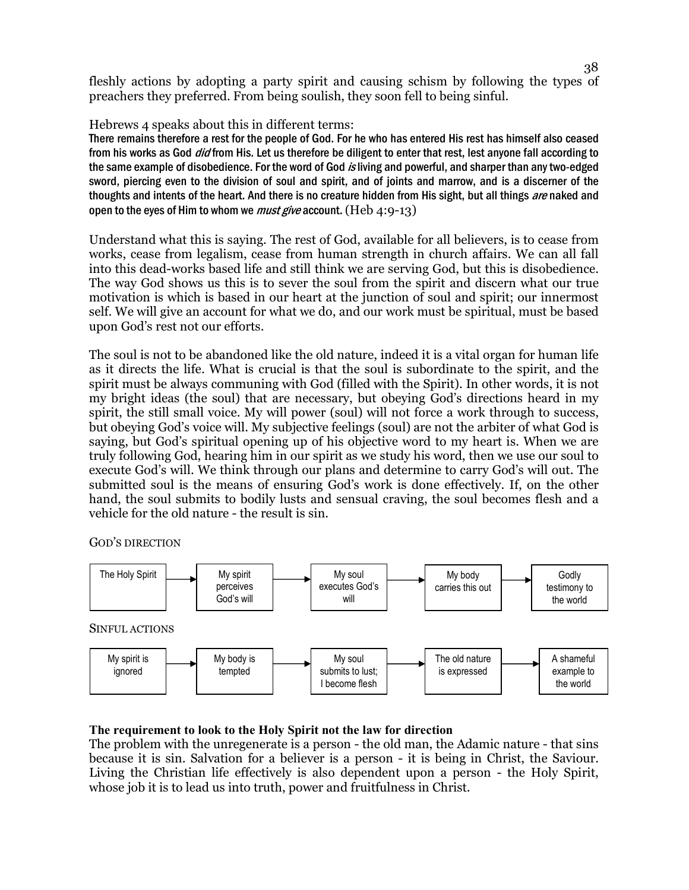fleshly actions by adopting a party spirit and causing schism by following the types of preachers they preferred. From being soulish, they soon fell to being sinful.

Hebrews 4 speaks about this in different terms:

**There remains therefore a rest for the people of God. For he who has entered His rest has himself also ceased from his works as God *did* from His. Let us therefore be diligent to enter that rest, lest anyone fall according to the same example of disobedience. For the word of God *is* living and powerful, and sharper than any two-edged sword, piercing even to the division of soul and spirit, and of joints and marrow, and is a discerner of the thoughts and intents of the heart. And there is no creature hidden from His sight, but all things *are* naked and open to the eyes of Him to whom we *must give* account.** (Heb 4:9-13)

Understand what this is saying. The rest of God, available for all believers, is to cease from works, cease from legalism, cease from human strength in church affairs. We can all fall into this dead-works based life and still think we are serving God, but this is disobedience. The way God shows us this is to sever the soul from the spirit and discern what our true motivation is which is based in our heart at the junction of soul and spirit; our innermost self. We will give an account for what we do, and our work must be spiritual, must be based upon God's rest not our efforts.

The soul is not to be abandoned like the old nature, indeed it is a vital organ for human life as it directs the life. What is crucial is that the soul is subordinate to the spirit, and the spirit must be always communing with God (filled with the Spirit). In other words, it is not my bright ideas (the soul) that are necessary, but obeying God's directions heard in my spirit, the still small voice. My will power (soul) will not force a work through to success, but obeying God's voice will. My subjective feelings (soul) are not the arbiter of what God is saying, but God's spiritual opening up of his objective word to my heart is. When we are truly following God, hearing him in our spirit as we study his word, then we use our soul to execute God's will. We think through our plans and determine to carry God's will out. The submitted soul is the means of ensuring God's work is done effectively. If, on the other hand, the soul submits to bodily lusts and sensual craving, the soul becomes flesh and a vehicle for the old nature - the result is sin.

GOD'S DIRECTION

The Holy Spirit → My spirit perceives God's will → My soul executes God's will → My body carries this out → Godly testimony to the world

SINFUL ACTIONS

My spirit is ignored → My body is tempted → My soul submits to lust; I become flesh → The old nature is expressed → A shameful example to the world

**The requirement to look to the Holy Spirit not the law for direction**

The problem with the unregenerate is a person - the old man, the Adamic nature - that sins because it is sin. Salvation for a believer is a person - it is being in Christ, the Saviour. Living the Christian life effectively is also dependent upon a person - the Holy Spirit, whose job it is to lead us into truth, power and fruitfulness in Christ.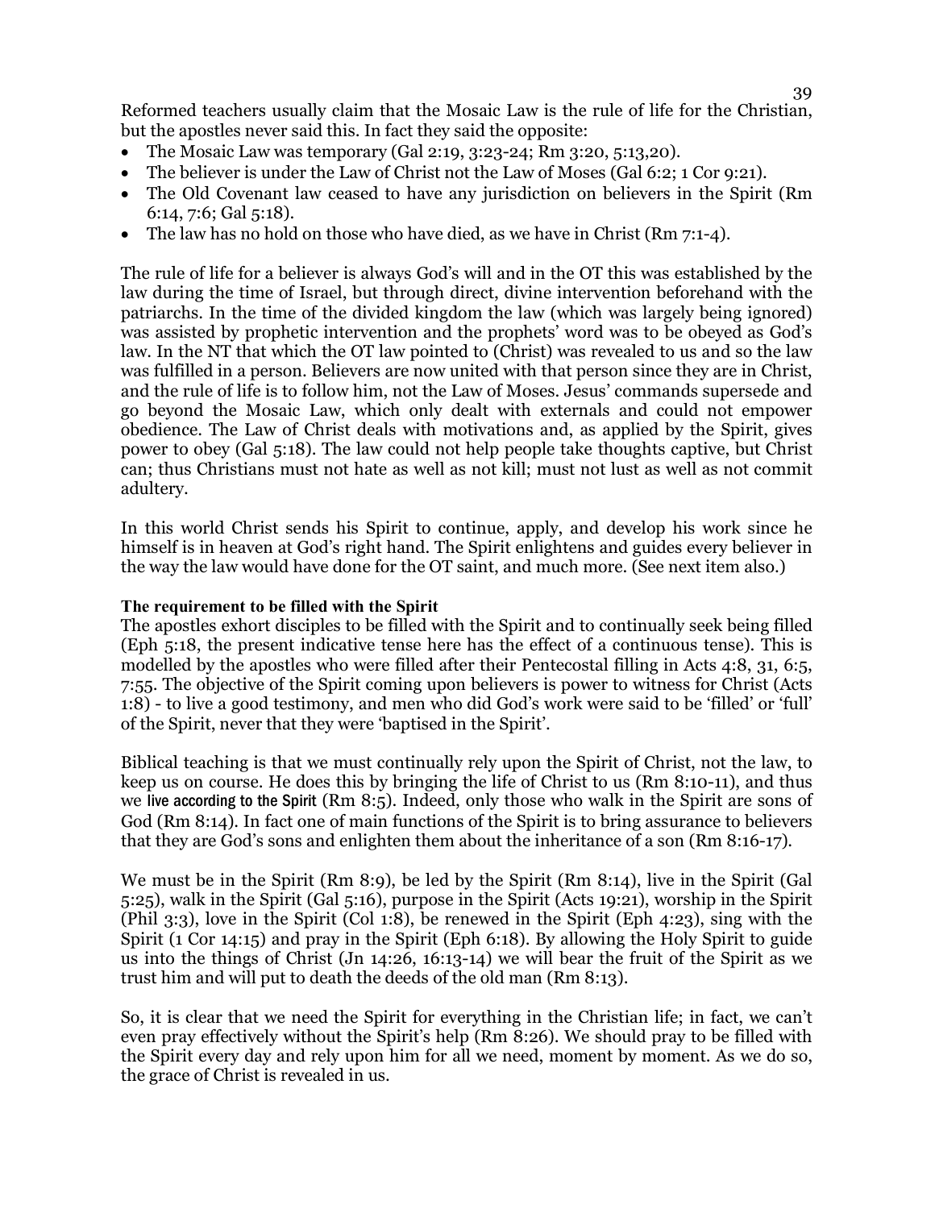Reformed teachers usually claim that the Mosaic Law is the rule of life for the Christian, but the apostles never said this. In fact they said the opposite:

- The Mosaic Law was temporary (Gal 2:19, 3:23-24; Rm 3:20, 5:13,20).
- The believer is under the Law of Christ not the Law of Moses (Gal 6:2; 1 Cor 9:21).
- The Old Covenant law ceased to have any jurisdiction on believers in the Spirit (Rm 6:14, 7:6; Gal 5:18).
- The law has no hold on those who have died, as we have in Christ (Rm 7:1-4).

The rule of life for a believer is always God's will and in the OT this was established by the law during the time of Israel, but through direct, divine intervention beforehand with the patriarchs. In the time of the divided kingdom the law (which was largely being ignored) was assisted by prophetic intervention and the prophets' word was to be obeyed as God's law. In the NT that which the OT law pointed to (Christ) was revealed to us and so the law was fulfilled in a person. Believers are now united with that person since they are in Christ, and the rule of life is to follow him, not the Law of Moses. Jesus' commands supersede and go beyond the Mosaic Law, which only dealt with externals and could not empower obedience. The Law of Christ deals with motivations and, as applied by the Spirit, gives power to obey (Gal 5:18). The law could not help people take thoughts captive, but Christ can; thus Christians must not hate as well as not kill; must not lust as well as not commit adultery.

In this world Christ sends his Spirit to continue, apply, and develop his work since he himself is in heaven at God's right hand. The Spirit enlightens and guides every believer in the way the law would have done for the OT saint, and much more. (See next item also.)

**The requirement to be filled with the Spirit**

The apostles exhort disciples to be filled with the Spirit and to continually seek being filled (Eph 5:18, the present indicative tense here has the effect of a continuous tense). This is modelled by the apostles who were filled after their Pentecostal filling in Acts 4:8, 31, 6:5, 7:55. The objective of the Spirit coming upon believers is power to witness for Christ (Acts 1:8) - to live a good testimony, and men who did God's work were said to be 'filled' or 'full' of the Spirit, never that they were 'baptised in the Spirit'.

Biblical teaching is that we must continually rely upon the Spirit of Christ, not the law, to keep us on course. He does this by bringing the life of Christ to us (Rm 8:10-11), and thus we live according to the Spirit (Rm 8:5). Indeed, only those who walk in the Spirit are sons of God (Rm 8:14). In fact one of main functions of the Spirit is to bring assurance to believers that they are God's sons and enlighten them about the inheritance of a son (Rm 8:16-17).

We must be in the Spirit (Rm 8:9), be led by the Spirit (Rm 8:14), live in the Spirit (Gal 5:25), walk in the Spirit (Gal 5:16), purpose in the Spirit (Acts 19:21), worship in the Spirit (Phil 3:3), love in the Spirit (Col 1:8), be renewed in the Spirit (Eph 4:23), sing with the Spirit (1 Cor 14:15) and pray in the Spirit (Eph 6:18). By allowing the Holy Spirit to guide us into the things of Christ (Jn 14:26, 16:13-14) we will bear the fruit of the Spirit as we trust him and will put to death the deeds of the old man (Rm 8:13).

So, it is clear that we need the Spirit for everything in the Christian life; in fact, we can't even pray effectively without the Spirit's help (Rm 8:26). We should pray to be filled with the Spirit every day and rely upon him for all we need, moment by moment. As we do so, the grace of Christ is revealed in us.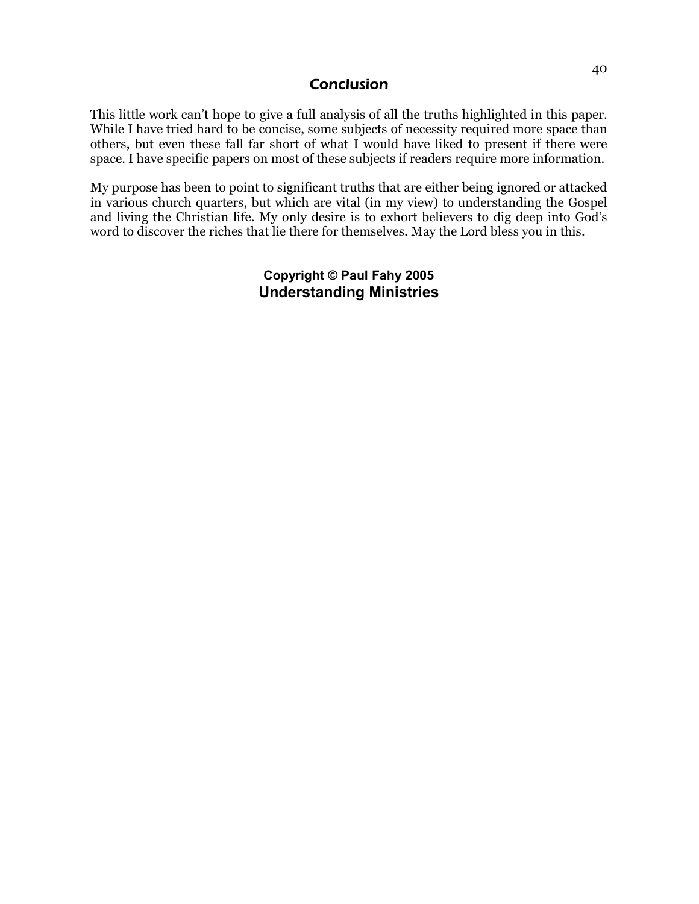## Conclusion

This little work can't hope to give a full analysis of all the truths highlighted in this paper. While I have tried hard to be concise, some subjects of necessity required more space than others, but even these fall far short of what I would have liked to present if there were space. I have specific papers on most of these subjects if readers require more information.

My purpose has been to point to significant truths that are either being ignored or attacked in various church quarters, but which are vital (in my view) to understanding the Gospel and living the Christian life. My only desire is to exhort believers to dig deep into God's word to discover the riches that lie there for themselves. May the Lord bless you in this.

**Copyright © Paul Fahy 2005**
**Understanding Ministries**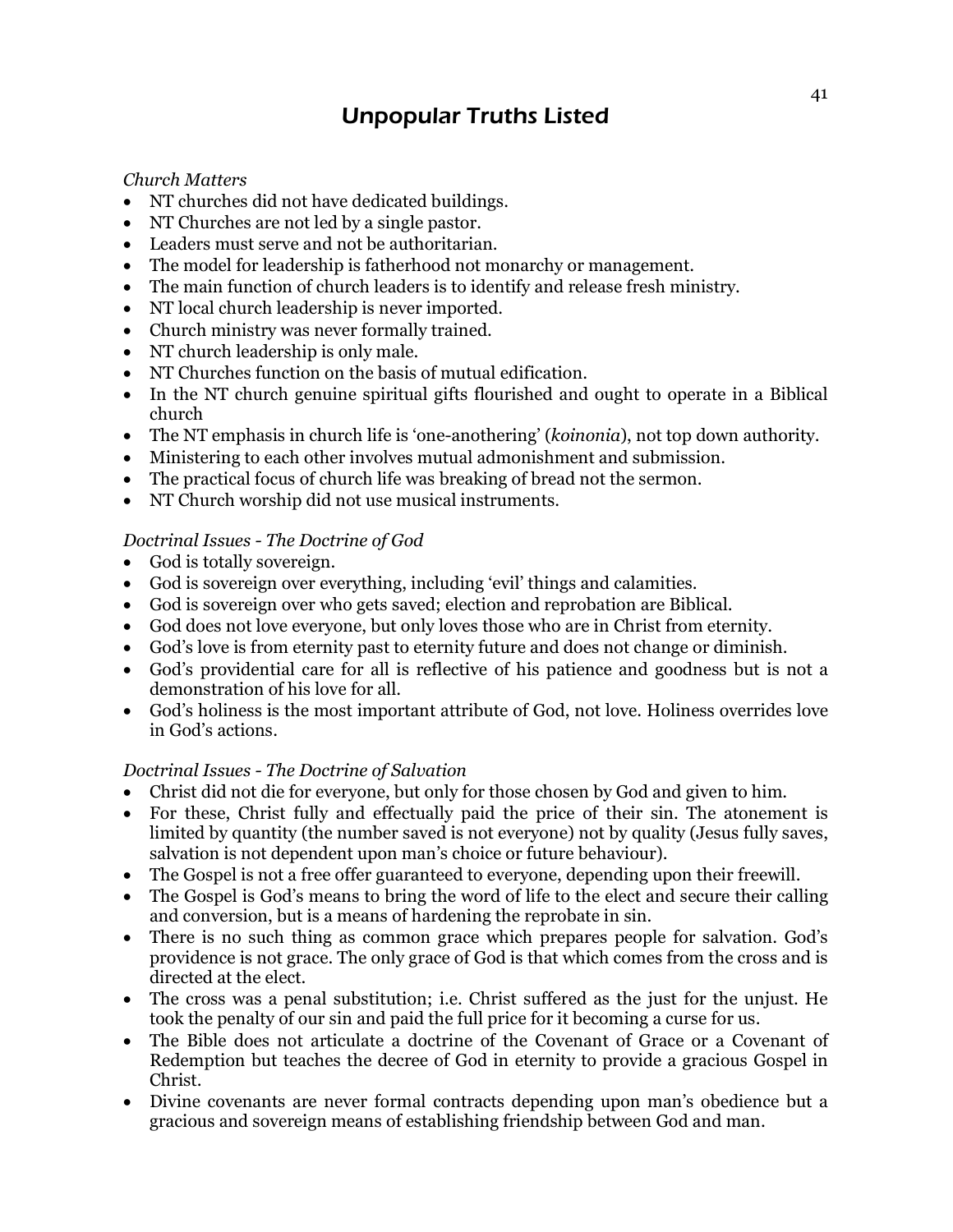# Unpopular Truths Listed

*Church Matters*

- NT churches did not have dedicated buildings.
- NT Churches are not led by a single pastor.
- Leaders must serve and not be authoritarian.
- The model for leadership is fatherhood not monarchy or management.
- The main function of church leaders is to identify and release fresh ministry.
- NT local church leadership is never imported.
- Church ministry was never formally trained.
- NT church leadership is only male.
- NT Churches function on the basis of mutual edification.
- In the NT church genuine spiritual gifts flourished and ought to operate in a Biblical church
- The NT emphasis in church life is 'one-anothering' (*koinonia*), not top down authority.
- Ministering to each other involves mutual admonishment and submission.
- The practical focus of church life was breaking of bread not the sermon.
- NT Church worship did not use musical instruments.

*Doctrinal Issues - The Doctrine of God*

- God is totally sovereign.
- God is sovereign over everything, including 'evil' things and calamities.
- God is sovereign over who gets saved; election and reprobation are Biblical.
- God does not love everyone, but only loves those who are in Christ from eternity.
- God's love is from eternity past to eternity future and does not change or diminish.
- God's providential care for all is reflective of his patience and goodness but is not a demonstration of his love for all.
- God's holiness is the most important attribute of God, not love. Holiness overrides love in God's actions.

*Doctrinal Issues - The Doctrine of Salvation*

- Christ did not die for everyone, but only for those chosen by God and given to him.
- For these, Christ fully and effectually paid the price of their sin. The atonement is limited by quantity (the number saved is not everyone) not by quality (Jesus fully saves, salvation is not dependent upon man's choice or future behaviour).
- The Gospel is not a free offer guaranteed to everyone, depending upon their freewill.
- The Gospel is God's means to bring the word of life to the elect and secure their calling and conversion, but is a means of hardening the reprobate in sin.
- There is no such thing as common grace which prepares people for salvation. God's providence is not grace. The only grace of God is that which comes from the cross and is directed at the elect.
- The cross was a penal substitution; i.e. Christ suffered as the just for the unjust. He took the penalty of our sin and paid the full price for it becoming a curse for us.
- The Bible does not articulate a doctrine of the Covenant of Grace or a Covenant of Redemption but teaches the decree of God in eternity to provide a gracious Gospel in Christ.
- Divine covenants are never formal contracts depending upon man's obedience but a gracious and sovereign means of establishing friendship between God and man.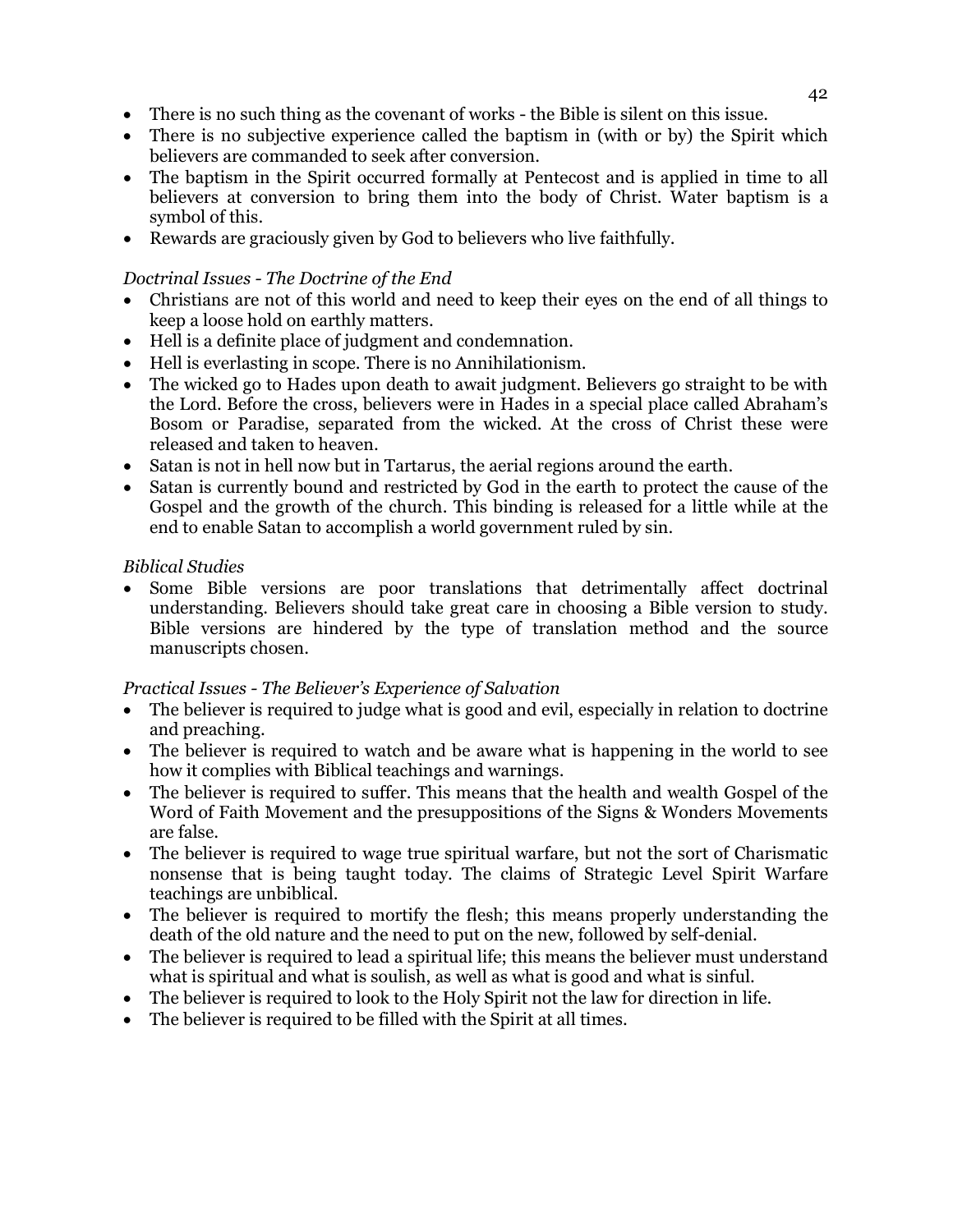- There is no such thing as the covenant of works - the Bible is silent on this issue.
- There is no subjective experience called the baptism in (with or by) the Spirit which believers are commanded to seek after conversion.
- The baptism in the Spirit occurred formally at Pentecost and is applied in time to all believers at conversion to bring them into the body of Christ. Water baptism is a symbol of this.
- Rewards are graciously given by God to believers who live faithfully.

*Doctrinal Issues - The Doctrine of the End*

- Christians are not of this world and need to keep their eyes on the end of all things to keep a loose hold on earthly matters.
- Hell is a definite place of judgment and condemnation.
- Hell is everlasting in scope. There is no Annihilationism.
- The wicked go to Hades upon death to await judgment. Believers go straight to be with the Lord. Before the cross, believers were in Hades in a special place called Abraham's Bosom or Paradise, separated from the wicked. At the cross of Christ these were released and taken to heaven.
- Satan is not in hell now but in Tartarus, the aerial regions around the earth.
- Satan is currently bound and restricted by God in the earth to protect the cause of the Gospel and the growth of the church. This binding is released for a little while at the end to enable Satan to accomplish a world government ruled by sin.

*Biblical Studies*

- Some Bible versions are poor translations that detrimentally affect doctrinal understanding. Believers should take great care in choosing a Bible version to study. Bible versions are hindered by the type of translation method and the source manuscripts chosen.

*Practical Issues - The Believer's Experience of Salvation*

- The believer is required to judge what is good and evil, especially in relation to doctrine and preaching.
- The believer is required to watch and be aware what is happening in the world to see how it complies with Biblical teachings and warnings.
- The believer is required to suffer. This means that the health and wealth Gospel of the Word of Faith Movement and the presuppositions of the Signs & Wonders Movements are false.
- The believer is required to wage true spiritual warfare, but not the sort of Charismatic nonsense that is being taught today. The claims of Strategic Level Spirit Warfare teachings are unbiblical.
- The believer is required to mortify the flesh; this means properly understanding the death of the old nature and the need to put on the new, followed by self-denial.
- The believer is required to lead a spiritual life; this means the believer must understand what is spiritual and what is soulish, as well as what is good and what is sinful.
- The believer is required to look to the Holy Spirit not the law for direction in life.
- The believer is required to be filled with the Spirit at all times.